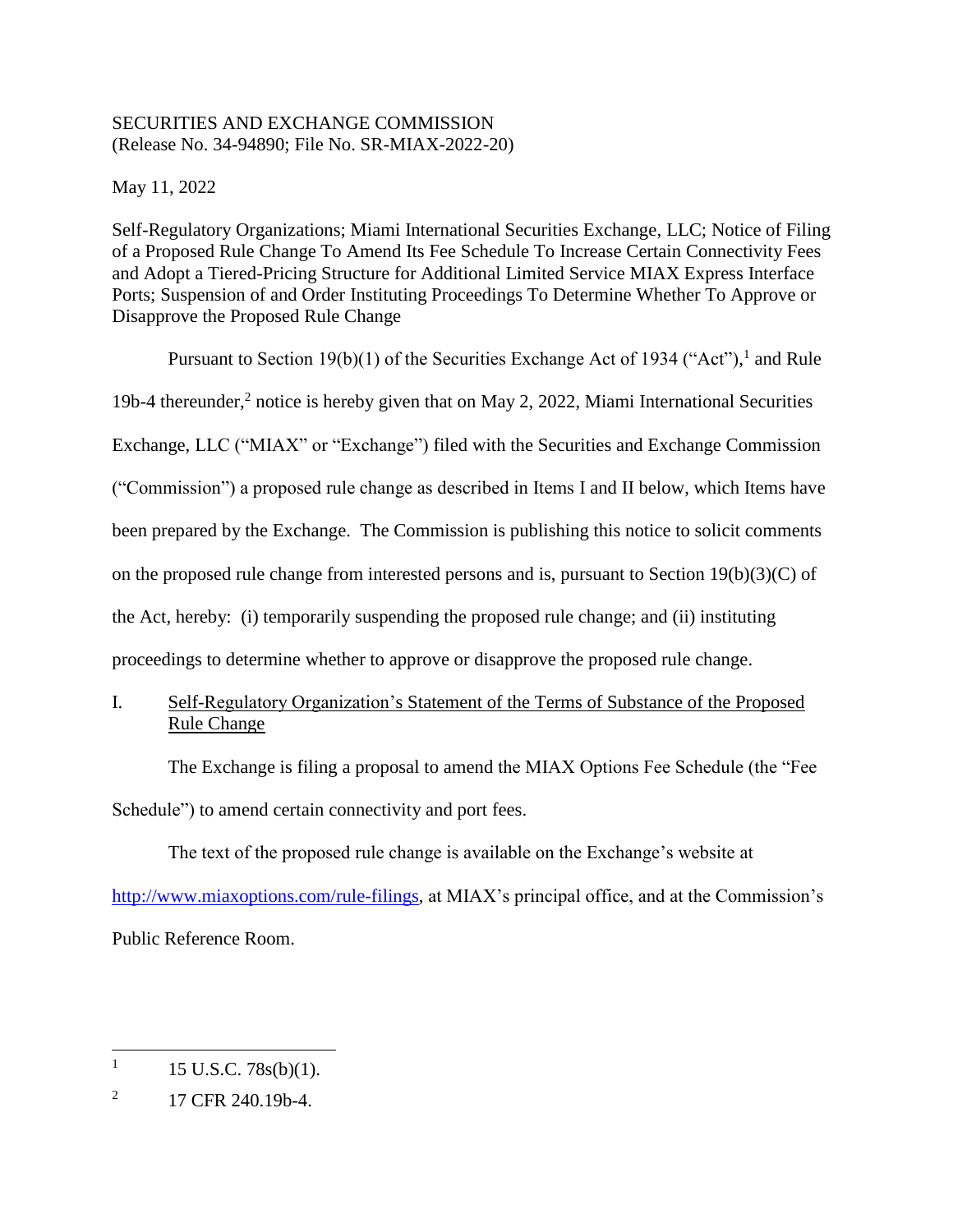SECURITIES AND EXCHANGE COMMISSION
(Release No. 34-94890; File No. SR-MIAX-2022-20)

May 11, 2022

Self-Regulatory Organizations; Miami International Securities Exchange, LLC; Notice of Filing of a Proposed Rule Change To Amend Its Fee Schedule To Increase Certain Connectivity Fees and Adopt a Tiered-Pricing Structure for Additional Limited Service MIAX Express Interface Ports; Suspension of and Order Instituting Proceedings To Determine Whether To Approve or Disapprove the Proposed Rule Change

Pursuant to Section 19(b)(1) of the Securities Exchange Act of 1934 ("Act"),[1] and Rule 19b-4 thereunder,[2] notice is hereby given that on May 2, 2022, Miami International Securities Exchange, LLC ("MIAX" or "Exchange") filed with the Securities and Exchange Commission ("Commission") a proposed rule change as described in Items I and II below, which Items have been prepared by the Exchange. The Commission is publishing this notice to solicit comments on the proposed rule change from interested persons and is, pursuant to Section 19(b)(3)(C) of the Act, hereby: (i) temporarily suspending the proposed rule change; and (ii) instituting proceedings to determine whether to approve or disapprove the proposed rule change.

## I. Self-Regulatory Organization's Statement of the Terms of Substance of the Proposed Rule Change

The Exchange is filing a proposal to amend the MIAX Options Fee Schedule (the "Fee Schedule") to amend certain connectivity and port fees.

The text of the proposed rule change is available on the Exchange's website at http://www.miaxoptions.com/rule-filings, at MIAX's principal office, and at the Commission's Public Reference Room.

---

[1] 15 U.S.C. 78s(b)(1).

[2] 17 CFR 240.19b-4.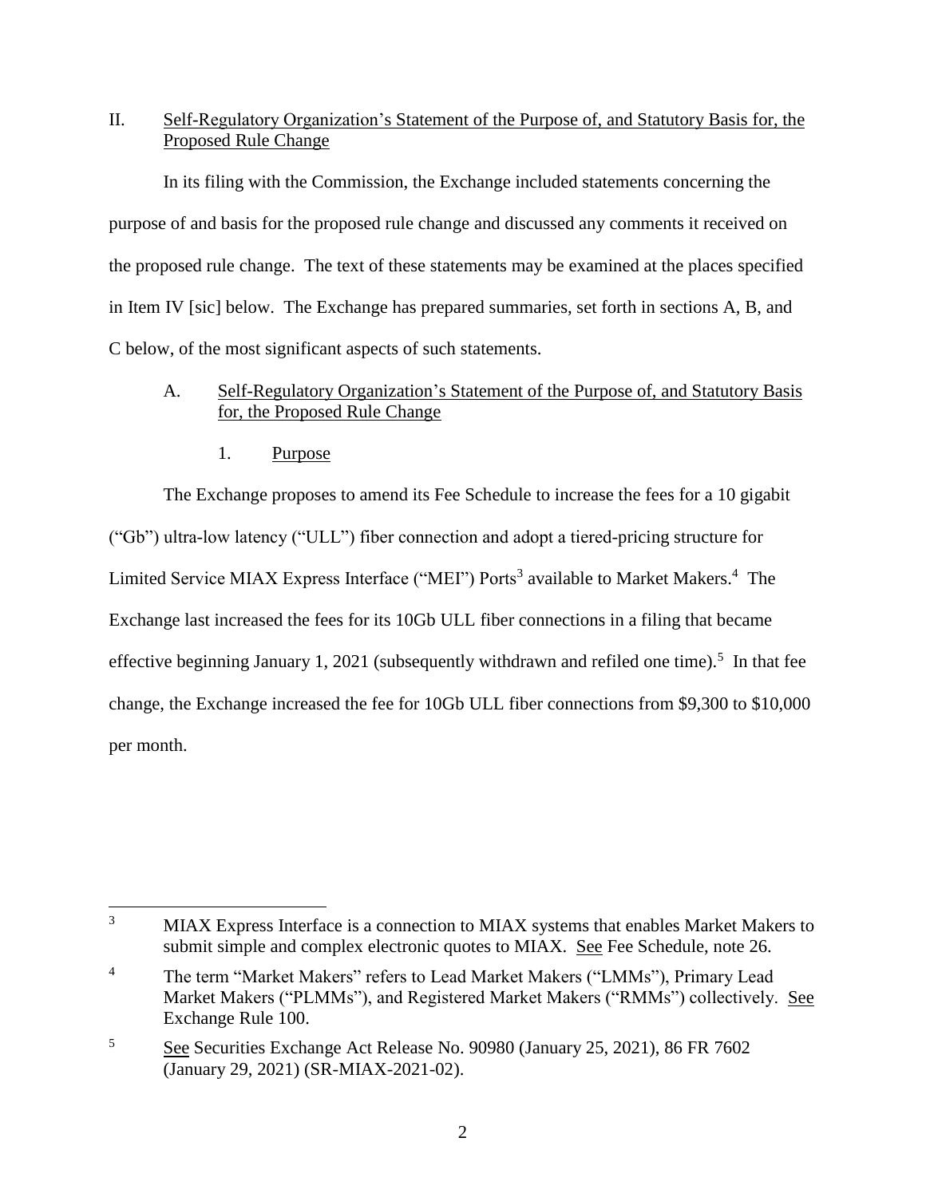## II. Self-Regulatory Organization's Statement of the Purpose of, and Statutory Basis for, the Proposed Rule Change

In its filing with the Commission, the Exchange included statements concerning the purpose of and basis for the proposed rule change and discussed any comments it received on the proposed rule change. The text of these statements may be examined at the places specified in Item IV [sic] below. The Exchange has prepared summaries, set forth in sections A, B, and C below, of the most significant aspects of such statements.

### A. Self-Regulatory Organization's Statement of the Purpose of, and Statutory Basis for, the Proposed Rule Change

#### 1. Purpose

The Exchange proposes to amend its Fee Schedule to increase the fees for a 10 gigabit ("Gb") ultra-low latency ("ULL") fiber connection and adopt a tiered-pricing structure for Limited Service MIAX Express Interface ("MEI") Ports[3] available to Market Makers.[4] The Exchange last increased the fees for its 10Gb ULL fiber connections in a filing that became effective beginning January 1, 2021 (subsequently withdrawn and refiled one time).[5] In that fee change, the Exchange increased the fee for 10Gb ULL fiber connections from $9,300 to $10,000 per month.

---

[3] MIAX Express Interface is a connection to MIAX systems that enables Market Makers to submit simple and complex electronic quotes to MIAX. See Fee Schedule, note 26.

[4] The term "Market Makers" refers to Lead Market Makers ("LMMs"), Primary Lead Market Makers ("PLMMs"), and Registered Market Makers ("RMMs") collectively. See Exchange Rule 100.

[5] See Securities Exchange Act Release No. 90980 (January 25, 2021), 86 FR 7602 (January 29, 2021) (SR-MIAX-2021-02).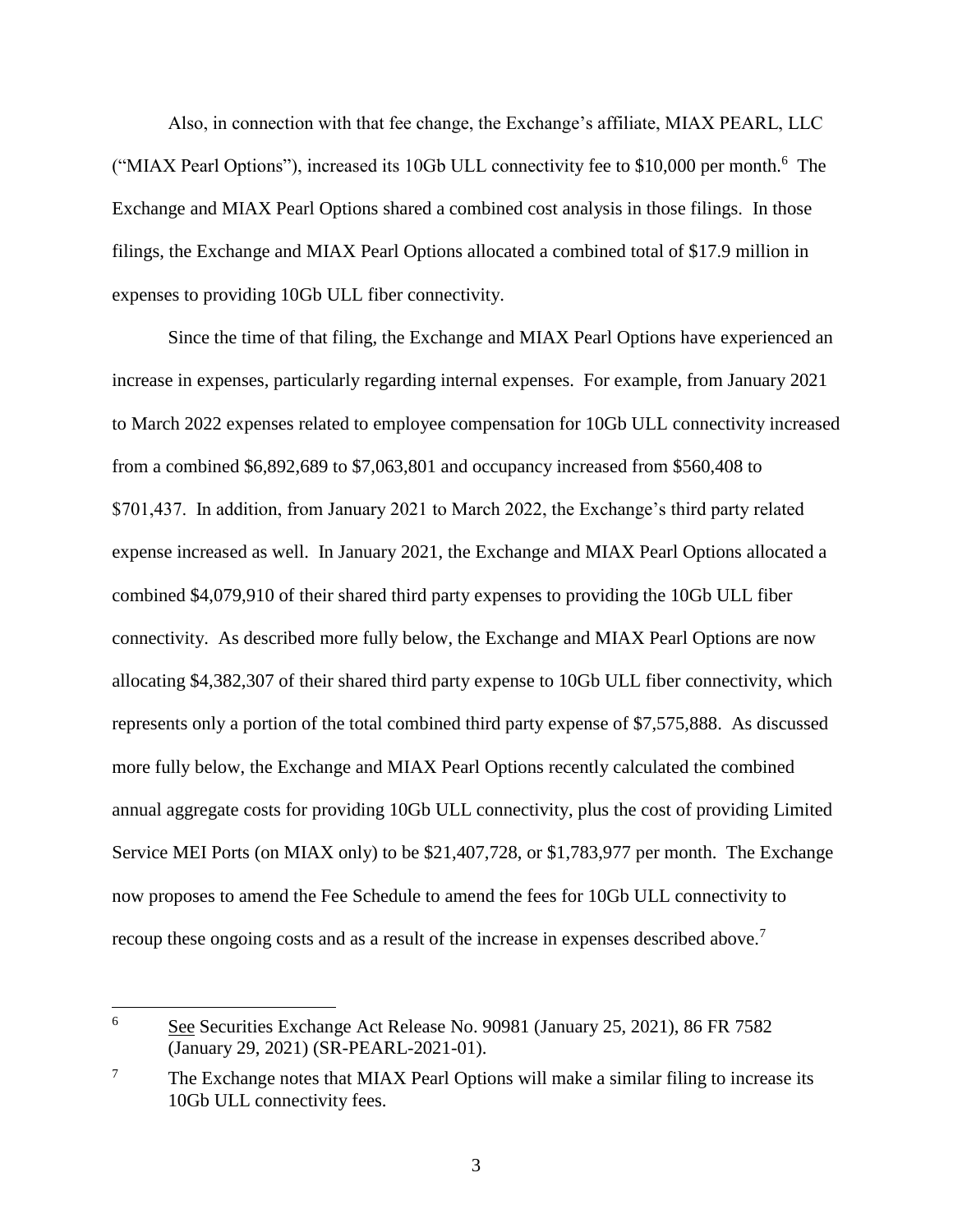Also, in connection with that fee change, the Exchange's affiliate, MIAX PEARL, LLC ("MIAX Pearl Options"), increased its 10Gb ULL connectivity fee to $10,000 per month.[6] The Exchange and MIAX Pearl Options shared a combined cost analysis in those filings. In those filings, the Exchange and MIAX Pearl Options allocated a combined total of $17.9 million in expenses to providing 10Gb ULL fiber connectivity.

Since the time of that filing, the Exchange and MIAX Pearl Options have experienced an increase in expenses, particularly regarding internal expenses. For example, from January 2021 to March 2022 expenses related to employee compensation for 10Gb ULL connectivity increased from a combined $6,892,689 to $7,063,801 and occupancy increased from $560,408 to $701,437. In addition, from January 2021 to March 2022, the Exchange's third party related expense increased as well. In January 2021, the Exchange and MIAX Pearl Options allocated a combined $4,079,910 of their shared third party expenses to providing the 10Gb ULL fiber connectivity. As described more fully below, the Exchange and MIAX Pearl Options are now allocating $4,382,307 of their shared third party expense to 10Gb ULL fiber connectivity, which represents only a portion of the total combined third party expense of $7,575,888. As discussed more fully below, the Exchange and MIAX Pearl Options recently calculated the combined annual aggregate costs for providing 10Gb ULL connectivity, plus the cost of providing Limited Service MEI Ports (on MIAX only) to be $21,407,728, or $1,783,977 per month. The Exchange now proposes to amend the Fee Schedule to amend the fees for 10Gb ULL connectivity to recoup these ongoing costs and as a result of the increase in expenses described above.[7]

---

[6] See Securities Exchange Act Release No. 90981 (January 25, 2021), 86 FR 7582 (January 29, 2021) (SR-PEARL-2021-01).

[7] The Exchange notes that MIAX Pearl Options will make a similar filing to increase its 10Gb ULL connectivity fees.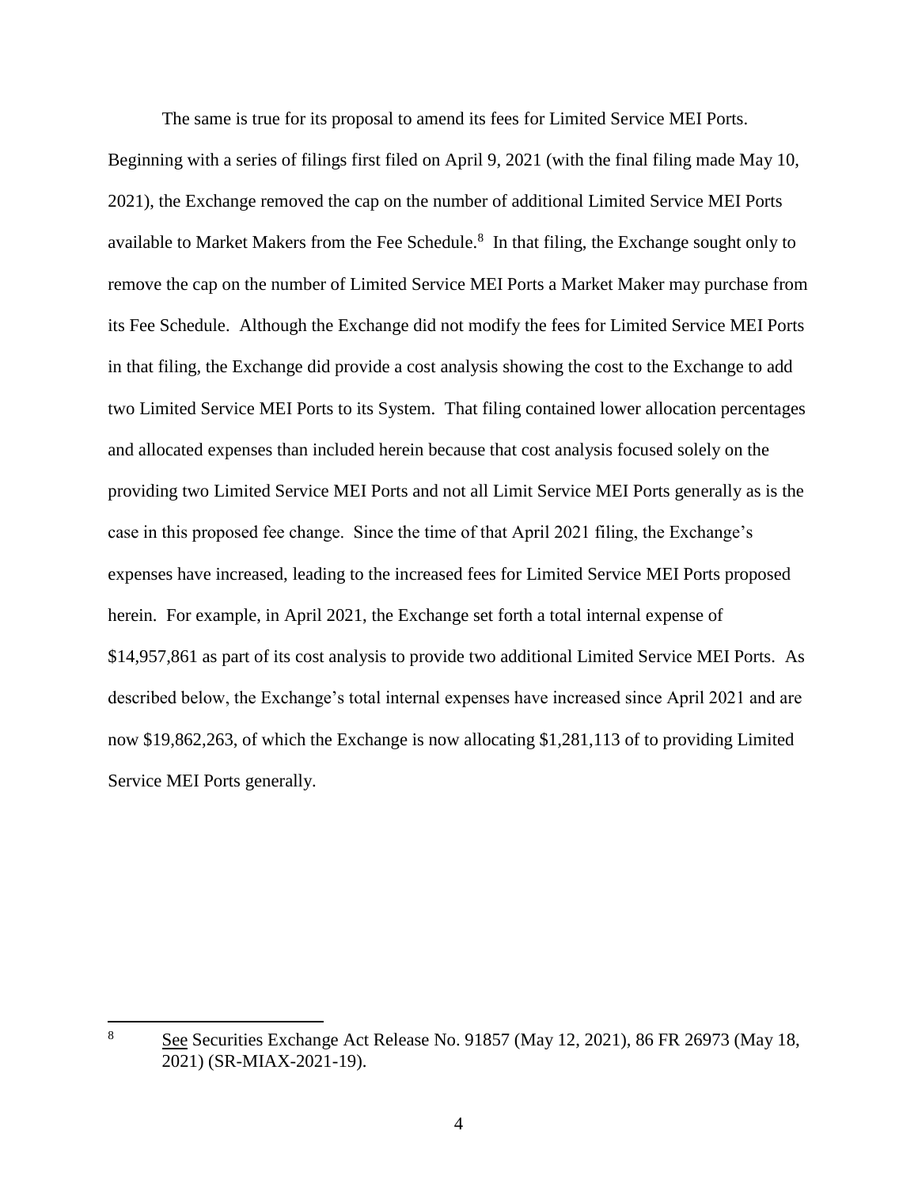The same is true for its proposal to amend its fees for Limited Service MEI Ports. Beginning with a series of filings first filed on April 9, 2021 (with the final filing made May 10, 2021), the Exchange removed the cap on the number of additional Limited Service MEI Ports available to Market Makers from the Fee Schedule.[8] In that filing, the Exchange sought only to remove the cap on the number of Limited Service MEI Ports a Market Maker may purchase from its Fee Schedule. Although the Exchange did not modify the fees for Limited Service MEI Ports in that filing, the Exchange did provide a cost analysis showing the cost to the Exchange to add two Limited Service MEI Ports to its System. That filing contained lower allocation percentages and allocated expenses than included herein because that cost analysis focused solely on the providing two Limited Service MEI Ports and not all Limit Service MEI Ports generally as is the case in this proposed fee change. Since the time of that April 2021 filing, the Exchange's expenses have increased, leading to the increased fees for Limited Service MEI Ports proposed herein. For example, in April 2021, the Exchange set forth a total internal expense of $14,957,861 as part of its cost analysis to provide two additional Limited Service MEI Ports. As described below, the Exchange's total internal expenses have increased since April 2021 and are now $19,862,263, of which the Exchange is now allocating $1,281,113 of to providing Limited Service MEI Ports generally.

---

[8] See Securities Exchange Act Release No. 91857 (May 12, 2021), 86 FR 26973 (May 18, 2021) (SR-MIAX-2021-19).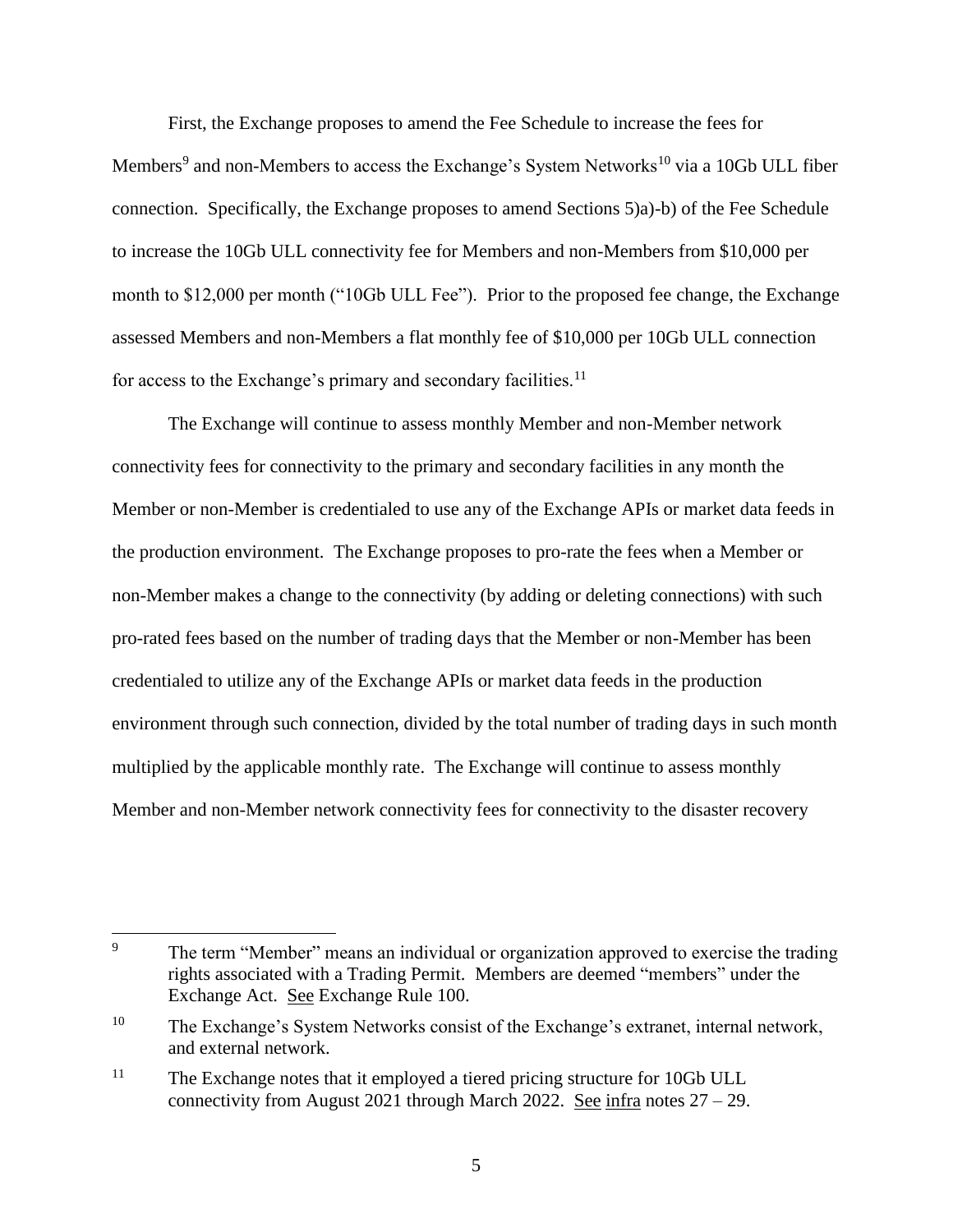First, the Exchange proposes to amend the Fee Schedule to increase the fees for Members[9] and non-Members to access the Exchange's System Networks[10] via a 10Gb ULL fiber connection. Specifically, the Exchange proposes to amend Sections 5)a)-b) of the Fee Schedule to increase the 10Gb ULL connectivity fee for Members and non-Members from $10,000 per month to $12,000 per month ("10Gb ULL Fee"). Prior to the proposed fee change, the Exchange assessed Members and non-Members a flat monthly fee of $10,000 per 10Gb ULL connection for access to the Exchange's primary and secondary facilities.[11]

The Exchange will continue to assess monthly Member and non-Member network connectivity fees for connectivity to the primary and secondary facilities in any month the Member or non-Member is credentialed to use any of the Exchange APIs or market data feeds in the production environment. The Exchange proposes to pro-rate the fees when a Member or non-Member makes a change to the connectivity (by adding or deleting connections) with such pro-rated fees based on the number of trading days that the Member or non-Member has been credentialed to utilize any of the Exchange APIs or market data feeds in the production environment through such connection, divided by the total number of trading days in such month multiplied by the applicable monthly rate. The Exchange will continue to assess monthly Member and non-Member network connectivity fees for connectivity to the disaster recovery

---

[9] The term "Member" means an individual or organization approved to exercise the trading rights associated with a Trading Permit. Members are deemed "members" under the Exchange Act. See Exchange Rule 100.

[10] The Exchange's System Networks consist of the Exchange's extranet, internal network, and external network.

[11] The Exchange notes that it employed a tiered pricing structure for 10Gb ULL connectivity from August 2021 through March 2022. See infra notes 27 – 29.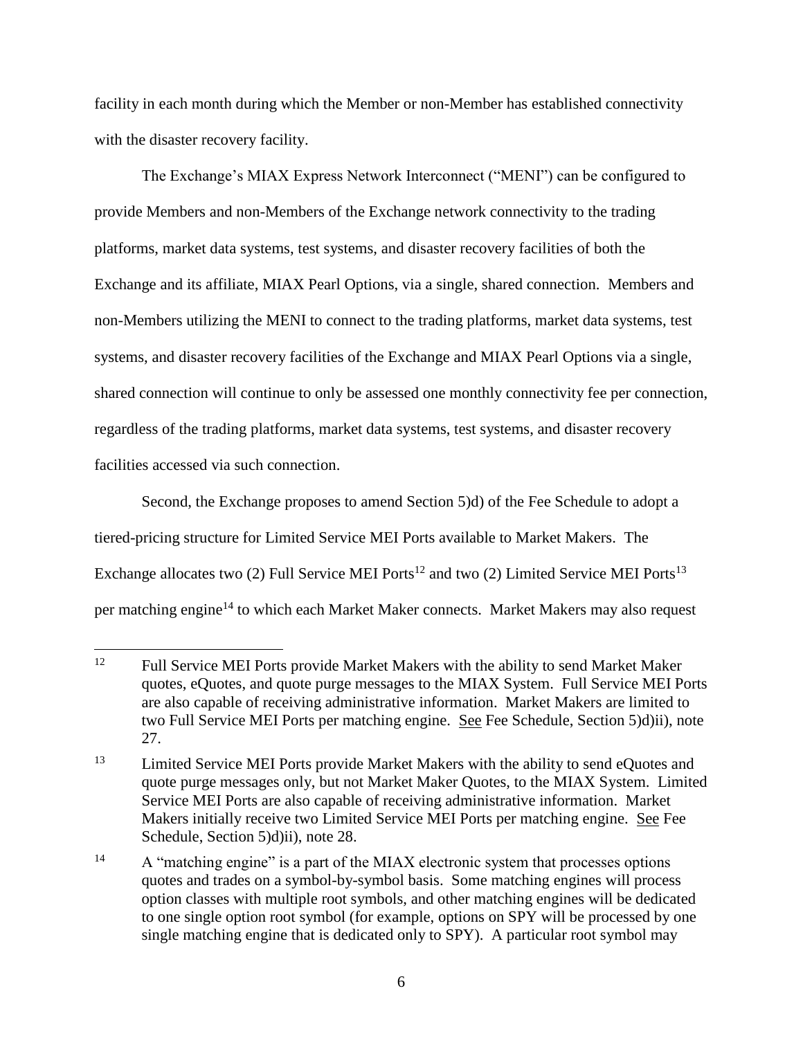facility in each month during which the Member or non-Member has established connectivity with the disaster recovery facility.

The Exchange's MIAX Express Network Interconnect ("MENI") can be configured to provide Members and non-Members of the Exchange network connectivity to the trading platforms, market data systems, test systems, and disaster recovery facilities of both the Exchange and its affiliate, MIAX Pearl Options, via a single, shared connection. Members and non-Members utilizing the MENI to connect to the trading platforms, market data systems, test systems, and disaster recovery facilities of the Exchange and MIAX Pearl Options via a single, shared connection will continue to only be assessed one monthly connectivity fee per connection, regardless of the trading platforms, market data systems, test systems, and disaster recovery facilities accessed via such connection.

Second, the Exchange proposes to amend Section 5)d) of the Fee Schedule to adopt a tiered-pricing structure for Limited Service MEI Ports available to Market Makers. The Exchange allocates two (2) Full Service MEI Ports[12] and two (2) Limited Service MEI Ports[13] per matching engine[14] to which each Market Maker connects. Market Makers may also request

---

[12] Full Service MEI Ports provide Market Makers with the ability to send Market Maker quotes, eQuotes, and quote purge messages to the MIAX System. Full Service MEI Ports are also capable of receiving administrative information. Market Makers are limited to two Full Service MEI Ports per matching engine. See Fee Schedule, Section 5)d)ii), note 27.

[13] Limited Service MEI Ports provide Market Makers with the ability to send eQuotes and quote purge messages only, but not Market Maker Quotes, to the MIAX System. Limited Service MEI Ports are also capable of receiving administrative information. Market Makers initially receive two Limited Service MEI Ports per matching engine. See Fee Schedule, Section 5)d)ii), note 28.

[14] A "matching engine" is a part of the MIAX electronic system that processes options quotes and trades on a symbol-by-symbol basis. Some matching engines will process option classes with multiple root symbols, and other matching engines will be dedicated to one single option root symbol (for example, options on SPY will be processed by one single matching engine that is dedicated only to SPY). A particular root symbol may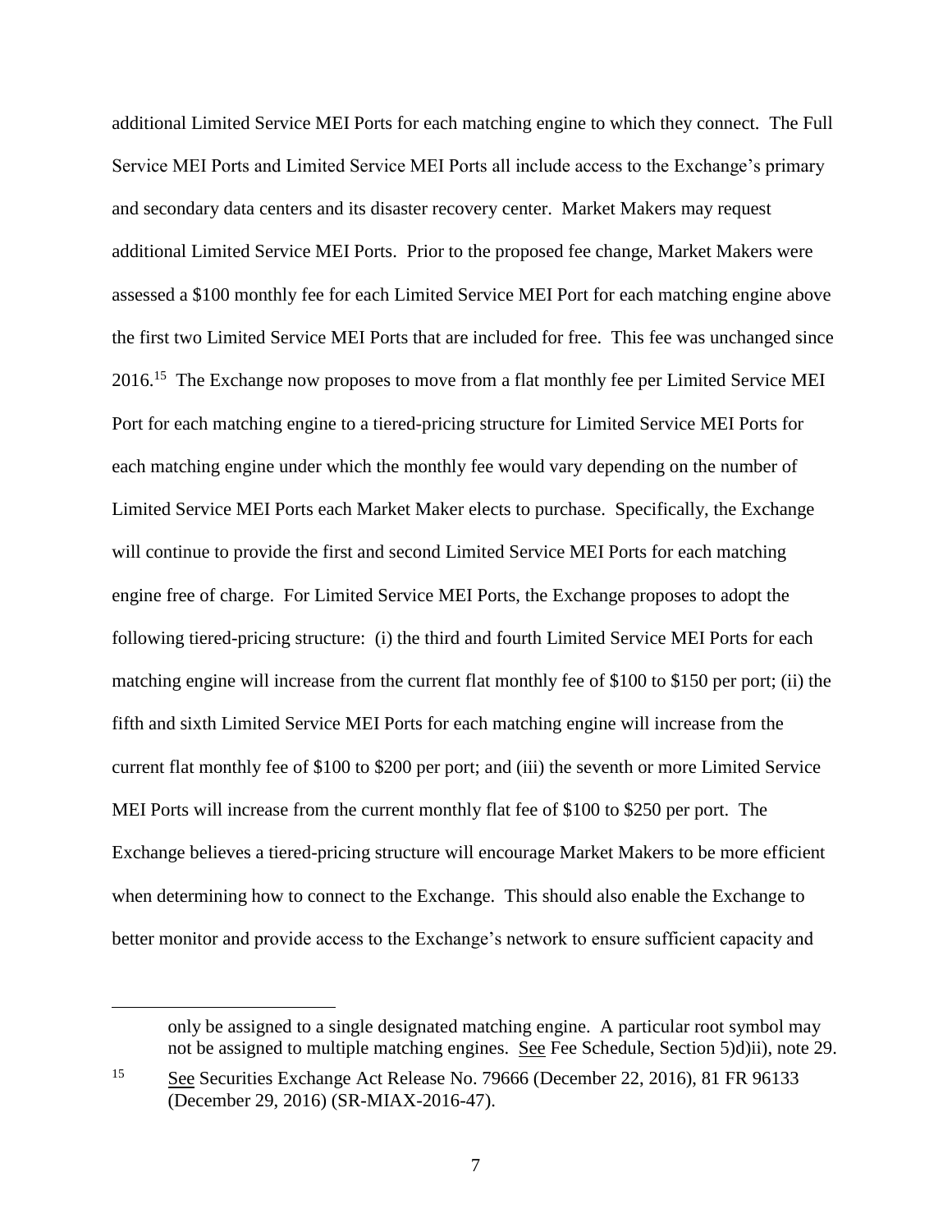additional Limited Service MEI Ports for each matching engine to which they connect. The Full Service MEI Ports and Limited Service MEI Ports all include access to the Exchange's primary and secondary data centers and its disaster recovery center. Market Makers may request additional Limited Service MEI Ports. Prior to the proposed fee change, Market Makers were assessed a $100 monthly fee for each Limited Service MEI Port for each matching engine above the first two Limited Service MEI Ports that are included for free. This fee was unchanged since 2016.[15] The Exchange now proposes to move from a flat monthly fee per Limited Service MEI Port for each matching engine to a tiered-pricing structure for Limited Service MEI Ports for each matching engine under which the monthly fee would vary depending on the number of Limited Service MEI Ports each Market Maker elects to purchase. Specifically, the Exchange will continue to provide the first and second Limited Service MEI Ports for each matching engine free of charge. For Limited Service MEI Ports, the Exchange proposes to adopt the following tiered-pricing structure: (i) the third and fourth Limited Service MEI Ports for each matching engine will increase from the current flat monthly fee of $100 to $150 per port; (ii) the fifth and sixth Limited Service MEI Ports for each matching engine will increase from the current flat monthly fee of $100 to $200 per port; and (iii) the seventh or more Limited Service MEI Ports will increase from the current monthly flat fee of $100 to $250 per port. The Exchange believes a tiered-pricing structure will encourage Market Makers to be more efficient when determining how to connect to the Exchange. This should also enable the Exchange to better monitor and provide access to the Exchange's network to ensure sufficient capacity and

---

only be assigned to a single designated matching engine. A particular root symbol may not be assigned to multiple matching engines. See Fee Schedule, Section 5)d)ii), note 29.

[15] See Securities Exchange Act Release No. 79666 (December 22, 2016), 81 FR 96133 (December 29, 2016) (SR-MIAX-2016-47).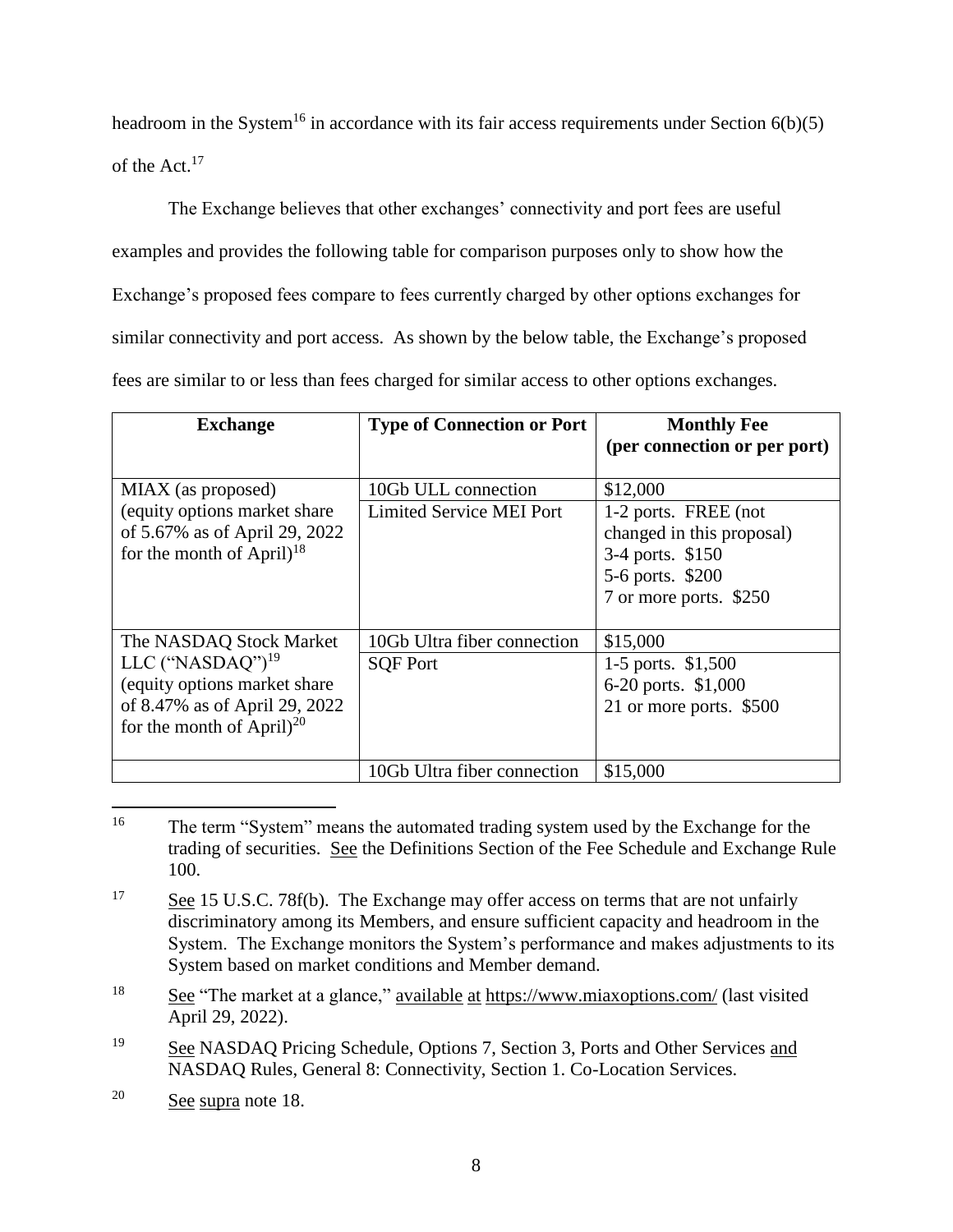headroom in the System[16] in accordance with its fair access requirements under Section 6(b)(5) of the Act.[17]

The Exchange believes that other exchanges' connectivity and port fees are useful examples and provides the following table for comparison purposes only to show how the Exchange's proposed fees compare to fees currently charged by other options exchanges for similar connectivity and port access. As shown by the below table, the Exchange's proposed fees are similar to or less than fees charged for similar access to other options exchanges.

| Exchange | Type of Connection or Port | Monthly Fee (per connection or per port) |
|---|---|---|
| MIAX (as proposed) (equity options market share of 5.67% as of April 29, 2022 for the month of April)[18] | 10Gb ULL connection | $12,000 |
| | Limited Service MEI Port | 1-2 ports. FREE (not changed in this proposal)<br>3-4 ports. $150<br>5-6 ports. $200<br>7 or more ports. $250 |
| The NASDAQ Stock Market LLC ("NASDAQ")[19] (equity options market share of 8.47% as of April 29, 2022 for the month of April)[20] | 10Gb Ultra fiber connection | $15,000 |
| | SQF Port | 1-5 ports. $1,500<br>6-20 ports. $1,000<br>21 or more ports. $500 |
| | 10Gb Ultra fiber connection | $15,000 |

---

16 The term "System" means the automated trading system used by the Exchange for the trading of securities. See the Definitions Section of the Fee Schedule and Exchange Rule 100.

17 See 15 U.S.C. 78f(b). The Exchange may offer access on terms that are not unfairly discriminatory among its Members, and ensure sufficient capacity and headroom in the System. The Exchange monitors the System's performance and makes adjustments to its System based on market conditions and Member demand.

18 See "The market at a glance," available at https://www.miaxoptions.com/ (last visited April 29, 2022).

19 See NASDAQ Pricing Schedule, Options 7, Section 3, Ports and Other Services and NASDAQ Rules, General 8: Connectivity, Section 1. Co-Location Services.

20 See supra note 18.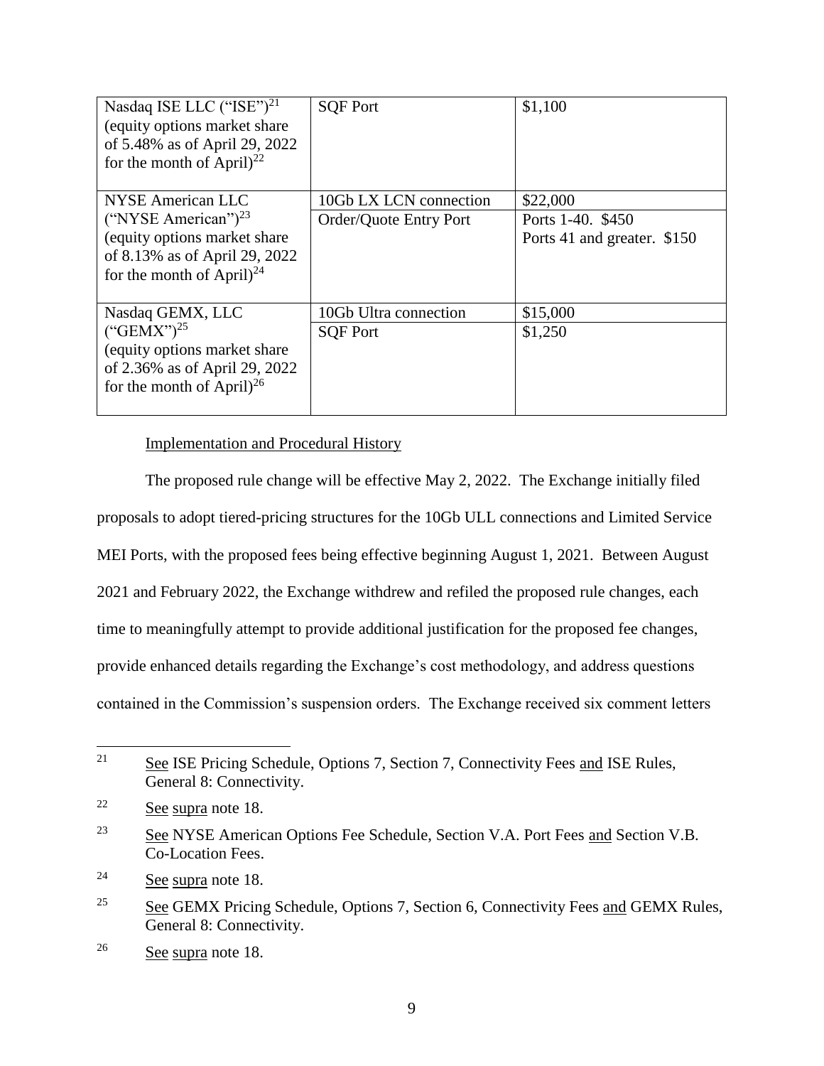| Nasdaq ISE LLC ("ISE")[21] (equity options market share of 5.48% as of April 29, 2022 for the month of April)[22] | SQF Port | $1,100 |
|---|---|---|
| NYSE American LLC ("NYSE American")[23] (equity options market share of 8.13% as of April 29, 2022 for the month of April)[24] | 10Gb LX LCN connection<br>Order/Quote Entry Port | $22,000<br>Ports 1-40. $450<br>Ports 41 and greater. $150 |
| Nasdaq GEMX, LLC ("GEMX")[25] (equity options market share of 2.36% as of April 29, 2022 for the month of April)[26] | 10Gb Ultra connection<br>SQF Port | $15,000<br>$1,250 |

Implementation and Procedural History

The proposed rule change will be effective May 2, 2022. The Exchange initially filed proposals to adopt tiered-pricing structures for the 10Gb ULL connections and Limited Service MEI Ports, with the proposed fees being effective beginning August 1, 2021. Between August 2021 and February 2022, the Exchange withdrew and refiled the proposed rule changes, each time to meaningfully attempt to provide additional justification for the proposed fee changes, provide enhanced details regarding the Exchange's cost methodology, and address questions contained in the Commission's suspension orders. The Exchange received six comment letters

---

21 See ISE Pricing Schedule, Options 7, Section 7, Connectivity Fees and ISE Rules, General 8: Connectivity.

22 See supra note 18.

23 See NYSE American Options Fee Schedule, Section V.A. Port Fees and Section V.B. Co-Location Fees.

24 See supra note 18.

25 See GEMX Pricing Schedule, Options 7, Section 6, Connectivity Fees and GEMX Rules, General 8: Connectivity.

26 See supra note 18.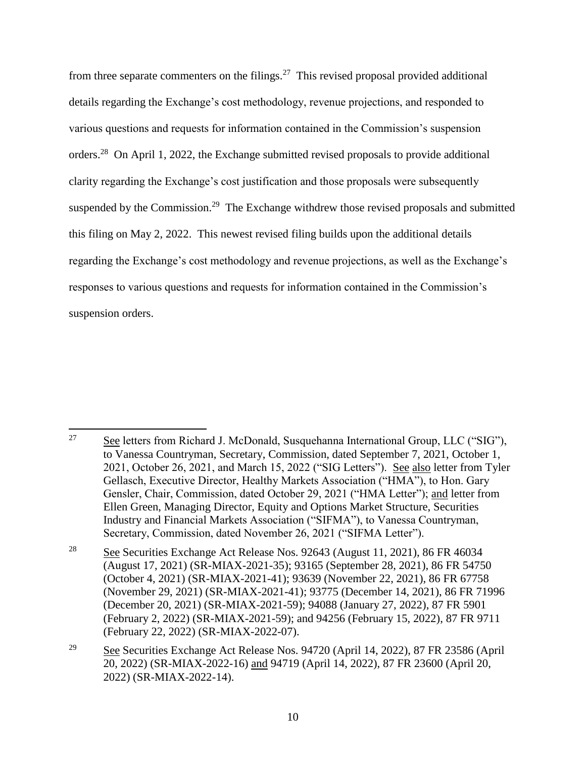from three separate commenters on the filings.[27] This revised proposal provided additional details regarding the Exchange's cost methodology, revenue projections, and responded to various questions and requests for information contained in the Commission's suspension orders.[28] On April 1, 2022, the Exchange submitted revised proposals to provide additional clarity regarding the Exchange's cost justification and those proposals were subsequently suspended by the Commission.[29] The Exchange withdrew those revised proposals and submitted this filing on May 2, 2022. This newest revised filing builds upon the additional details regarding the Exchange's cost methodology and revenue projections, as well as the Exchange's responses to various questions and requests for information contained in the Commission's suspension orders.

---

[27] See letters from Richard J. McDonald, Susquehanna International Group, LLC ("SIG"), to Vanessa Countryman, Secretary, Commission, dated September 7, 2021, October 1, 2021, October 26, 2021, and March 15, 2022 ("SIG Letters"). See also letter from Tyler Gellasch, Executive Director, Healthy Markets Association ("HMA"), to Hon. Gary Gensler, Chair, Commission, dated October 29, 2021 ("HMA Letter"); and letter from Ellen Green, Managing Director, Equity and Options Market Structure, Securities Industry and Financial Markets Association ("SIFMA"), to Vanessa Countryman, Secretary, Commission, dated November 26, 2021 ("SIFMA Letter").

[28] See Securities Exchange Act Release Nos. 92643 (August 11, 2021), 86 FR 46034 (August 17, 2021) (SR-MIAX-2021-35); 93165 (September 28, 2021), 86 FR 54750 (October 4, 2021) (SR-MIAX-2021-41); 93639 (November 22, 2021), 86 FR 67758 (November 29, 2021) (SR-MIAX-2021-41); 93775 (December 14, 2021), 86 FR 71996 (December 20, 2021) (SR-MIAX-2021-59); 94088 (January 27, 2022), 87 FR 5901 (February 2, 2022) (SR-MIAX-2021-59); and 94256 (February 15, 2022), 87 FR 9711 (February 22, 2022) (SR-MIAX-2022-07).

[29] See Securities Exchange Act Release Nos. 94720 (April 14, 2022), 87 FR 23586 (April 20, 2022) (SR-MIAX-2022-16) and 94719 (April 14, 2022), 87 FR 23600 (April 20, 2022) (SR-MIAX-2022-14).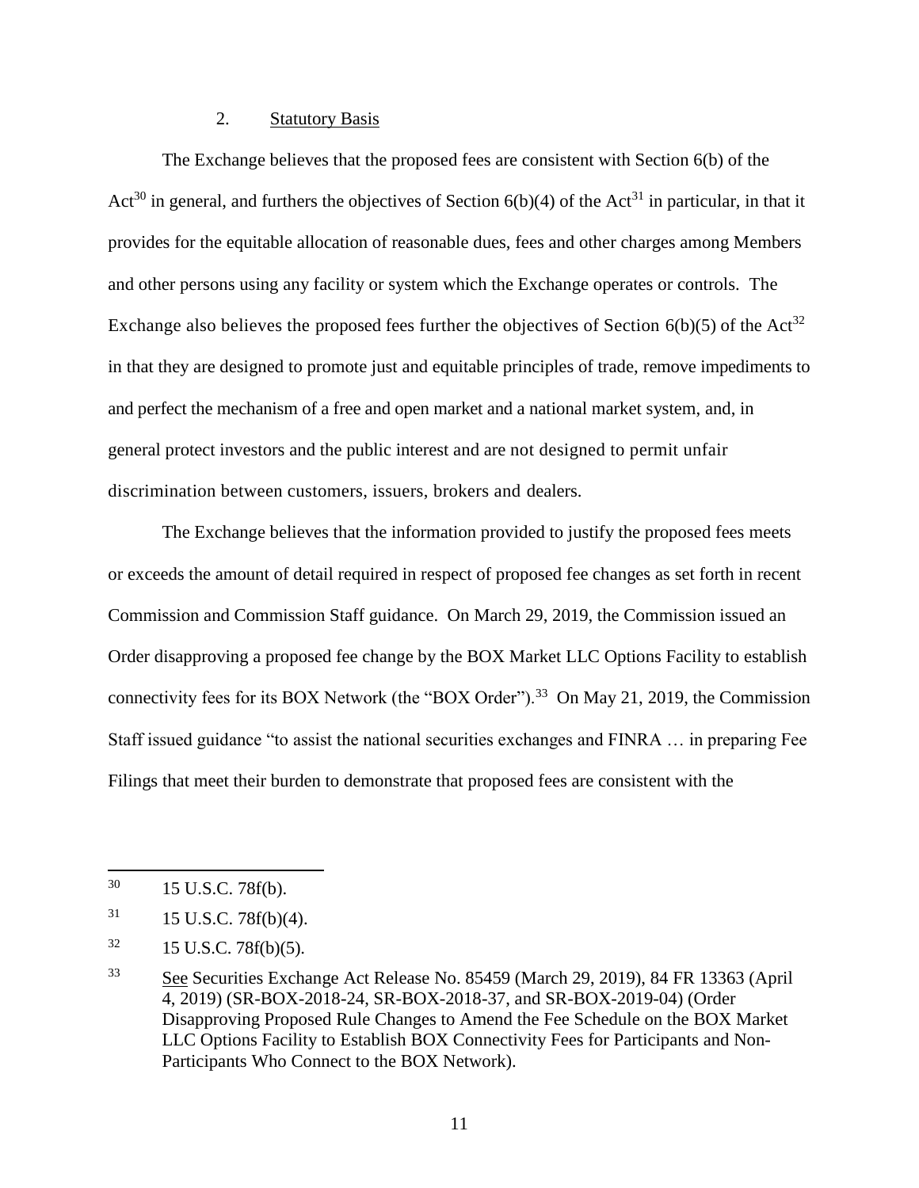2. Statutory Basis

The Exchange believes that the proposed fees are consistent with Section 6(b) of the Act[30] in general, and furthers the objectives of Section 6(b)(4) of the Act[31] in particular, in that it provides for the equitable allocation of reasonable dues, fees and other charges among Members and other persons using any facility or system which the Exchange operates or controls. The Exchange also believes the proposed fees further the objectives of Section 6(b)(5) of the Act[32] in that they are designed to promote just and equitable principles of trade, remove impediments to and perfect the mechanism of a free and open market and a national market system, and, in general protect investors and the public interest and are not designed to permit unfair discrimination between customers, issuers, brokers and dealers.

The Exchange believes that the information provided to justify the proposed fees meets or exceeds the amount of detail required in respect of proposed fee changes as set forth in recent Commission and Commission Staff guidance. On March 29, 2019, the Commission issued an Order disapproving a proposed fee change by the BOX Market LLC Options Facility to establish connectivity fees for its BOX Network (the "BOX Order").[33] On May 21, 2019, the Commission Staff issued guidance "to assist the national securities exchanges and FINRA … in preparing Fee Filings that meet their burden to demonstrate that proposed fees are consistent with the

---

[30] 15 U.S.C. 78f(b).

[31] 15 U.S.C. 78f(b)(4).

[32] 15 U.S.C. 78f(b)(5).

[33] See Securities Exchange Act Release No. 85459 (March 29, 2019), 84 FR 13363 (April 4, 2019) (SR-BOX-2018-24, SR-BOX-2018-37, and SR-BOX-2019-04) (Order Disapproving Proposed Rule Changes to Amend the Fee Schedule on the BOX Market LLC Options Facility to Establish BOX Connectivity Fees for Participants and Non-Participants Who Connect to the BOX Network).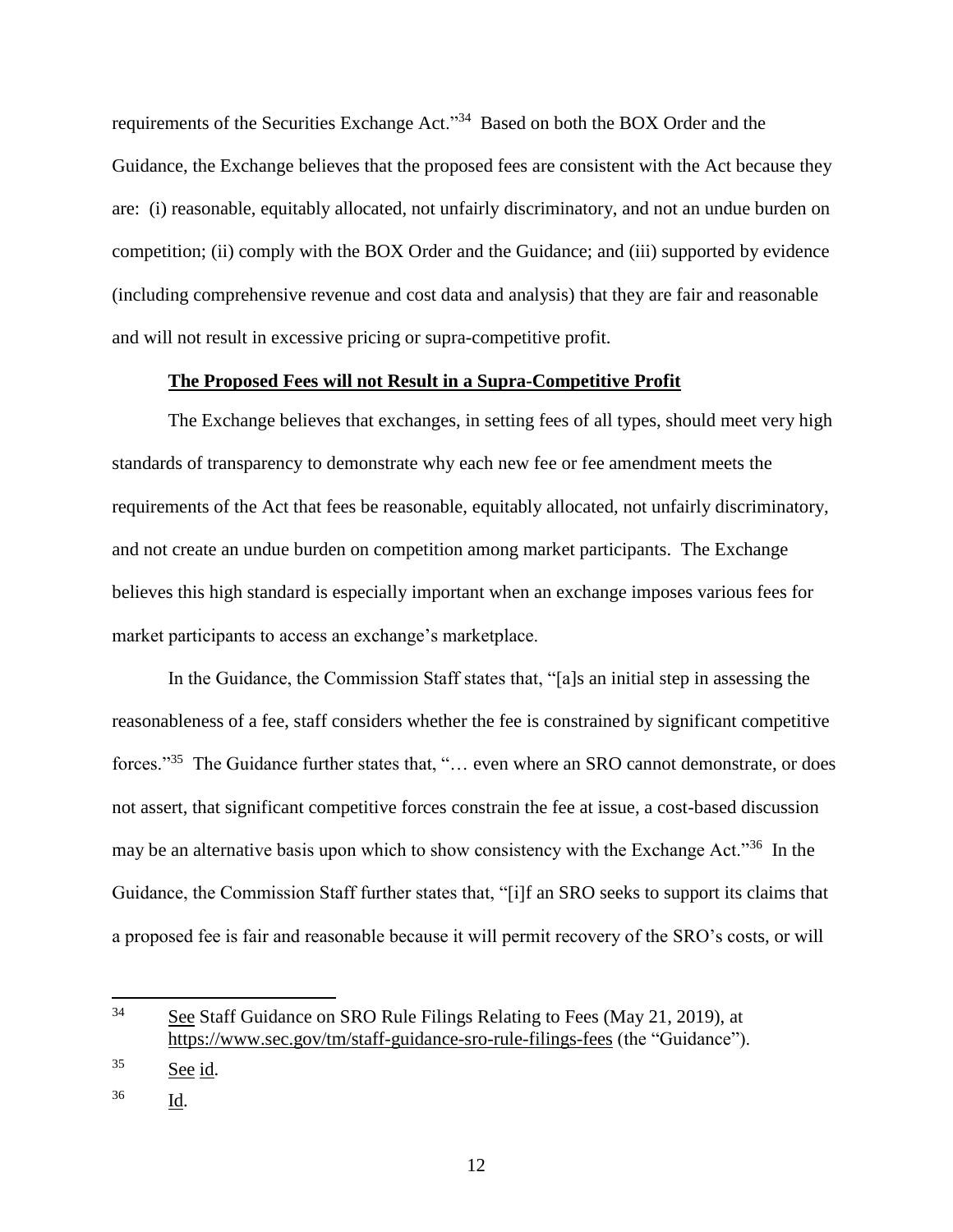requirements of the Securities Exchange Act."[34] Based on both the BOX Order and the Guidance, the Exchange believes that the proposed fees are consistent with the Act because they are: (i) reasonable, equitably allocated, not unfairly discriminatory, and not an undue burden on competition; (ii) comply with the BOX Order and the Guidance; and (iii) supported by evidence (including comprehensive revenue and cost data and analysis) that they are fair and reasonable and will not result in excessive pricing or supra-competitive profit.

**The Proposed Fees will not Result in a Supra-Competitive Profit**

The Exchange believes that exchanges, in setting fees of all types, should meet very high standards of transparency to demonstrate why each new fee or fee amendment meets the requirements of the Act that fees be reasonable, equitably allocated, not unfairly discriminatory, and not create an undue burden on competition among market participants. The Exchange believes this high standard is especially important when an exchange imposes various fees for market participants to access an exchange's marketplace.

In the Guidance, the Commission Staff states that, "[a]s an initial step in assessing the reasonableness of a fee, staff considers whether the fee is constrained by significant competitive forces."[35] The Guidance further states that, "… even where an SRO cannot demonstrate, or does not assert, that significant competitive forces constrain the fee at issue, a cost-based discussion may be an alternative basis upon which to show consistency with the Exchange Act."[36] In the Guidance, the Commission Staff further states that, "[i]f an SRO seeks to support its claims that a proposed fee is fair and reasonable because it will permit recovery of the SRO's costs, or will

---

[34] See Staff Guidance on SRO Rule Filings Relating to Fees (May 21, 2019), at https://www.sec.gov/tm/staff-guidance-sro-rule-filings-fees (the "Guidance").

[35] See id.

[36] Id.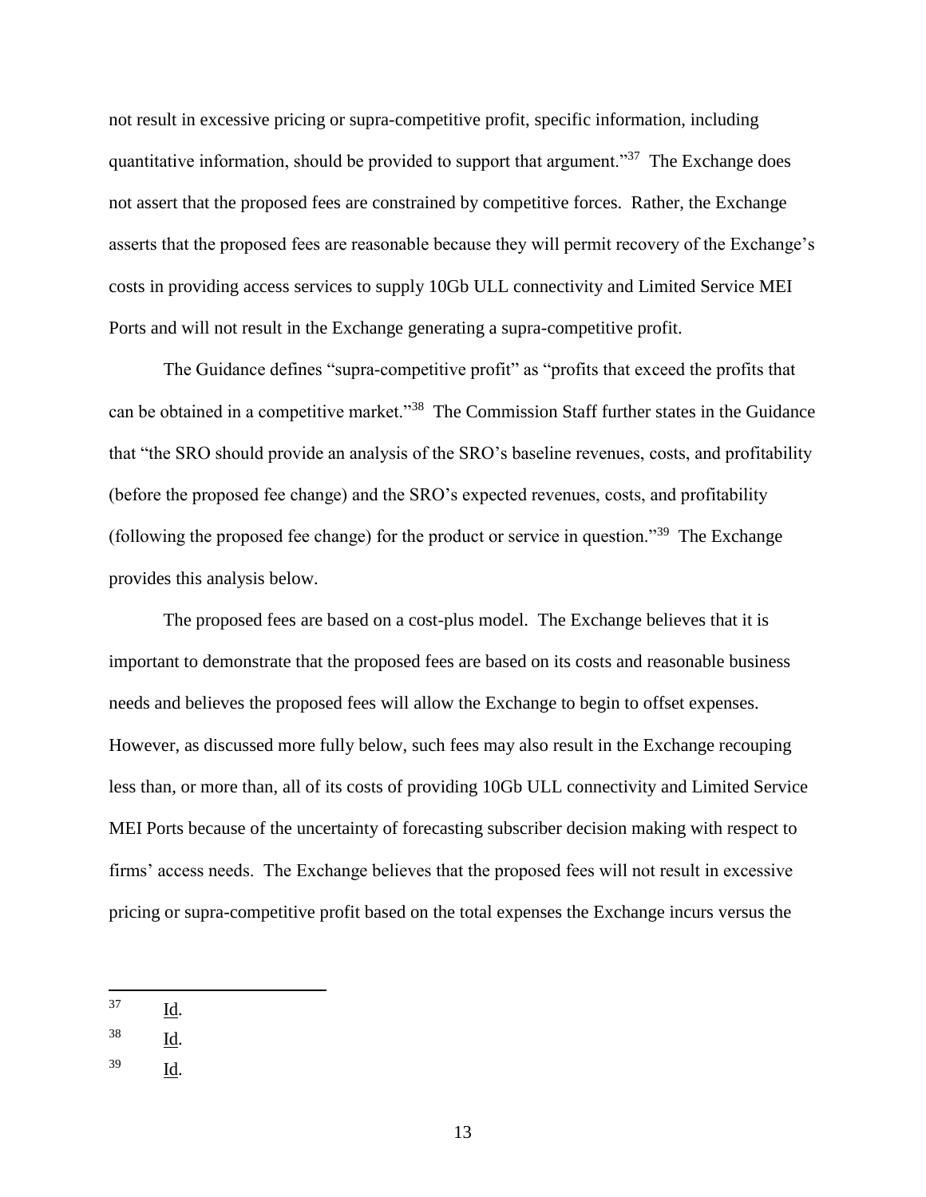not result in excessive pricing or supra-competitive profit, specific information, including quantitative information, should be provided to support that argument."[37] The Exchange does not assert that the proposed fees are constrained by competitive forces. Rather, the Exchange asserts that the proposed fees are reasonable because they will permit recovery of the Exchange's costs in providing access services to supply 10Gb ULL connectivity and Limited Service MEI Ports and will not result in the Exchange generating a supra-competitive profit.

The Guidance defines "supra-competitive profit" as "profits that exceed the profits that can be obtained in a competitive market."[38] The Commission Staff further states in the Guidance that "the SRO should provide an analysis of the SRO's baseline revenues, costs, and profitability (before the proposed fee change) and the SRO's expected revenues, costs, and profitability (following the proposed fee change) for the product or service in question."[39] The Exchange provides this analysis below.

The proposed fees are based on a cost-plus model. The Exchange believes that it is important to demonstrate that the proposed fees are based on its costs and reasonable business needs and believes the proposed fees will allow the Exchange to begin to offset expenses. However, as discussed more fully below, such fees may also result in the Exchange recouping less than, or more than, all of its costs of providing 10Gb ULL connectivity and Limited Service MEI Ports because of the uncertainty of forecasting subscriber decision making with respect to firms' access needs. The Exchange believes that the proposed fees will not result in excessive pricing or supra-competitive profit based on the total expenses the Exchange incurs versus the

---

[37] Id.

[38] Id.

[39] Id.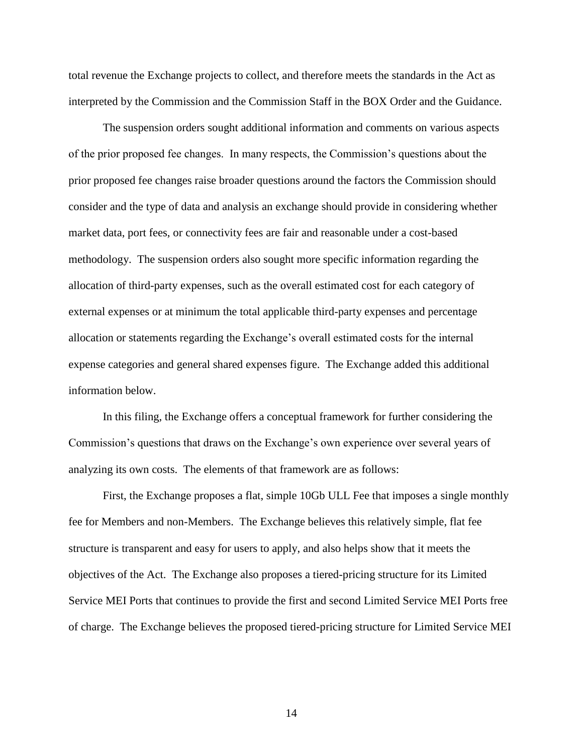total revenue the Exchange projects to collect, and therefore meets the standards in the Act as interpreted by the Commission and the Commission Staff in the BOX Order and the Guidance.

The suspension orders sought additional information and comments on various aspects of the prior proposed fee changes. In many respects, the Commission's questions about the prior proposed fee changes raise broader questions around the factors the Commission should consider and the type of data and analysis an exchange should provide in considering whether market data, port fees, or connectivity fees are fair and reasonable under a cost-based methodology. The suspension orders also sought more specific information regarding the allocation of third-party expenses, such as the overall estimated cost for each category of external expenses or at minimum the total applicable third-party expenses and percentage allocation or statements regarding the Exchange's overall estimated costs for the internal expense categories and general shared expenses figure. The Exchange added this additional information below.

In this filing, the Exchange offers a conceptual framework for further considering the Commission's questions that draws on the Exchange's own experience over several years of analyzing its own costs. The elements of that framework are as follows:

First, the Exchange proposes a flat, simple 10Gb ULL Fee that imposes a single monthly fee for Members and non-Members. The Exchange believes this relatively simple, flat fee structure is transparent and easy for users to apply, and also helps show that it meets the objectives of the Act. The Exchange also proposes a tiered-pricing structure for its Limited Service MEI Ports that continues to provide the first and second Limited Service MEI Ports free of charge. The Exchange believes the proposed tiered-pricing structure for Limited Service MEI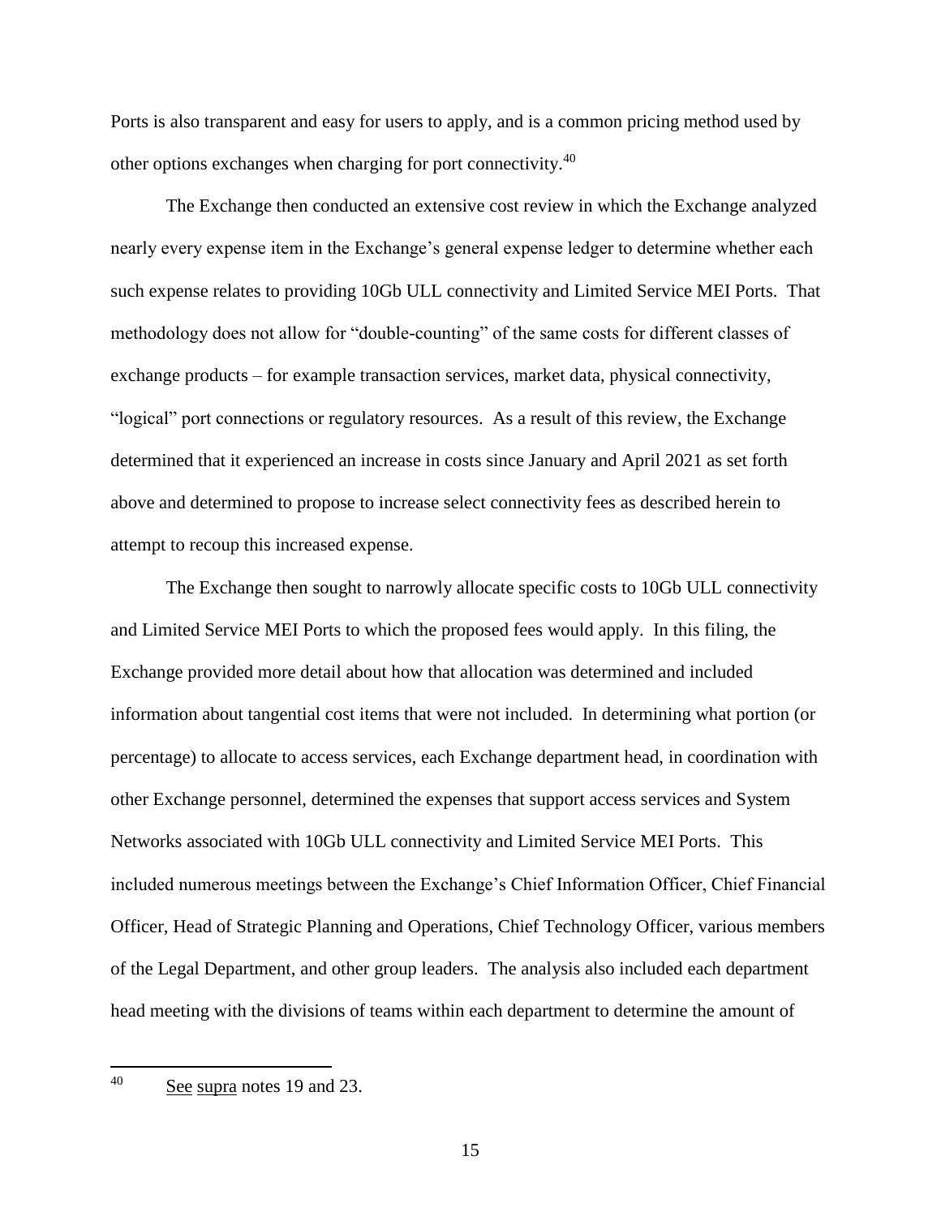Ports is also transparent and easy for users to apply, and is a common pricing method used by other options exchanges when charging for port connectivity.[40]

The Exchange then conducted an extensive cost review in which the Exchange analyzed nearly every expense item in the Exchange's general expense ledger to determine whether each such expense relates to providing 10Gb ULL connectivity and Limited Service MEI Ports. That methodology does not allow for "double-counting" of the same costs for different classes of exchange products – for example transaction services, market data, physical connectivity, "logical" port connections or regulatory resources. As a result of this review, the Exchange determined that it experienced an increase in costs since January and April 2021 as set forth above and determined to propose to increase select connectivity fees as described herein to attempt to recoup this increased expense.

The Exchange then sought to narrowly allocate specific costs to 10Gb ULL connectivity and Limited Service MEI Ports to which the proposed fees would apply. In this filing, the Exchange provided more detail about how that allocation was determined and included information about tangential cost items that were not included. In determining what portion (or percentage) to allocate to access services, each Exchange department head, in coordination with other Exchange personnel, determined the expenses that support access services and System Networks associated with 10Gb ULL connectivity and Limited Service MEI Ports. This included numerous meetings between the Exchange's Chief Information Officer, Chief Financial Officer, Head of Strategic Planning and Operations, Chief Technology Officer, various members of the Legal Department, and other group leaders. The analysis also included each department head meeting with the divisions of teams within each department to determine the amount of

---

[40] See supra notes 19 and 23.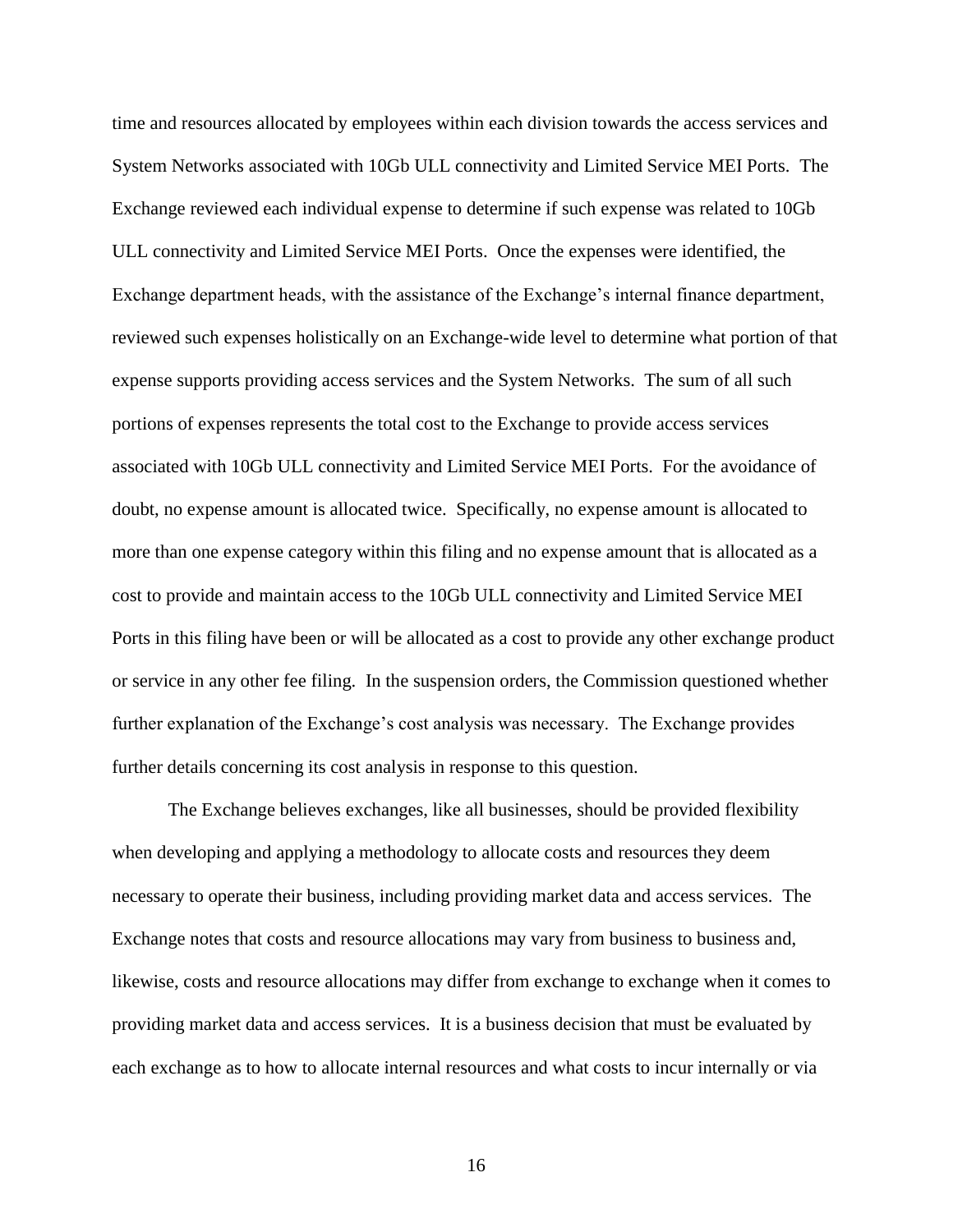time and resources allocated by employees within each division towards the access services and System Networks associated with 10Gb ULL connectivity and Limited Service MEI Ports. The Exchange reviewed each individual expense to determine if such expense was related to 10Gb ULL connectivity and Limited Service MEI Ports. Once the expenses were identified, the Exchange department heads, with the assistance of the Exchange's internal finance department, reviewed such expenses holistically on an Exchange-wide level to determine what portion of that expense supports providing access services and the System Networks. The sum of all such portions of expenses represents the total cost to the Exchange to provide access services associated with 10Gb ULL connectivity and Limited Service MEI Ports. For the avoidance of doubt, no expense amount is allocated twice. Specifically, no expense amount is allocated to more than one expense category within this filing and no expense amount that is allocated as a cost to provide and maintain access to the 10Gb ULL connectivity and Limited Service MEI Ports in this filing have been or will be allocated as a cost to provide any other exchange product or service in any other fee filing. In the suspension orders, the Commission questioned whether further explanation of the Exchange's cost analysis was necessary. The Exchange provides further details concerning its cost analysis in response to this question.

The Exchange believes exchanges, like all businesses, should be provided flexibility when developing and applying a methodology to allocate costs and resources they deem necessary to operate their business, including providing market data and access services. The Exchange notes that costs and resource allocations may vary from business to business and, likewise, costs and resource allocations may differ from exchange to exchange when it comes to providing market data and access services. It is a business decision that must be evaluated by each exchange as to how to allocate internal resources and what costs to incur internally or via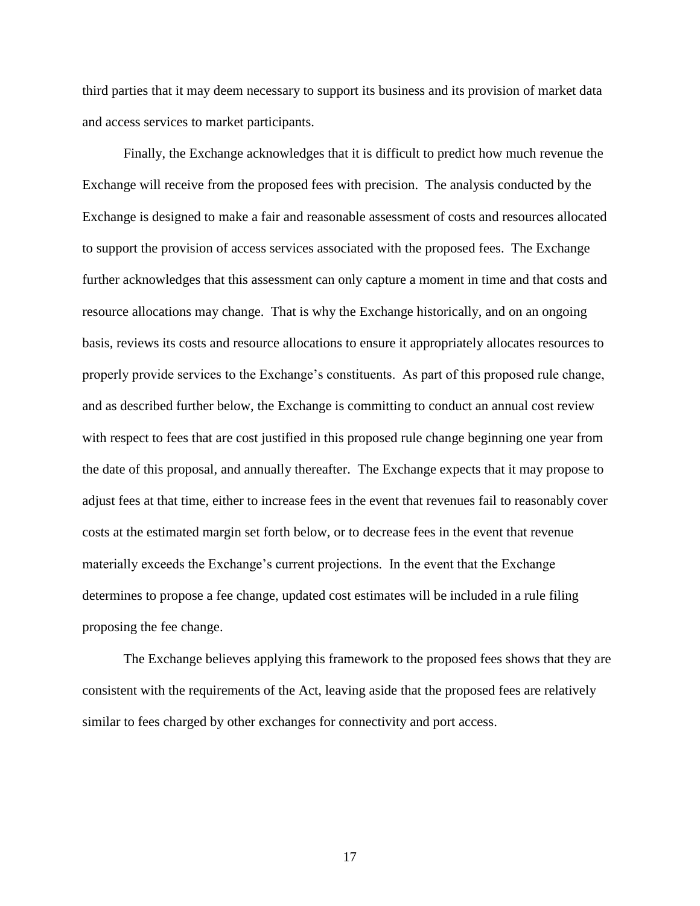third parties that it may deem necessary to support its business and its provision of market data and access services to market participants.

Finally, the Exchange acknowledges that it is difficult to predict how much revenue the Exchange will receive from the proposed fees with precision. The analysis conducted by the Exchange is designed to make a fair and reasonable assessment of costs and resources allocated to support the provision of access services associated with the proposed fees. The Exchange further acknowledges that this assessment can only capture a moment in time and that costs and resource allocations may change. That is why the Exchange historically, and on an ongoing basis, reviews its costs and resource allocations to ensure it appropriately allocates resources to properly provide services to the Exchange's constituents. As part of this proposed rule change, and as described further below, the Exchange is committing to conduct an annual cost review with respect to fees that are cost justified in this proposed rule change beginning one year from the date of this proposal, and annually thereafter. The Exchange expects that it may propose to adjust fees at that time, either to increase fees in the event that revenues fail to reasonably cover costs at the estimated margin set forth below, or to decrease fees in the event that revenue materially exceeds the Exchange's current projections. In the event that the Exchange determines to propose a fee change, updated cost estimates will be included in a rule filing proposing the fee change.

The Exchange believes applying this framework to the proposed fees shows that they are consistent with the requirements of the Act, leaving aside that the proposed fees are relatively similar to fees charged by other exchanges for connectivity and port access.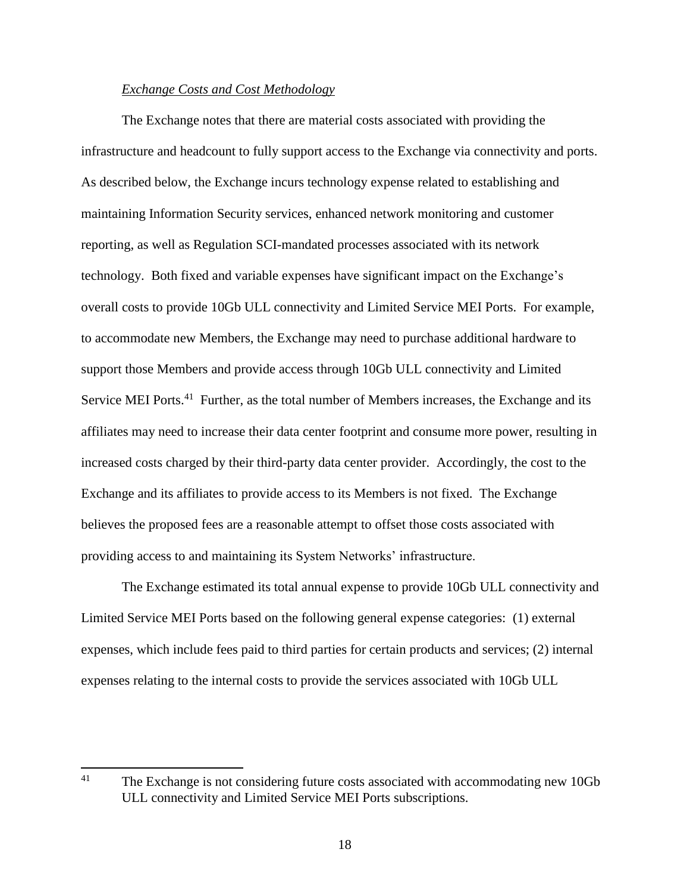*Exchange Costs and Cost Methodology*

The Exchange notes that there are material costs associated with providing the infrastructure and headcount to fully support access to the Exchange via connectivity and ports. As described below, the Exchange incurs technology expense related to establishing and maintaining Information Security services, enhanced network monitoring and customer reporting, as well as Regulation SCI-mandated processes associated with its network technology. Both fixed and variable expenses have significant impact on the Exchange's overall costs to provide 10Gb ULL connectivity and Limited Service MEI Ports. For example, to accommodate new Members, the Exchange may need to purchase additional hardware to support those Members and provide access through 10Gb ULL connectivity and Limited Service MEI Ports.[41] Further, as the total number of Members increases, the Exchange and its affiliates may need to increase their data center footprint and consume more power, resulting in increased costs charged by their third-party data center provider. Accordingly, the cost to the Exchange and its affiliates to provide access to its Members is not fixed. The Exchange believes the proposed fees are a reasonable attempt to offset those costs associated with providing access to and maintaining its System Networks' infrastructure.

The Exchange estimated its total annual expense to provide 10Gb ULL connectivity and Limited Service MEI Ports based on the following general expense categories: (1) external expenses, which include fees paid to third parties for certain products and services; (2) internal expenses relating to the internal costs to provide the services associated with 10Gb ULL

---

[41] The Exchange is not considering future costs associated with accommodating new 10Gb ULL connectivity and Limited Service MEI Ports subscriptions.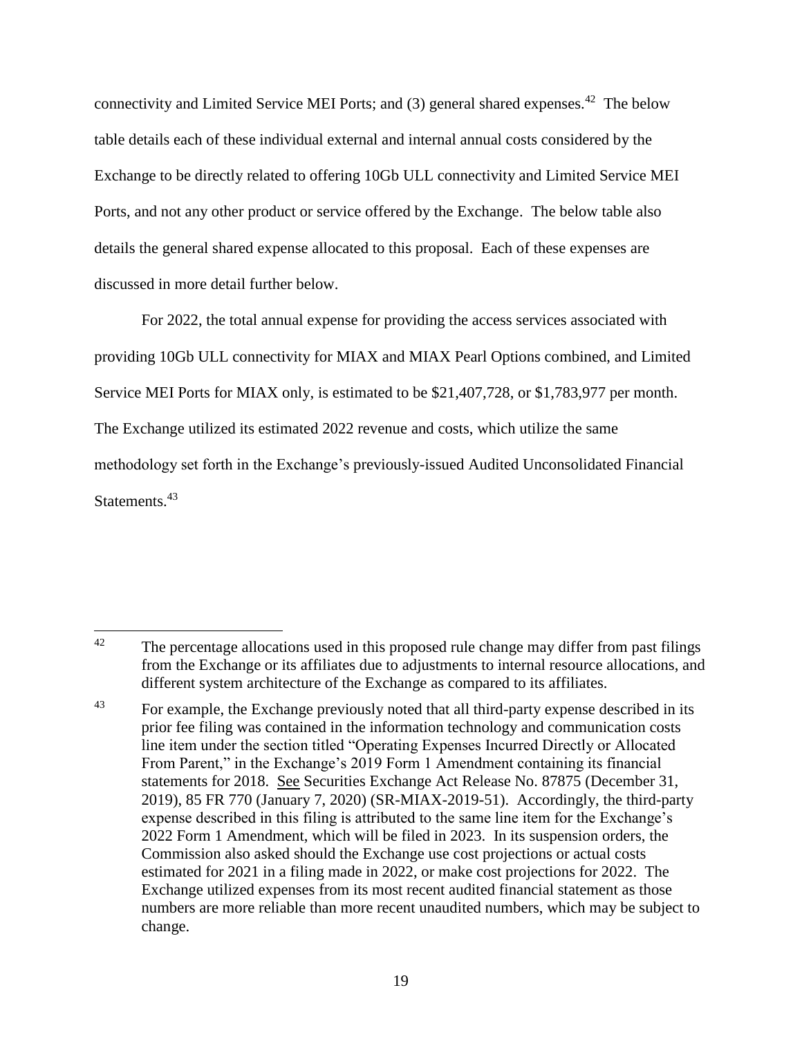connectivity and Limited Service MEI Ports; and (3) general shared expenses.[42] The below table details each of these individual external and internal annual costs considered by the Exchange to be directly related to offering 10Gb ULL connectivity and Limited Service MEI Ports, and not any other product or service offered by the Exchange. The below table also details the general shared expense allocated to this proposal. Each of these expenses are discussed in more detail further below.

For 2022, the total annual expense for providing the access services associated with providing 10Gb ULL connectivity for MIAX and MIAX Pearl Options combined, and Limited Service MEI Ports for MIAX only, is estimated to be $21,407,728, or $1,783,977 per month. The Exchange utilized its estimated 2022 revenue and costs, which utilize the same methodology set forth in the Exchange's previously-issued Audited Unconsolidated Financial Statements.[43]

---

[42] The percentage allocations used in this proposed rule change may differ from past filings from the Exchange or its affiliates due to adjustments to internal resource allocations, and different system architecture of the Exchange as compared to its affiliates.

[43] For example, the Exchange previously noted that all third-party expense described in its prior fee filing was contained in the information technology and communication costs line item under the section titled "Operating Expenses Incurred Directly or Allocated From Parent," in the Exchange's 2019 Form 1 Amendment containing its financial statements for 2018. See Securities Exchange Act Release No. 87875 (December 31, 2019), 85 FR 770 (January 7, 2020) (SR-MIAX-2019-51). Accordingly, the third-party expense described in this filing is attributed to the same line item for the Exchange's 2022 Form 1 Amendment, which will be filed in 2023. In its suspension orders, the Commission also asked should the Exchange use cost projections or actual costs estimated for 2021 in a filing made in 2022, or make cost projections for 2022. The Exchange utilized expenses from its most recent audited financial statement as those numbers are more reliable than more recent unaudited numbers, which may be subject to change.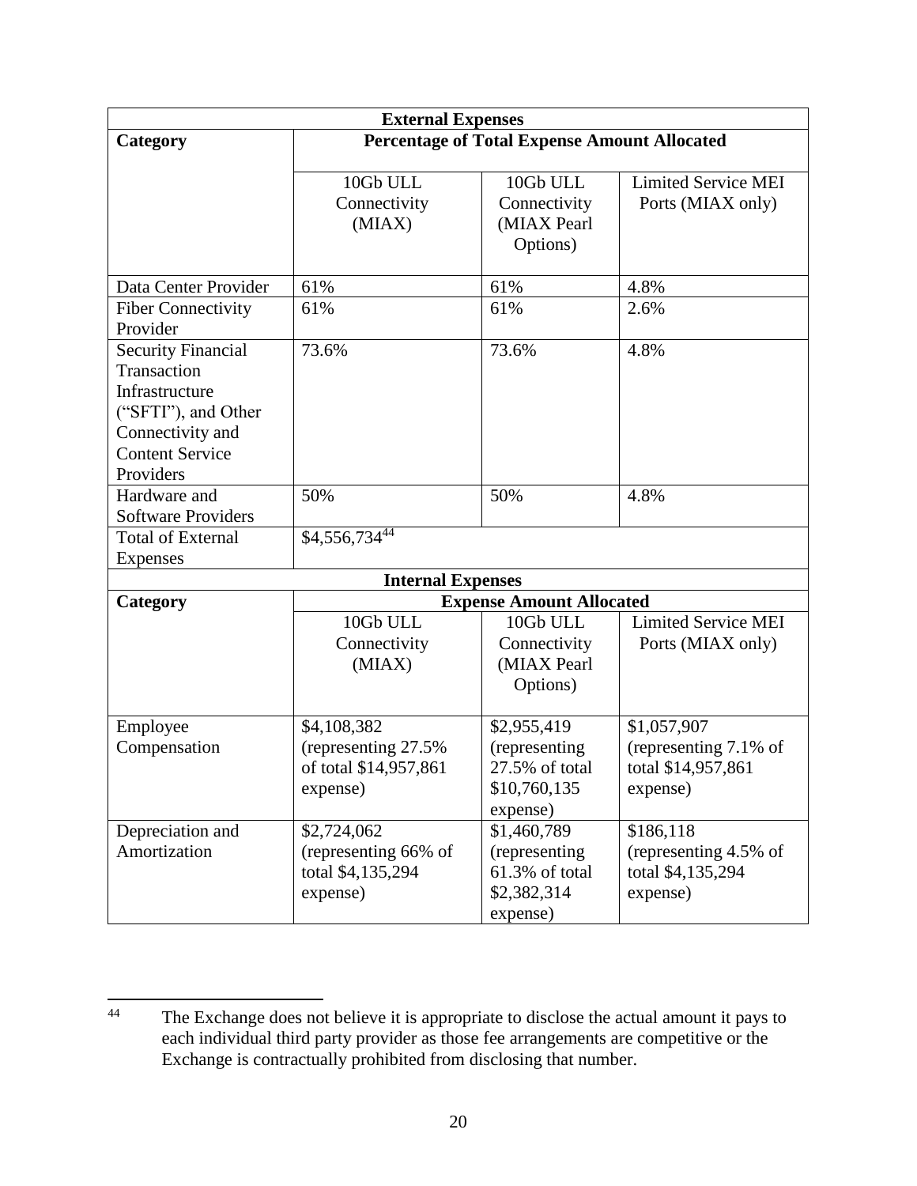| External Expenses | | | |
|---|---|---|---|
| **Category** | **Percentage of Total Expense Amount Allocated** | | |
| | 10Gb ULL Connectivity (MIAX) | 10Gb ULL Connectivity (MIAX Pearl Options) | Limited Service MEI Ports (MIAX only) |
| Data Center Provider | 61% | 61% | 4.8% |
| Fiber Connectivity Provider | 61% | 61% | 2.6% |
| Security Financial Transaction Infrastructure ("SFTI"), and Other Connectivity and Content Service Providers | 73.6% | 73.6% | 4.8% |
| Hardware and Software Providers | 50% | 50% | 4.8% |
| Total of External Expenses | $4,556,734[44] | | |
| **Internal Expenses** | | | |
| **Category** | **Expense Amount Allocated** | | |
| | 10Gb ULL Connectivity (MIAX) | 10Gb ULL Connectivity (MIAX Pearl Options) | Limited Service MEI Ports (MIAX only) |
| Employee Compensation | $4,108,382 (representing 27.5% of total $14,957,861 expense) | $2,955,419 (representing 27.5% of total $10,760,135 expense) | $1,057,907 (representing 7.1% of total $14,957,861 expense) |
| Depreciation and Amortization | $2,724,062 (representing 66% of total $4,135,294 expense) | $1,460,789 (representing 61.3% of total $2,382,314 expense) | $186,118 (representing 4.5% of total $4,135,294 expense) |

[44] The Exchange does not believe it is appropriate to disclose the actual amount it pays to each individual third party provider as those fee arrangements are competitive or the Exchange is contractually prohibited from disclosing that number.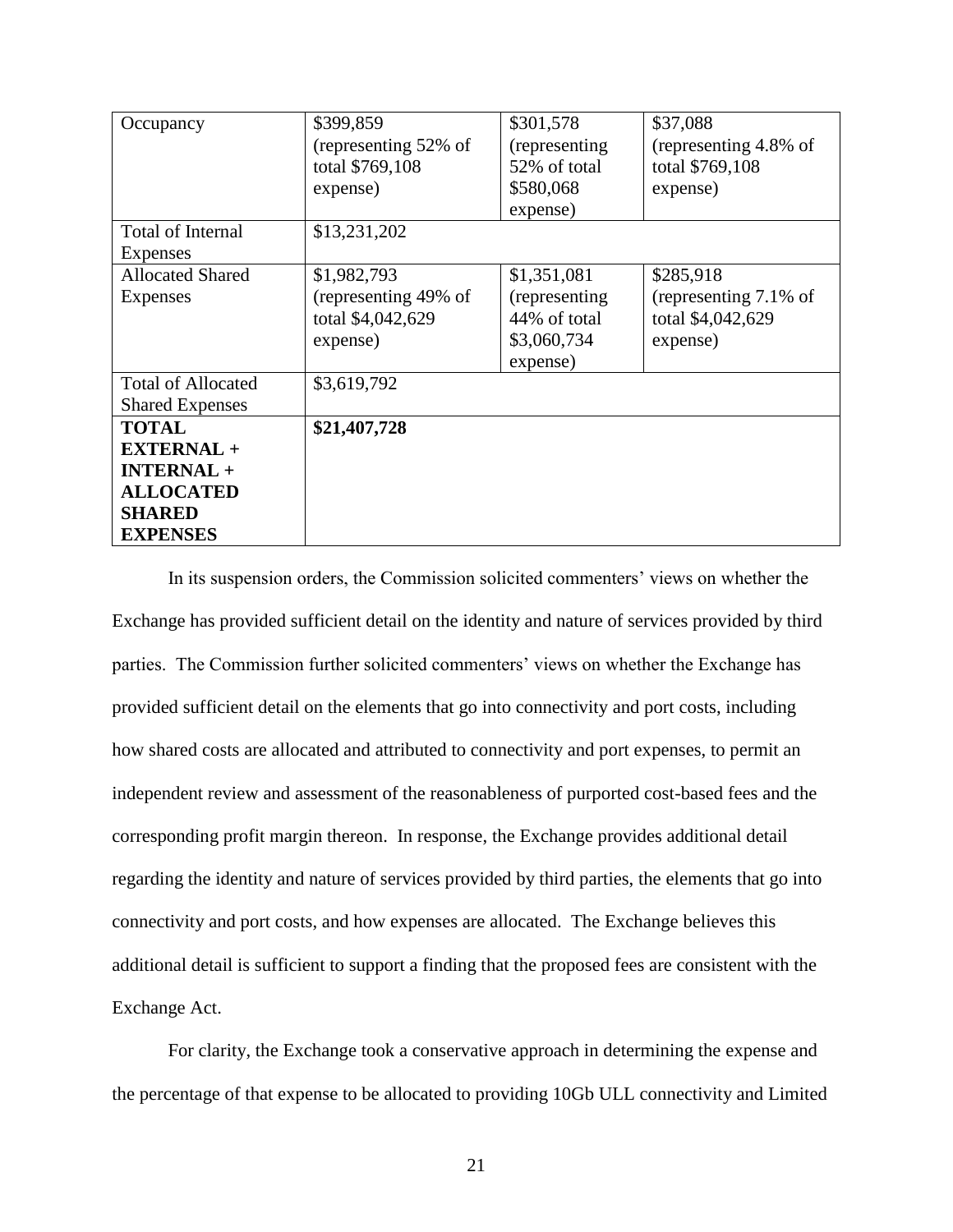| | | | |
|---|---|---|---|
| Occupancy | \$399,859 (representing 52% of total \$769,108 expense) | \$301,578 (representing 52% of total \$580,068 expense) | \$37,088 (representing 4.8% of total \$769,108 expense) |
| Total of Internal Expenses | \$13,231,202 | | |
| Allocated Shared Expenses | \$1,982,793 (representing 49% of total \$4,042,629 expense) | \$1,351,081 (representing 44% of total \$3,060,734 expense) | \$285,918 (representing 7.1% of total \$4,042,629 expense) |
| Total of Allocated Shared Expenses | \$3,619,792 | | |
| **TOTAL EXTERNAL + INTERNAL + ALLOCATED SHARED EXPENSES** | **\$21,407,728** | | |

In its suspension orders, the Commission solicited commenters' views on whether the Exchange has provided sufficient detail on the identity and nature of services provided by third parties. The Commission further solicited commenters' views on whether the Exchange has provided sufficient detail on the elements that go into connectivity and port costs, including how shared costs are allocated and attributed to connectivity and port expenses, to permit an independent review and assessment of the reasonableness of purported cost-based fees and the corresponding profit margin thereon. In response, the Exchange provides additional detail regarding the identity and nature of services provided by third parties, the elements that go into connectivity and port costs, and how expenses are allocated. The Exchange believes this additional detail is sufficient to support a finding that the proposed fees are consistent with the Exchange Act.

For clarity, the Exchange took a conservative approach in determining the expense and the percentage of that expense to be allocated to providing 10Gb ULL connectivity and Limited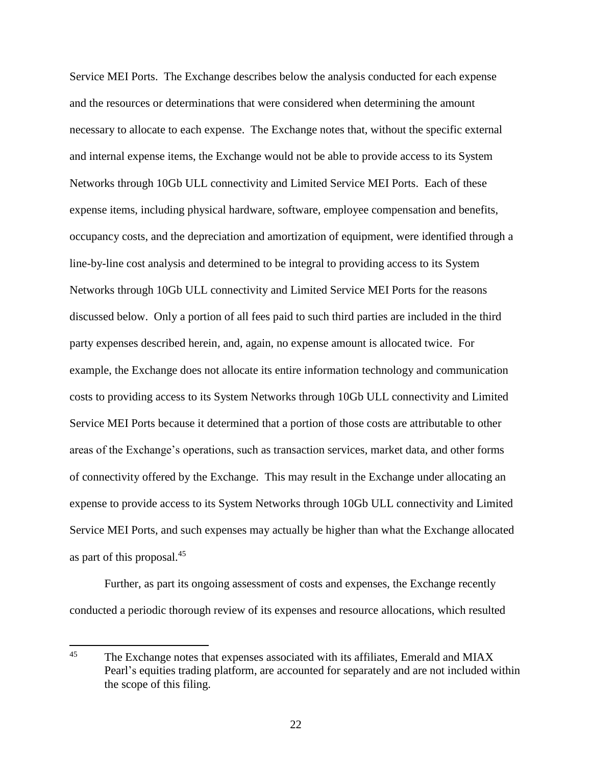Service MEI Ports. The Exchange describes below the analysis conducted for each expense and the resources or determinations that were considered when determining the amount necessary to allocate to each expense. The Exchange notes that, without the specific external and internal expense items, the Exchange would not be able to provide access to its System Networks through 10Gb ULL connectivity and Limited Service MEI Ports. Each of these expense items, including physical hardware, software, employee compensation and benefits, occupancy costs, and the depreciation and amortization of equipment, were identified through a line-by-line cost analysis and determined to be integral to providing access to its System Networks through 10Gb ULL connectivity and Limited Service MEI Ports for the reasons discussed below. Only a portion of all fees paid to such third parties are included in the third party expenses described herein, and, again, no expense amount is allocated twice. For example, the Exchange does not allocate its entire information technology and communication costs to providing access to its System Networks through 10Gb ULL connectivity and Limited Service MEI Ports because it determined that a portion of those costs are attributable to other areas of the Exchange's operations, such as transaction services, market data, and other forms of connectivity offered by the Exchange. This may result in the Exchange under allocating an expense to provide access to its System Networks through 10Gb ULL connectivity and Limited Service MEI Ports, and such expenses may actually be higher than what the Exchange allocated as part of this proposal.[45]

Further, as part its ongoing assessment of costs and expenses, the Exchange recently conducted a periodic thorough review of its expenses and resource allocations, which resulted

---

[45] The Exchange notes that expenses associated with its affiliates, Emerald and MIAX Pearl's equities trading platform, are accounted for separately and are not included within the scope of this filing.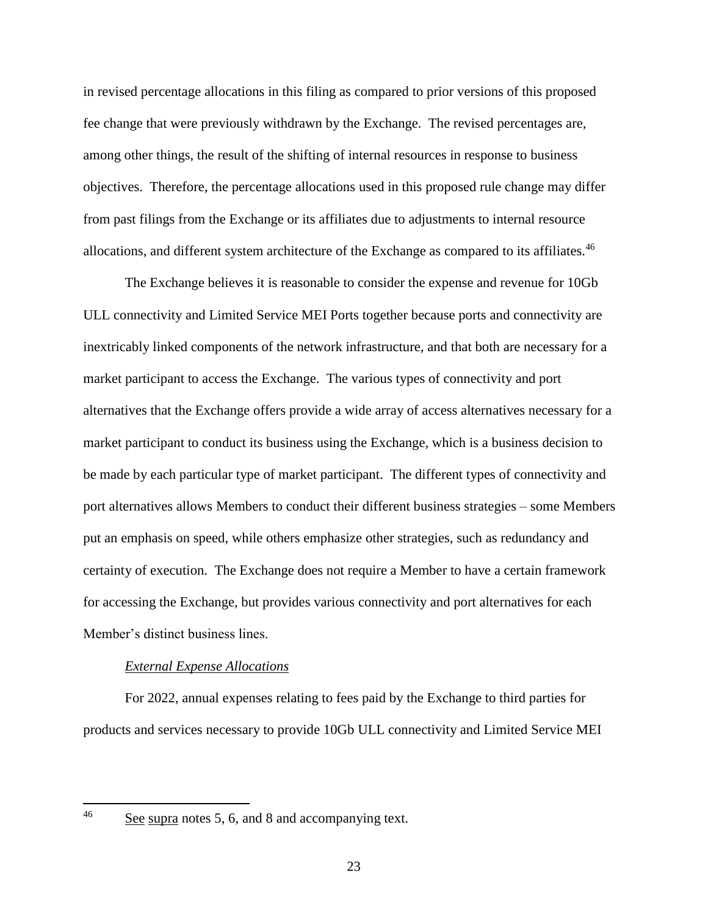in revised percentage allocations in this filing as compared to prior versions of this proposed fee change that were previously withdrawn by the Exchange. The revised percentages are, among other things, the result of the shifting of internal resources in response to business objectives. Therefore, the percentage allocations used in this proposed rule change may differ from past filings from the Exchange or its affiliates due to adjustments to internal resource allocations, and different system architecture of the Exchange as compared to its affiliates.[46]

The Exchange believes it is reasonable to consider the expense and revenue for 10Gb ULL connectivity and Limited Service MEI Ports together because ports and connectivity are inextricably linked components of the network infrastructure, and that both are necessary for a market participant to access the Exchange. The various types of connectivity and port alternatives that the Exchange offers provide a wide array of access alternatives necessary for a market participant to conduct its business using the Exchange, which is a business decision to be made by each particular type of market participant. The different types of connectivity and port alternatives allows Members to conduct their different business strategies – some Members put an emphasis on speed, while others emphasize other strategies, such as redundancy and certainty of execution. The Exchange does not require a Member to have a certain framework for accessing the Exchange, but provides various connectivity and port alternatives for each Member's distinct business lines.

*External Expense Allocations*

For 2022, annual expenses relating to fees paid by the Exchange to third parties for products and services necessary to provide 10Gb ULL connectivity and Limited Service MEI

---

[46] See supra notes 5, 6, and 8 and accompanying text.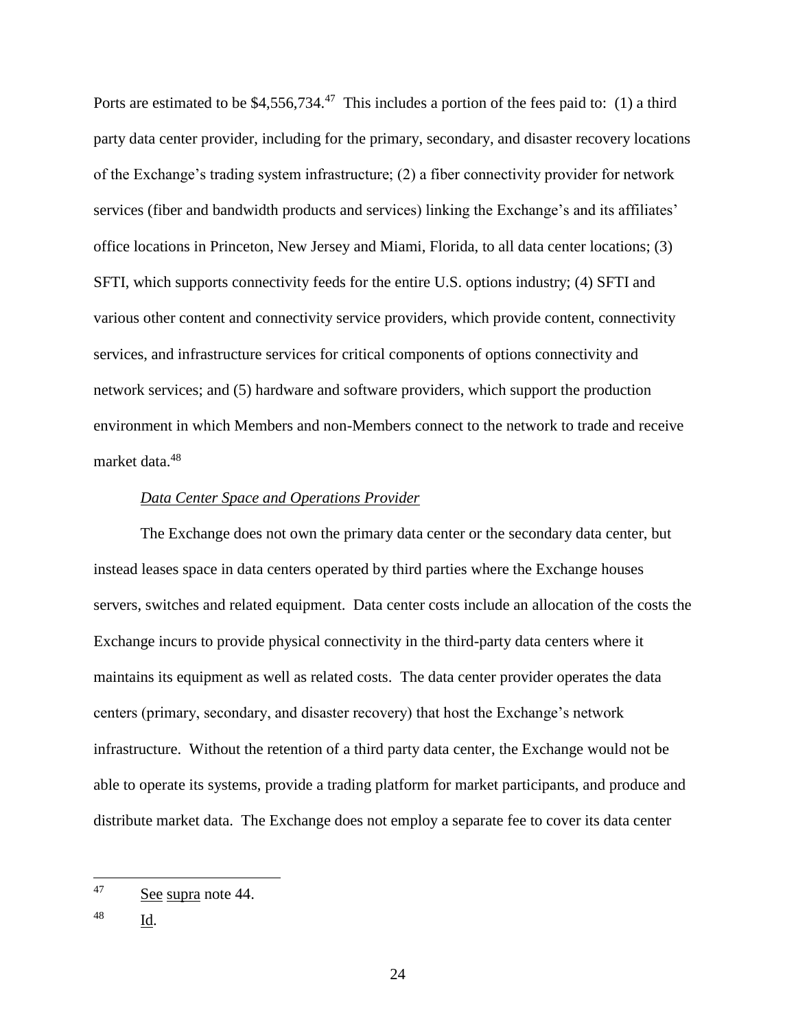Ports are estimated to be $4,556,734.[47] This includes a portion of the fees paid to: (1) a third party data center provider, including for the primary, secondary, and disaster recovery locations of the Exchange's trading system infrastructure; (2) a fiber connectivity provider for network services (fiber and bandwidth products and services) linking the Exchange's and its affiliates' office locations in Princeton, New Jersey and Miami, Florida, to all data center locations; (3) SFTI, which supports connectivity feeds for the entire U.S. options industry; (4) SFTI and various other content and connectivity service providers, which provide content, connectivity services, and infrastructure services for critical components of options connectivity and network services; and (5) hardware and software providers, which support the production environment in which Members and non-Members connect to the network to trade and receive market data.[48]

*Data Center Space and Operations Provider*

The Exchange does not own the primary data center or the secondary data center, but instead leases space in data centers operated by third parties where the Exchange houses servers, switches and related equipment. Data center costs include an allocation of the costs the Exchange incurs to provide physical connectivity in the third-party data centers where it maintains its equipment as well as related costs. The data center provider operates the data centers (primary, secondary, and disaster recovery) that host the Exchange's network infrastructure. Without the retention of a third party data center, the Exchange would not be able to operate its systems, provide a trading platform for market participants, and produce and distribute market data. The Exchange does not employ a separate fee to cover its data center

---

[47] See supra note 44.

[48] Id.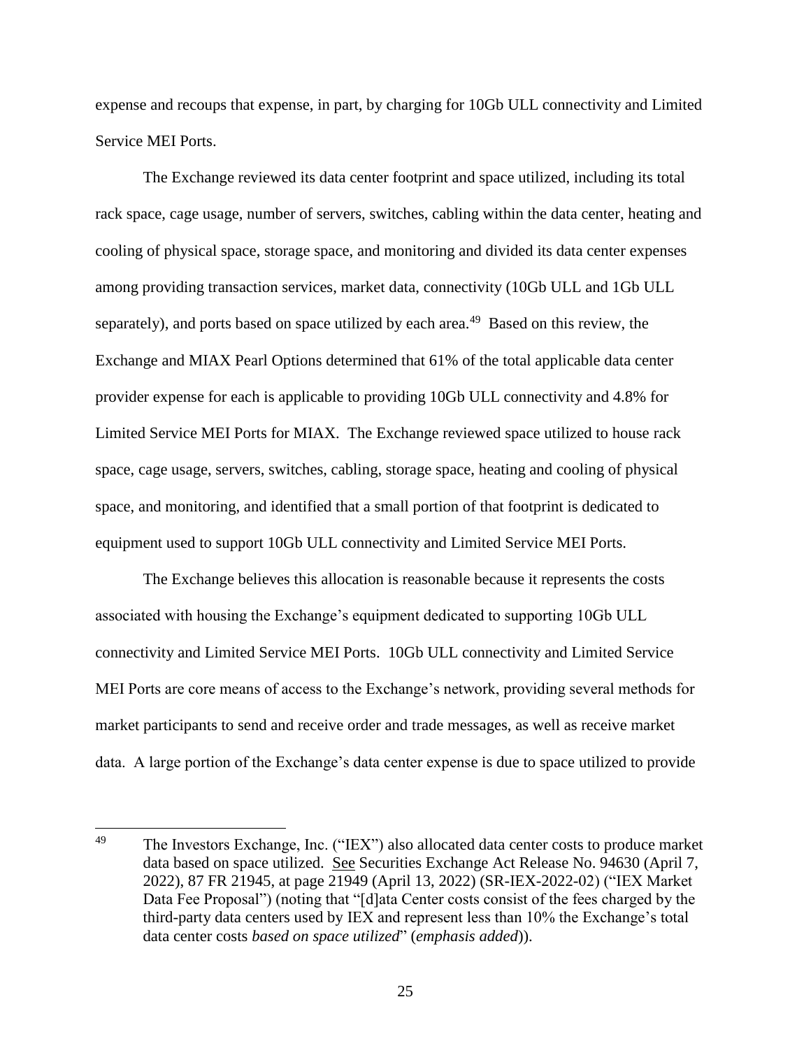expense and recoups that expense, in part, by charging for 10Gb ULL connectivity and Limited Service MEI Ports.

The Exchange reviewed its data center footprint and space utilized, including its total rack space, cage usage, number of servers, switches, cabling within the data center, heating and cooling of physical space, storage space, and monitoring and divided its data center expenses among providing transaction services, market data, connectivity (10Gb ULL and 1Gb ULL separately), and ports based on space utilized by each area.[49] Based on this review, the Exchange and MIAX Pearl Options determined that 61% of the total applicable data center provider expense for each is applicable to providing 10Gb ULL connectivity and 4.8% for Limited Service MEI Ports for MIAX. The Exchange reviewed space utilized to house rack space, cage usage, servers, switches, cabling, storage space, heating and cooling of physical space, and monitoring, and identified that a small portion of that footprint is dedicated to equipment used to support 10Gb ULL connectivity and Limited Service MEI Ports.

The Exchange believes this allocation is reasonable because it represents the costs associated with housing the Exchange's equipment dedicated to supporting 10Gb ULL connectivity and Limited Service MEI Ports. 10Gb ULL connectivity and Limited Service MEI Ports are core means of access to the Exchange's network, providing several methods for market participants to send and receive order and trade messages, as well as receive market data. A large portion of the Exchange's data center expense is due to space utilized to provide

---

[49] The Investors Exchange, Inc. ("IEX") also allocated data center costs to produce market data based on space utilized. See Securities Exchange Act Release No. 94630 (April 7, 2022), 87 FR 21945, at page 21949 (April 13, 2022) (SR-IEX-2022-02) ("IEX Market Data Fee Proposal") (noting that "[d]ata Center costs consist of the fees charged by the third-party data centers used by IEX and represent less than 10% the Exchange's total data center costs *based on space utilized*" (*emphasis added*)).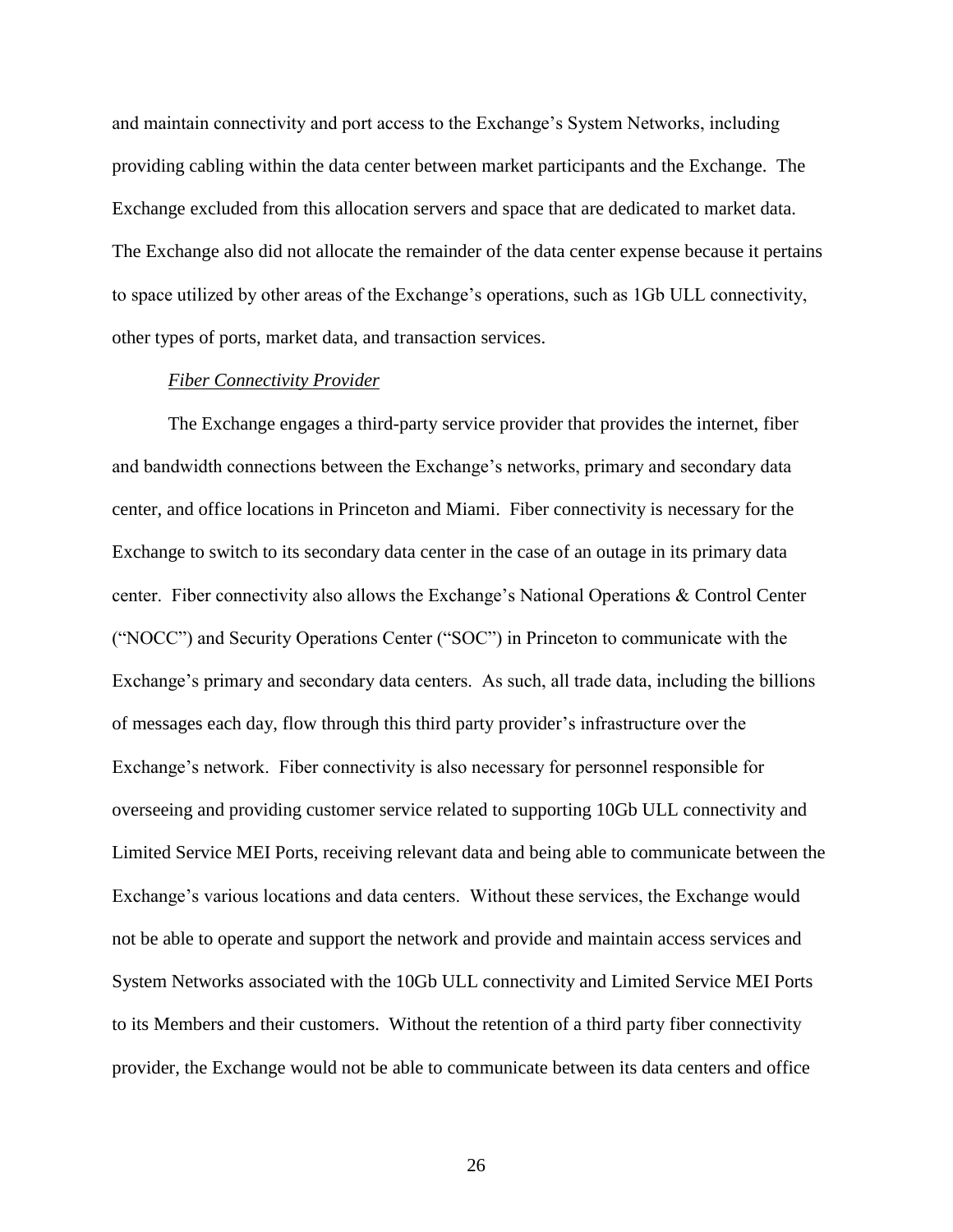and maintain connectivity and port access to the Exchange's System Networks, including providing cabling within the data center between market participants and the Exchange. The Exchange excluded from this allocation servers and space that are dedicated to market data. The Exchange also did not allocate the remainder of the data center expense because it pertains to space utilized by other areas of the Exchange's operations, such as 1Gb ULL connectivity, other types of ports, market data, and transaction services.

*Fiber Connectivity Provider*

The Exchange engages a third-party service provider that provides the internet, fiber and bandwidth connections between the Exchange's networks, primary and secondary data center, and office locations in Princeton and Miami. Fiber connectivity is necessary for the Exchange to switch to its secondary data center in the case of an outage in its primary data center. Fiber connectivity also allows the Exchange's National Operations & Control Center ("NOCC") and Security Operations Center ("SOC") in Princeton to communicate with the Exchange's primary and secondary data centers. As such, all trade data, including the billions of messages each day, flow through this third party provider's infrastructure over the Exchange's network. Fiber connectivity is also necessary for personnel responsible for overseeing and providing customer service related to supporting 10Gb ULL connectivity and Limited Service MEI Ports, receiving relevant data and being able to communicate between the Exchange's various locations and data centers. Without these services, the Exchange would not be able to operate and support the network and provide and maintain access services and System Networks associated with the 10Gb ULL connectivity and Limited Service MEI Ports to its Members and their customers. Without the retention of a third party fiber connectivity provider, the Exchange would not be able to communicate between its data centers and office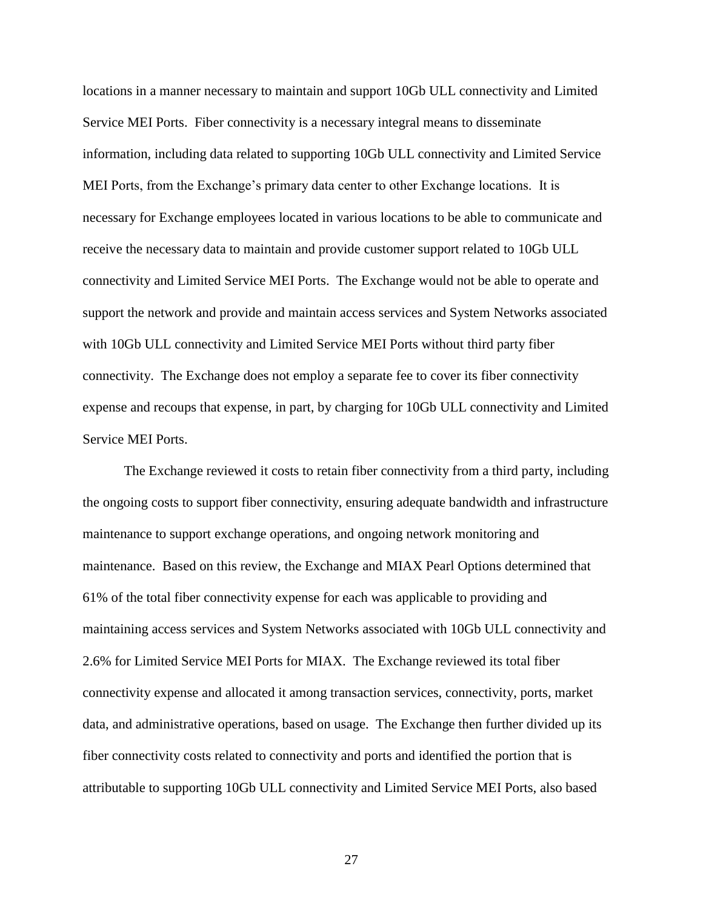locations in a manner necessary to maintain and support 10Gb ULL connectivity and Limited Service MEI Ports. Fiber connectivity is a necessary integral means to disseminate information, including data related to supporting 10Gb ULL connectivity and Limited Service MEI Ports, from the Exchange's primary data center to other Exchange locations. It is necessary for Exchange employees located in various locations to be able to communicate and receive the necessary data to maintain and provide customer support related to 10Gb ULL connectivity and Limited Service MEI Ports. The Exchange would not be able to operate and support the network and provide and maintain access services and System Networks associated with 10Gb ULL connectivity and Limited Service MEI Ports without third party fiber connectivity. The Exchange does not employ a separate fee to cover its fiber connectivity expense and recoups that expense, in part, by charging for 10Gb ULL connectivity and Limited Service MEI Ports.

The Exchange reviewed it costs to retain fiber connectivity from a third party, including the ongoing costs to support fiber connectivity, ensuring adequate bandwidth and infrastructure maintenance to support exchange operations, and ongoing network monitoring and maintenance. Based on this review, the Exchange and MIAX Pearl Options determined that 61% of the total fiber connectivity expense for each was applicable to providing and maintaining access services and System Networks associated with 10Gb ULL connectivity and 2.6% for Limited Service MEI Ports for MIAX. The Exchange reviewed its total fiber connectivity expense and allocated it among transaction services, connectivity, ports, market data, and administrative operations, based on usage. The Exchange then further divided up its fiber connectivity costs related to connectivity and ports and identified the portion that is attributable to supporting 10Gb ULL connectivity and Limited Service MEI Ports, also based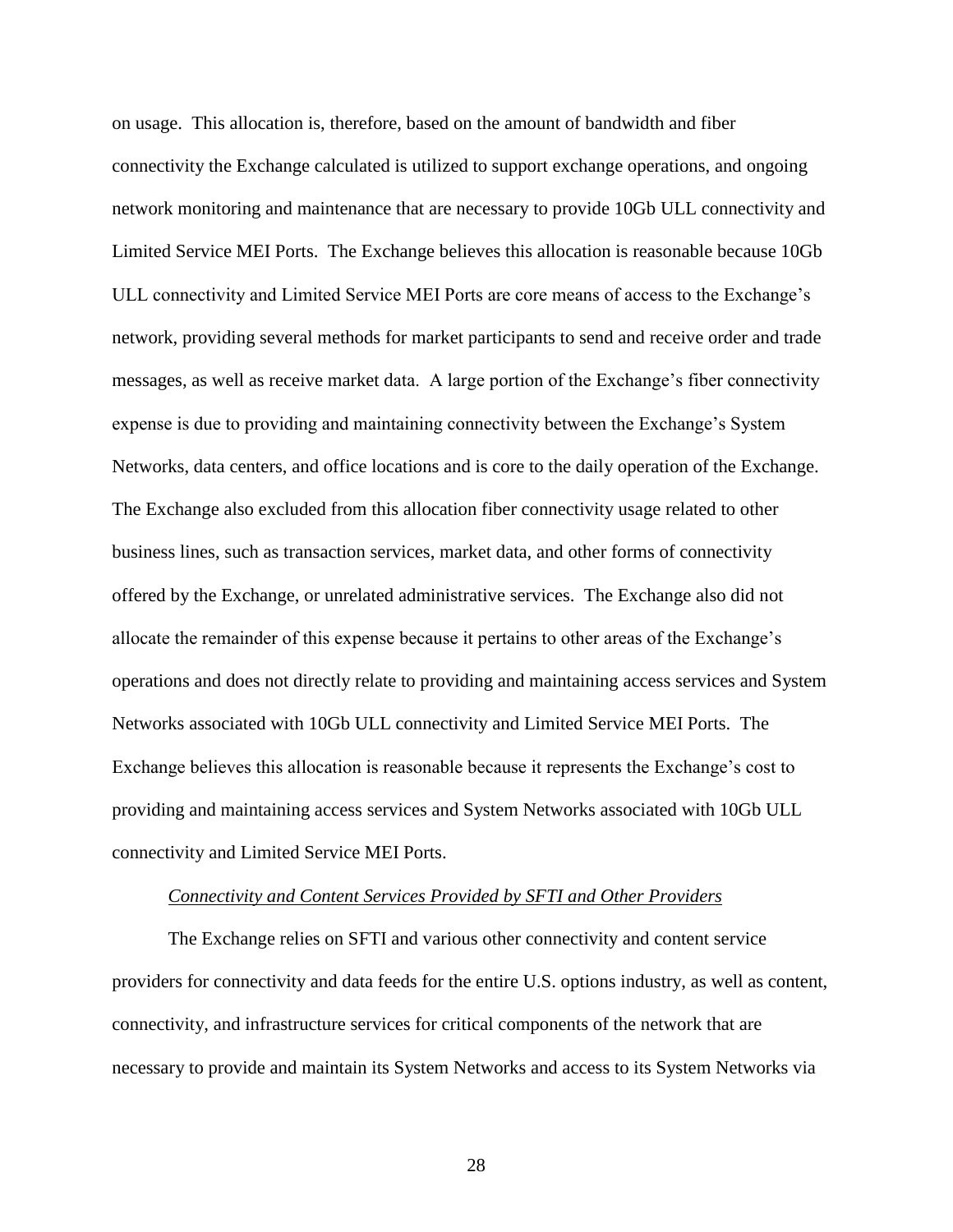on usage. This allocation is, therefore, based on the amount of bandwidth and fiber connectivity the Exchange calculated is utilized to support exchange operations, and ongoing network monitoring and maintenance that are necessary to provide 10Gb ULL connectivity and Limited Service MEI Ports. The Exchange believes this allocation is reasonable because 10Gb ULL connectivity and Limited Service MEI Ports are core means of access to the Exchange's network, providing several methods for market participants to send and receive order and trade messages, as well as receive market data. A large portion of the Exchange's fiber connectivity expense is due to providing and maintaining connectivity between the Exchange's System Networks, data centers, and office locations and is core to the daily operation of the Exchange. The Exchange also excluded from this allocation fiber connectivity usage related to other business lines, such as transaction services, market data, and other forms of connectivity offered by the Exchange, or unrelated administrative services. The Exchange also did not allocate the remainder of this expense because it pertains to other areas of the Exchange's operations and does not directly relate to providing and maintaining access services and System Networks associated with 10Gb ULL connectivity and Limited Service MEI Ports. The Exchange believes this allocation is reasonable because it represents the Exchange's cost to providing and maintaining access services and System Networks associated with 10Gb ULL connectivity and Limited Service MEI Ports.

*Connectivity and Content Services Provided by SFTI and Other Providers*

The Exchange relies on SFTI and various other connectivity and content service providers for connectivity and data feeds for the entire U.S. options industry, as well as content, connectivity, and infrastructure services for critical components of the network that are necessary to provide and maintain its System Networks and access to its System Networks via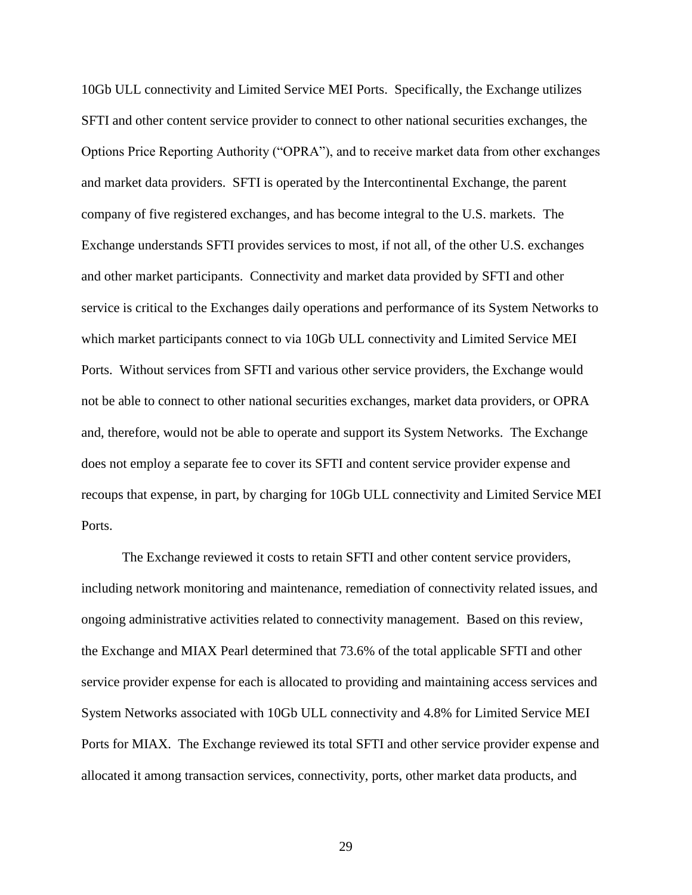10Gb ULL connectivity and Limited Service MEI Ports. Specifically, the Exchange utilizes SFTI and other content service provider to connect to other national securities exchanges, the Options Price Reporting Authority ("OPRA"), and to receive market data from other exchanges and market data providers. SFTI is operated by the Intercontinental Exchange, the parent company of five registered exchanges, and has become integral to the U.S. markets. The Exchange understands SFTI provides services to most, if not all, of the other U.S. exchanges and other market participants. Connectivity and market data provided by SFTI and other service is critical to the Exchanges daily operations and performance of its System Networks to which market participants connect to via 10Gb ULL connectivity and Limited Service MEI Ports. Without services from SFTI and various other service providers, the Exchange would not be able to connect to other national securities exchanges, market data providers, or OPRA and, therefore, would not be able to operate and support its System Networks. The Exchange does not employ a separate fee to cover its SFTI and content service provider expense and recoups that expense, in part, by charging for 10Gb ULL connectivity and Limited Service MEI Ports.

The Exchange reviewed it costs to retain SFTI and other content service providers, including network monitoring and maintenance, remediation of connectivity related issues, and ongoing administrative activities related to connectivity management. Based on this review, the Exchange and MIAX Pearl determined that 73.6% of the total applicable SFTI and other service provider expense for each is allocated to providing and maintaining access services and System Networks associated with 10Gb ULL connectivity and 4.8% for Limited Service MEI Ports for MIAX. The Exchange reviewed its total SFTI and other service provider expense and allocated it among transaction services, connectivity, ports, other market data products, and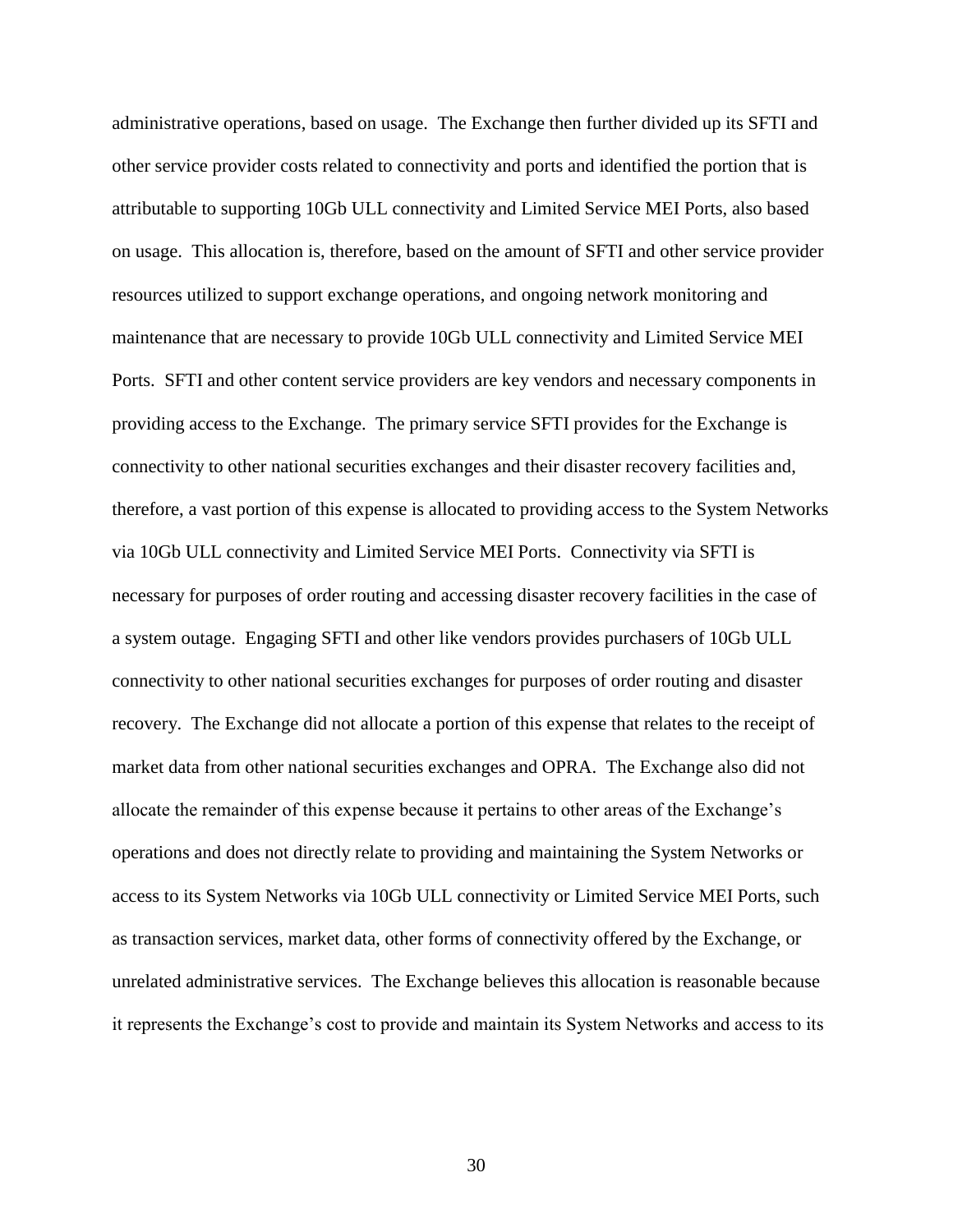administrative operations, based on usage. The Exchange then further divided up its SFTI and other service provider costs related to connectivity and ports and identified the portion that is attributable to supporting 10Gb ULL connectivity and Limited Service MEI Ports, also based on usage. This allocation is, therefore, based on the amount of SFTI and other service provider resources utilized to support exchange operations, and ongoing network monitoring and maintenance that are necessary to provide 10Gb ULL connectivity and Limited Service MEI Ports. SFTI and other content service providers are key vendors and necessary components in providing access to the Exchange. The primary service SFTI provides for the Exchange is connectivity to other national securities exchanges and their disaster recovery facilities and, therefore, a vast portion of this expense is allocated to providing access to the System Networks via 10Gb ULL connectivity and Limited Service MEI Ports. Connectivity via SFTI is necessary for purposes of order routing and accessing disaster recovery facilities in the case of a system outage. Engaging SFTI and other like vendors provides purchasers of 10Gb ULL connectivity to other national securities exchanges for purposes of order routing and disaster recovery. The Exchange did not allocate a portion of this expense that relates to the receipt of market data from other national securities exchanges and OPRA. The Exchange also did not allocate the remainder of this expense because it pertains to other areas of the Exchange's operations and does not directly relate to providing and maintaining the System Networks or access to its System Networks via 10Gb ULL connectivity or Limited Service MEI Ports, such as transaction services, market data, other forms of connectivity offered by the Exchange, or unrelated administrative services. The Exchange believes this allocation is reasonable because it represents the Exchange's cost to provide and maintain its System Networks and access to its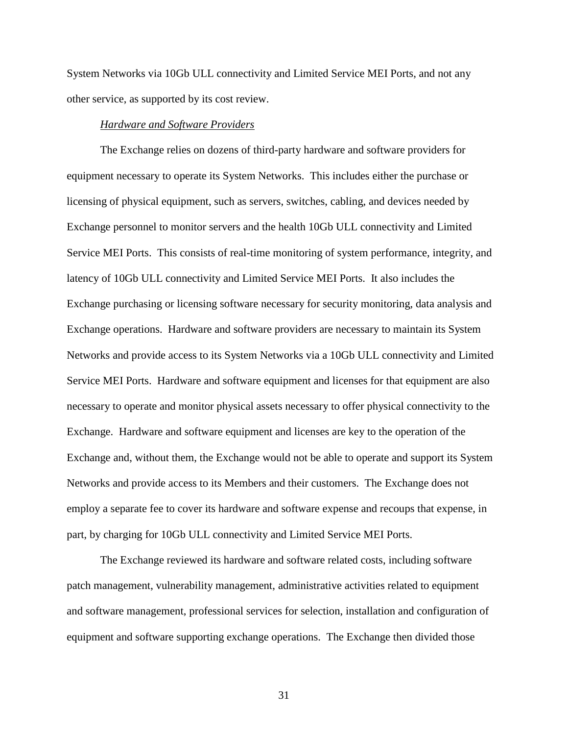System Networks via 10Gb ULL connectivity and Limited Service MEI Ports, and not any other service, as supported by its cost review.

*Hardware and Software Providers*

The Exchange relies on dozens of third-party hardware and software providers for equipment necessary to operate its System Networks. This includes either the purchase or licensing of physical equipment, such as servers, switches, cabling, and devices needed by Exchange personnel to monitor servers and the health 10Gb ULL connectivity and Limited Service MEI Ports. This consists of real-time monitoring of system performance, integrity, and latency of 10Gb ULL connectivity and Limited Service MEI Ports. It also includes the Exchange purchasing or licensing software necessary for security monitoring, data analysis and Exchange operations. Hardware and software providers are necessary to maintain its System Networks and provide access to its System Networks via a 10Gb ULL connectivity and Limited Service MEI Ports. Hardware and software equipment and licenses for that equipment are also necessary to operate and monitor physical assets necessary to offer physical connectivity to the Exchange. Hardware and software equipment and licenses are key to the operation of the Exchange and, without them, the Exchange would not be able to operate and support its System Networks and provide access to its Members and their customers. The Exchange does not employ a separate fee to cover its hardware and software expense and recoups that expense, in part, by charging for 10Gb ULL connectivity and Limited Service MEI Ports.

The Exchange reviewed its hardware and software related costs, including software patch management, vulnerability management, administrative activities related to equipment and software management, professional services for selection, installation and configuration of equipment and software supporting exchange operations. The Exchange then divided those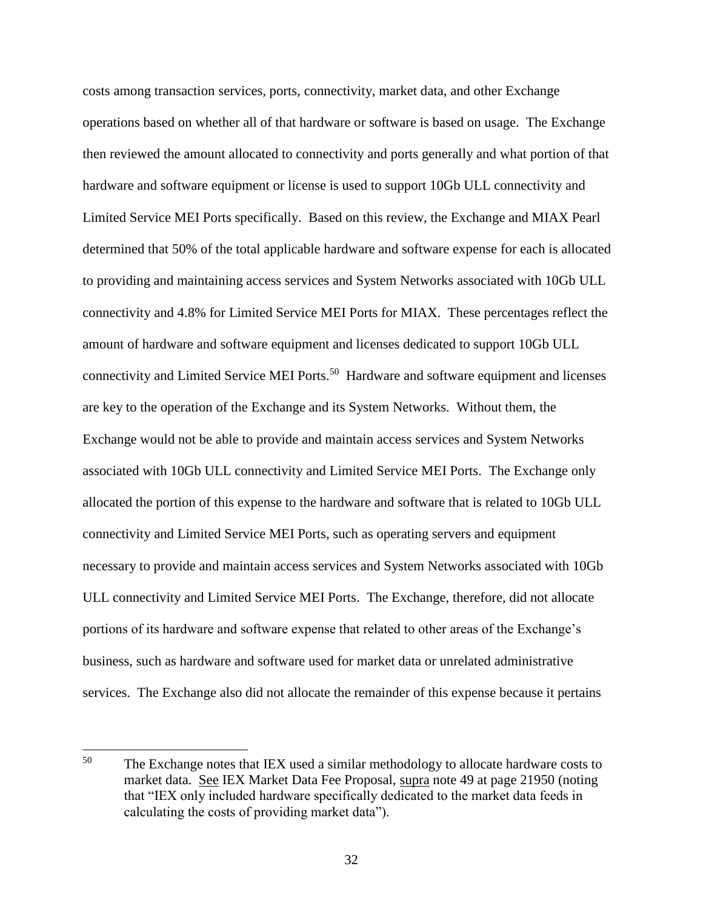costs among transaction services, ports, connectivity, market data, and other Exchange operations based on whether all of that hardware or software is based on usage. The Exchange then reviewed the amount allocated to connectivity and ports generally and what portion of that hardware and software equipment or license is used to support 10Gb ULL connectivity and Limited Service MEI Ports specifically. Based on this review, the Exchange and MIAX Pearl determined that 50% of the total applicable hardware and software expense for each is allocated to providing and maintaining access services and System Networks associated with 10Gb ULL connectivity and 4.8% for Limited Service MEI Ports for MIAX. These percentages reflect the amount of hardware and software equipment and licenses dedicated to support 10Gb ULL connectivity and Limited Service MEI Ports.[50] Hardware and software equipment and licenses are key to the operation of the Exchange and its System Networks. Without them, the Exchange would not be able to provide and maintain access services and System Networks associated with 10Gb ULL connectivity and Limited Service MEI Ports. The Exchange only allocated the portion of this expense to the hardware and software that is related to 10Gb ULL connectivity and Limited Service MEI Ports, such as operating servers and equipment necessary to provide and maintain access services and System Networks associated with 10Gb ULL connectivity and Limited Service MEI Ports. The Exchange, therefore, did not allocate portions of its hardware and software expense that related to other areas of the Exchange's business, such as hardware and software used for market data or unrelated administrative services. The Exchange also did not allocate the remainder of this expense because it pertains

[50] The Exchange notes that IEX used a similar methodology to allocate hardware costs to market data. See IEX Market Data Fee Proposal, supra note 49 at page 21950 (noting that "IEX only included hardware specifically dedicated to the market data feeds in calculating the costs of providing market data").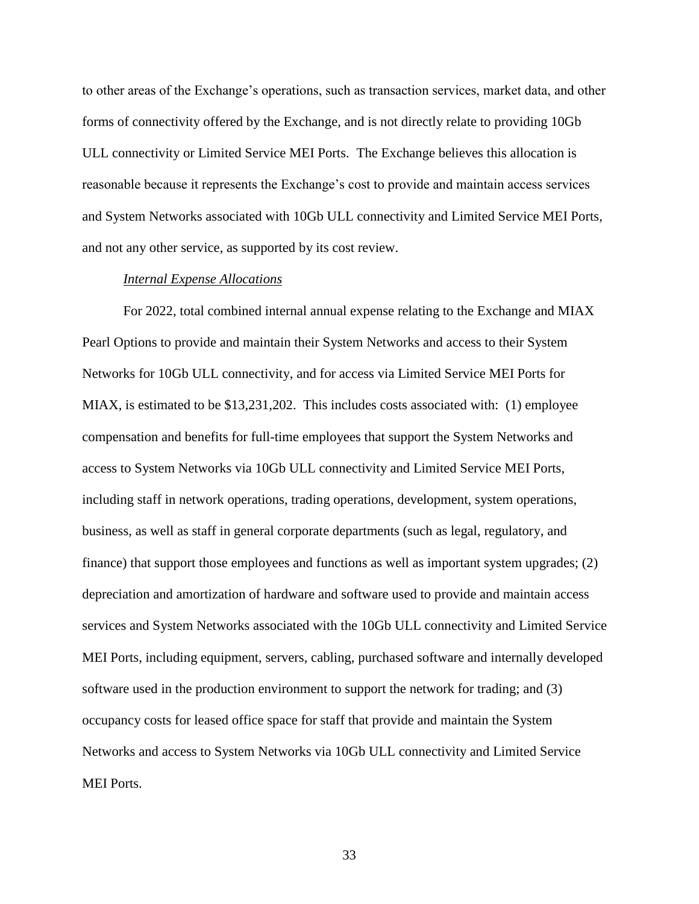to other areas of the Exchange's operations, such as transaction services, market data, and other forms of connectivity offered by the Exchange, and is not directly relate to providing 10Gb ULL connectivity or Limited Service MEI Ports. The Exchange believes this allocation is reasonable because it represents the Exchange's cost to provide and maintain access services and System Networks associated with 10Gb ULL connectivity and Limited Service MEI Ports, and not any other service, as supported by its cost review.

*Internal Expense Allocations*

For 2022, total combined internal annual expense relating to the Exchange and MIAX Pearl Options to provide and maintain their System Networks and access to their System Networks for 10Gb ULL connectivity, and for access via Limited Service MEI Ports for MIAX, is estimated to be $13,231,202. This includes costs associated with: (1) employee compensation and benefits for full-time employees that support the System Networks and access to System Networks via 10Gb ULL connectivity and Limited Service MEI Ports, including staff in network operations, trading operations, development, system operations, business, as well as staff in general corporate departments (such as legal, regulatory, and finance) that support those employees and functions as well as important system upgrades; (2) depreciation and amortization of hardware and software used to provide and maintain access services and System Networks associated with the 10Gb ULL connectivity and Limited Service MEI Ports, including equipment, servers, cabling, purchased software and internally developed software used in the production environment to support the network for trading; and (3) occupancy costs for leased office space for staff that provide and maintain the System Networks and access to System Networks via 10Gb ULL connectivity and Limited Service MEI Ports.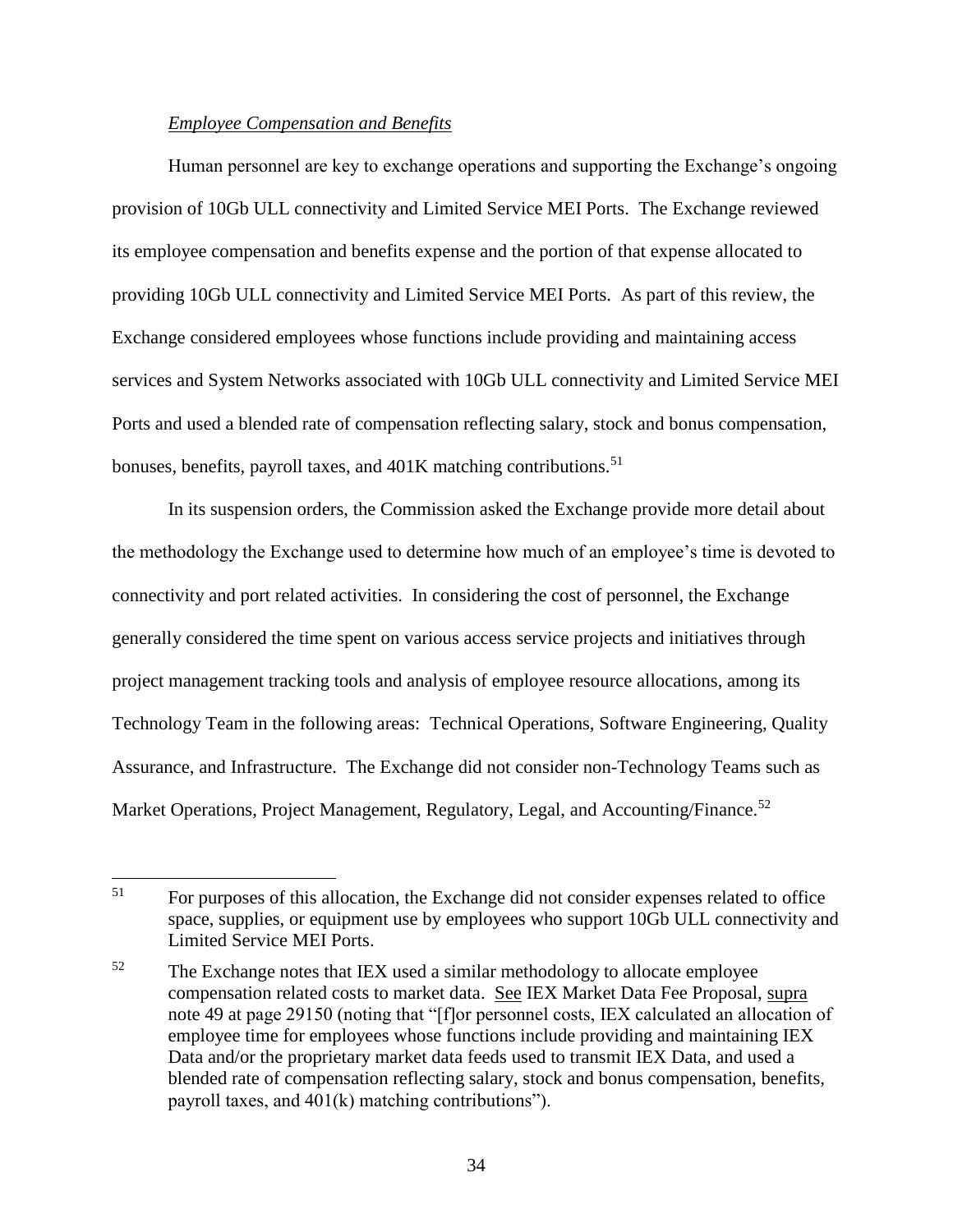*Employee Compensation and Benefits*

Human personnel are key to exchange operations and supporting the Exchange's ongoing provision of 10Gb ULL connectivity and Limited Service MEI Ports. The Exchange reviewed its employee compensation and benefits expense and the portion of that expense allocated to providing 10Gb ULL connectivity and Limited Service MEI Ports. As part of this review, the Exchange considered employees whose functions include providing and maintaining access services and System Networks associated with 10Gb ULL connectivity and Limited Service MEI Ports and used a blended rate of compensation reflecting salary, stock and bonus compensation, bonuses, benefits, payroll taxes, and 401K matching contributions.[51]

In its suspension orders, the Commission asked the Exchange provide more detail about the methodology the Exchange used to determine how much of an employee's time is devoted to connectivity and port related activities. In considering the cost of personnel, the Exchange generally considered the time spent on various access service projects and initiatives through project management tracking tools and analysis of employee resource allocations, among its Technology Team in the following areas: Technical Operations, Software Engineering, Quality Assurance, and Infrastructure. The Exchange did not consider non-Technology Teams such as Market Operations, Project Management, Regulatory, Legal, and Accounting/Finance.[52]

---

[51] For purposes of this allocation, the Exchange did not consider expenses related to office space, supplies, or equipment use by employees who support 10Gb ULL connectivity and Limited Service MEI Ports.

[52] The Exchange notes that IEX used a similar methodology to allocate employee compensation related costs to market data. See IEX Market Data Fee Proposal, supra note 49 at page 29150 (noting that "[f]or personnel costs, IEX calculated an allocation of employee time for employees whose functions include providing and maintaining IEX Data and/or the proprietary market data feeds used to transmit IEX Data, and used a blended rate of compensation reflecting salary, stock and bonus compensation, benefits, payroll taxes, and 401(k) matching contributions").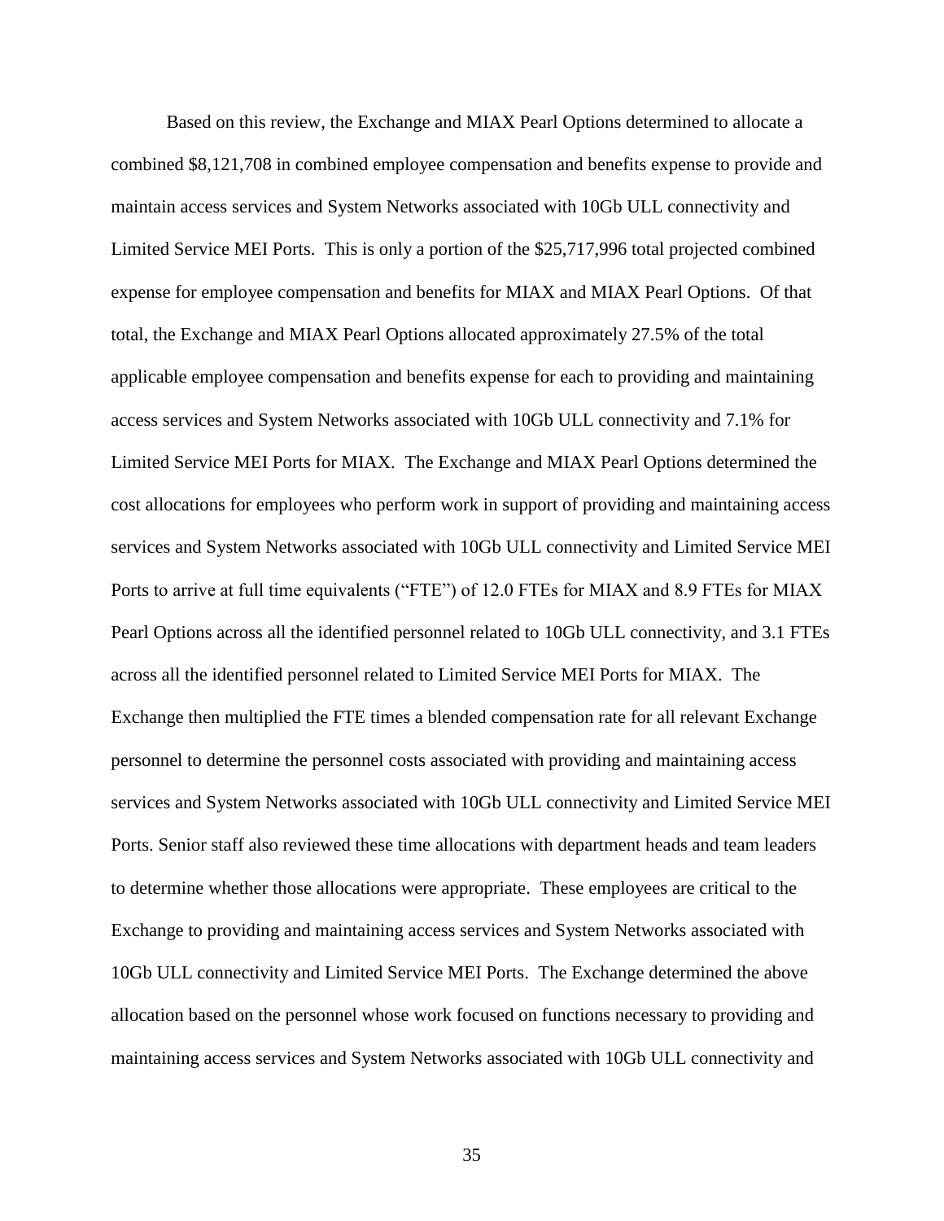Based on this review, the Exchange and MIAX Pearl Options determined to allocate a combined $8,121,708 in combined employee compensation and benefits expense to provide and maintain access services and System Networks associated with 10Gb ULL connectivity and Limited Service MEI Ports. This is only a portion of the $25,717,996 total projected combined expense for employee compensation and benefits for MIAX and MIAX Pearl Options. Of that total, the Exchange and MIAX Pearl Options allocated approximately 27.5% of the total applicable employee compensation and benefits expense for each to providing and maintaining access services and System Networks associated with 10Gb ULL connectivity and 7.1% for Limited Service MEI Ports for MIAX. The Exchange and MIAX Pearl Options determined the cost allocations for employees who perform work in support of providing and maintaining access services and System Networks associated with 10Gb ULL connectivity and Limited Service MEI Ports to arrive at full time equivalents ("FTE") of 12.0 FTEs for MIAX and 8.9 FTEs for MIAX Pearl Options across all the identified personnel related to 10Gb ULL connectivity, and 3.1 FTEs across all the identified personnel related to Limited Service MEI Ports for MIAX. The Exchange then multiplied the FTE times a blended compensation rate for all relevant Exchange personnel to determine the personnel costs associated with providing and maintaining access services and System Networks associated with 10Gb ULL connectivity and Limited Service MEI Ports. Senior staff also reviewed these time allocations with department heads and team leaders to determine whether those allocations were appropriate. These employees are critical to the Exchange to providing and maintaining access services and System Networks associated with 10Gb ULL connectivity and Limited Service MEI Ports. The Exchange determined the above allocation based on the personnel whose work focused on functions necessary to providing and maintaining access services and System Networks associated with 10Gb ULL connectivity and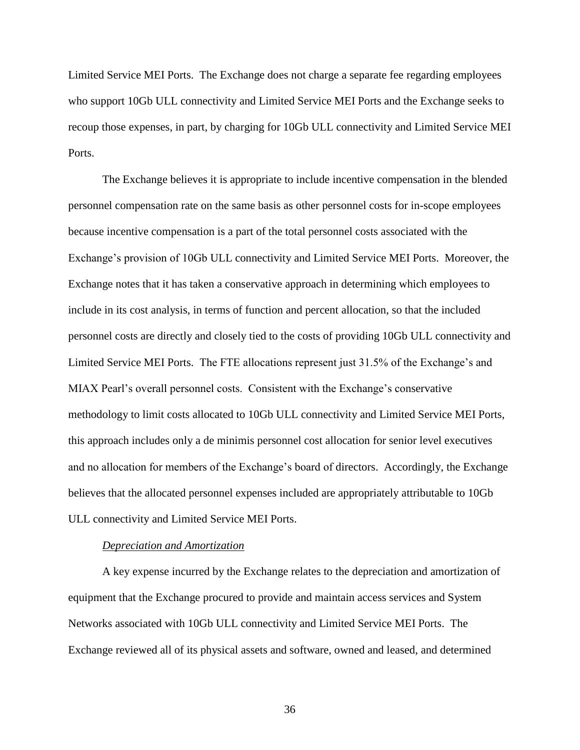Limited Service MEI Ports. The Exchange does not charge a separate fee regarding employees who support 10Gb ULL connectivity and Limited Service MEI Ports and the Exchange seeks to recoup those expenses, in part, by charging for 10Gb ULL connectivity and Limited Service MEI Ports.

The Exchange believes it is appropriate to include incentive compensation in the blended personnel compensation rate on the same basis as other personnel costs for in-scope employees because incentive compensation is a part of the total personnel costs associated with the Exchange's provision of 10Gb ULL connectivity and Limited Service MEI Ports. Moreover, the Exchange notes that it has taken a conservative approach in determining which employees to include in its cost analysis, in terms of function and percent allocation, so that the included personnel costs are directly and closely tied to the costs of providing 10Gb ULL connectivity and Limited Service MEI Ports. The FTE allocations represent just 31.5% of the Exchange's and MIAX Pearl's overall personnel costs. Consistent with the Exchange's conservative methodology to limit costs allocated to 10Gb ULL connectivity and Limited Service MEI Ports, this approach includes only a de minimis personnel cost allocation for senior level executives and no allocation for members of the Exchange's board of directors. Accordingly, the Exchange believes that the allocated personnel expenses included are appropriately attributable to 10Gb ULL connectivity and Limited Service MEI Ports.

*Depreciation and Amortization*

A key expense incurred by the Exchange relates to the depreciation and amortization of equipment that the Exchange procured to provide and maintain access services and System Networks associated with 10Gb ULL connectivity and Limited Service MEI Ports. The Exchange reviewed all of its physical assets and software, owned and leased, and determined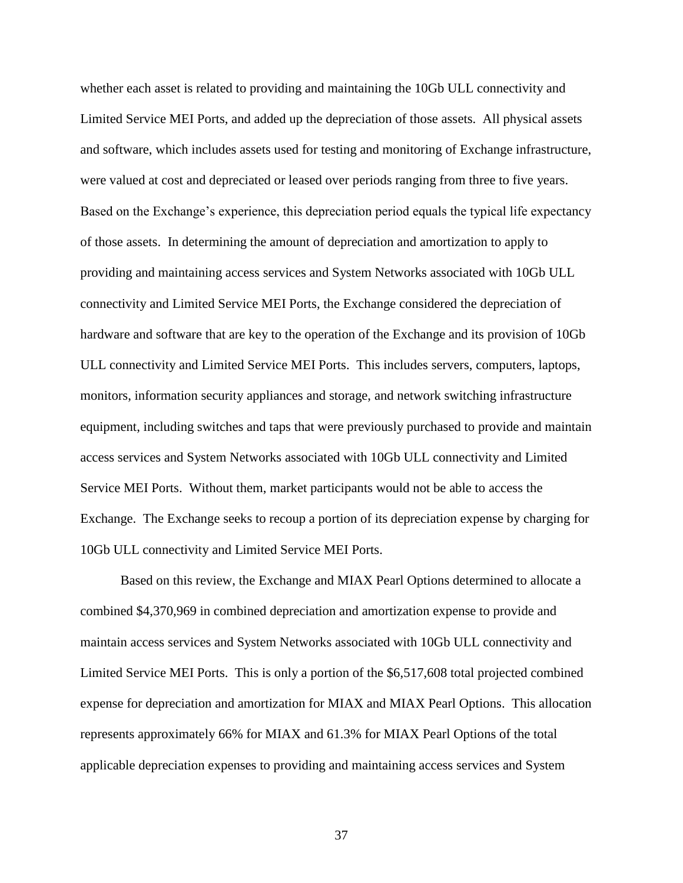whether each asset is related to providing and maintaining the 10Gb ULL connectivity and Limited Service MEI Ports, and added up the depreciation of those assets. All physical assets and software, which includes assets used for testing and monitoring of Exchange infrastructure, were valued at cost and depreciated or leased over periods ranging from three to five years. Based on the Exchange's experience, this depreciation period equals the typical life expectancy of those assets. In determining the amount of depreciation and amortization to apply to providing and maintaining access services and System Networks associated with 10Gb ULL connectivity and Limited Service MEI Ports, the Exchange considered the depreciation of hardware and software that are key to the operation of the Exchange and its provision of 10Gb ULL connectivity and Limited Service MEI Ports. This includes servers, computers, laptops, monitors, information security appliances and storage, and network switching infrastructure equipment, including switches and taps that were previously purchased to provide and maintain access services and System Networks associated with 10Gb ULL connectivity and Limited Service MEI Ports. Without them, market participants would not be able to access the Exchange. The Exchange seeks to recoup a portion of its depreciation expense by charging for 10Gb ULL connectivity and Limited Service MEI Ports.

Based on this review, the Exchange and MIAX Pearl Options determined to allocate a combined $4,370,969 in combined depreciation and amortization expense to provide and maintain access services and System Networks associated with 10Gb ULL connectivity and Limited Service MEI Ports. This is only a portion of the $6,517,608 total projected combined expense for depreciation and amortization for MIAX and MIAX Pearl Options. This allocation represents approximately 66% for MIAX and 61.3% for MIAX Pearl Options of the total applicable depreciation expenses to providing and maintaining access services and System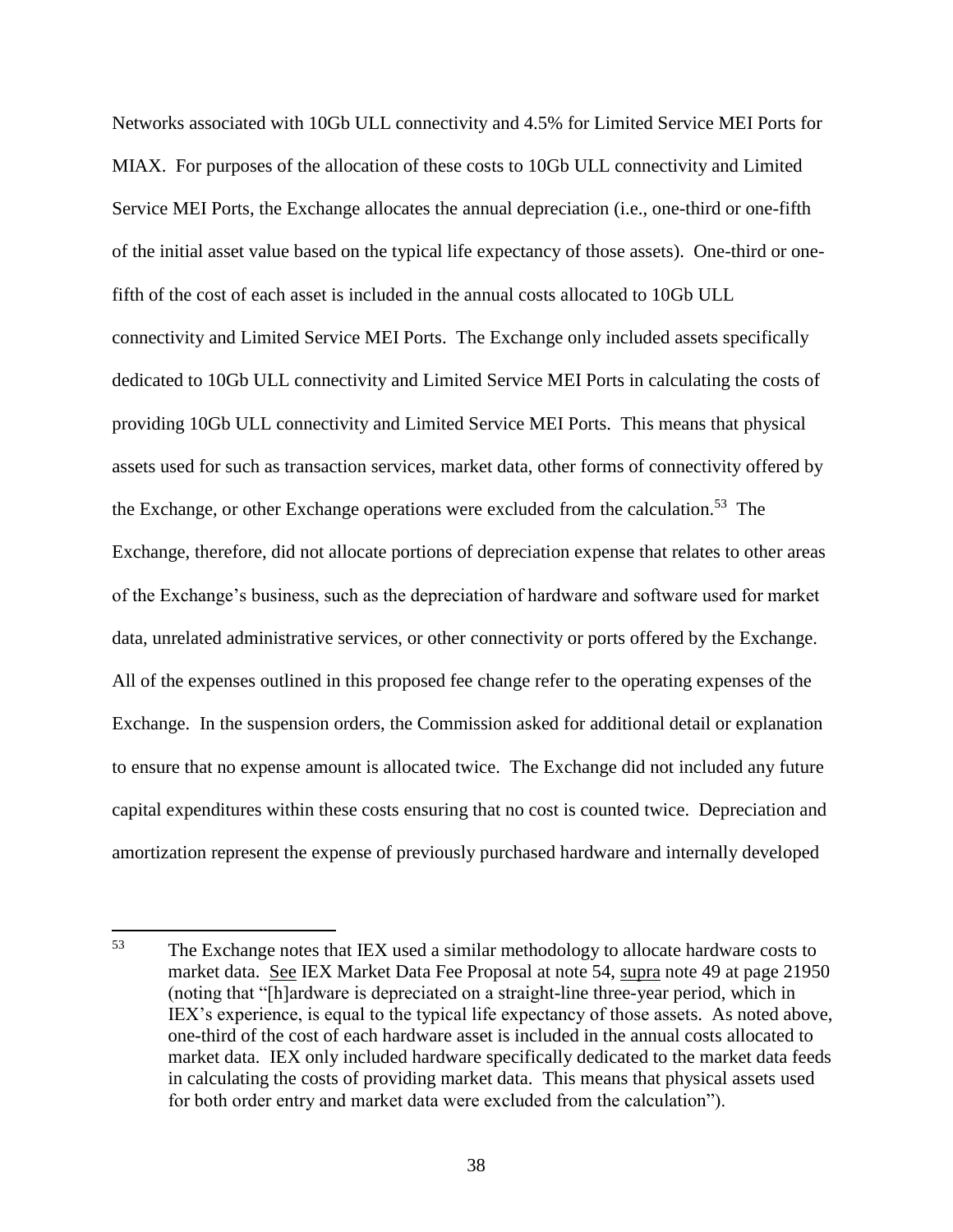Networks associated with 10Gb ULL connectivity and 4.5% for Limited Service MEI Ports for MIAX. For purposes of the allocation of these costs to 10Gb ULL connectivity and Limited Service MEI Ports, the Exchange allocates the annual depreciation (i.e., one-third or one-fifth of the initial asset value based on the typical life expectancy of those assets). One-third or one-fifth of the cost of each asset is included in the annual costs allocated to 10Gb ULL connectivity and Limited Service MEI Ports. The Exchange only included assets specifically dedicated to 10Gb ULL connectivity and Limited Service MEI Ports in calculating the costs of providing 10Gb ULL connectivity and Limited Service MEI Ports. This means that physical assets used for such as transaction services, market data, other forms of connectivity offered by the Exchange, or other Exchange operations were excluded from the calculation.[53] The Exchange, therefore, did not allocate portions of depreciation expense that relates to other areas of the Exchange's business, such as the depreciation of hardware and software used for market data, unrelated administrative services, or other connectivity or ports offered by the Exchange. All of the expenses outlined in this proposed fee change refer to the operating expenses of the Exchange. In the suspension orders, the Commission asked for additional detail or explanation to ensure that no expense amount is allocated twice. The Exchange did not included any future capital expenditures within these costs ensuring that no cost is counted twice. Depreciation and amortization represent the expense of previously purchased hardware and internally developed

---

[53] The Exchange notes that IEX used a similar methodology to allocate hardware costs to market data. See IEX Market Data Fee Proposal at note 54, supra note 49 at page 21950 (noting that "[h]ardware is depreciated on a straight-line three-year period, which in IEX's experience, is equal to the typical life expectancy of those assets. As noted above, one-third of the cost of each hardware asset is included in the annual costs allocated to market data. IEX only included hardware specifically dedicated to the market data feeds in calculating the costs of providing market data. This means that physical assets used for both order entry and market data were excluded from the calculation").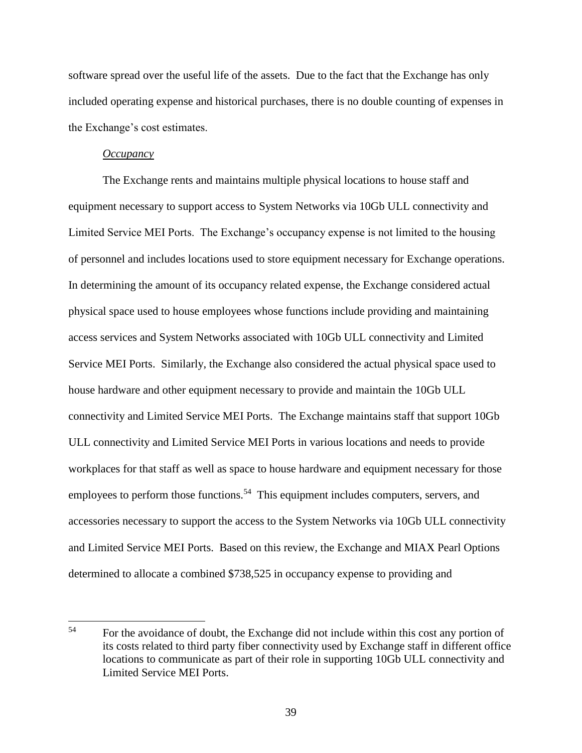software spread over the useful life of the assets. Due to the fact that the Exchange has only included operating expense and historical purchases, there is no double counting of expenses in the Exchange's cost estimates.

*Occupancy*

The Exchange rents and maintains multiple physical locations to house staff and equipment necessary to support access to System Networks via 10Gb ULL connectivity and Limited Service MEI Ports. The Exchange's occupancy expense is not limited to the housing of personnel and includes locations used to store equipment necessary for Exchange operations. In determining the amount of its occupancy related expense, the Exchange considered actual physical space used to house employees whose functions include providing and maintaining access services and System Networks associated with 10Gb ULL connectivity and Limited Service MEI Ports. Similarly, the Exchange also considered the actual physical space used to house hardware and other equipment necessary to provide and maintain the 10Gb ULL connectivity and Limited Service MEI Ports. The Exchange maintains staff that support 10Gb ULL connectivity and Limited Service MEI Ports in various locations and needs to provide workplaces for that staff as well as space to house hardware and equipment necessary for those employees to perform those functions.[54] This equipment includes computers, servers, and accessories necessary to support the access to the System Networks via 10Gb ULL connectivity and Limited Service MEI Ports. Based on this review, the Exchange and MIAX Pearl Options determined to allocate a combined $738,525 in occupancy expense to providing and

[54] For the avoidance of doubt, the Exchange did not include within this cost any portion of its costs related to third party fiber connectivity used by Exchange staff in different office locations to communicate as part of their role in supporting 10Gb ULL connectivity and Limited Service MEI Ports.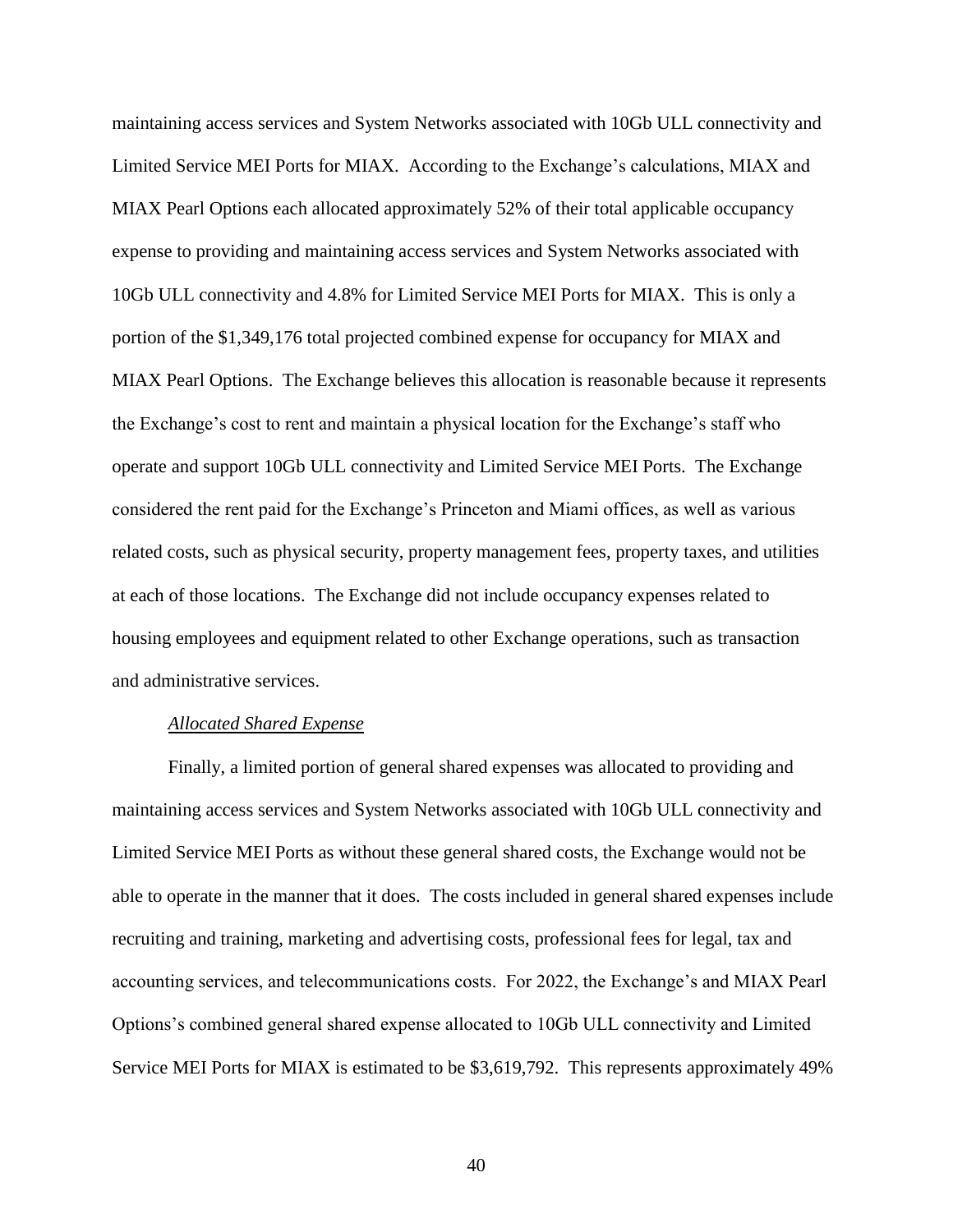maintaining access services and System Networks associated with 10Gb ULL connectivity and Limited Service MEI Ports for MIAX. According to the Exchange's calculations, MIAX and MIAX Pearl Options each allocated approximately 52% of their total applicable occupancy expense to providing and maintaining access services and System Networks associated with 10Gb ULL connectivity and 4.8% for Limited Service MEI Ports for MIAX. This is only a portion of the $1,349,176 total projected combined expense for occupancy for MIAX and MIAX Pearl Options. The Exchange believes this allocation is reasonable because it represents the Exchange's cost to rent and maintain a physical location for the Exchange's staff who operate and support 10Gb ULL connectivity and Limited Service MEI Ports. The Exchange considered the rent paid for the Exchange's Princeton and Miami offices, as well as various related costs, such as physical security, property management fees, property taxes, and utilities at each of those locations. The Exchange did not include occupancy expenses related to housing employees and equipment related to other Exchange operations, such as transaction and administrative services.

*Allocated Shared Expense*

Finally, a limited portion of general shared expenses was allocated to providing and maintaining access services and System Networks associated with 10Gb ULL connectivity and Limited Service MEI Ports as without these general shared costs, the Exchange would not be able to operate in the manner that it does. The costs included in general shared expenses include recruiting and training, marketing and advertising costs, professional fees for legal, tax and accounting services, and telecommunications costs. For 2022, the Exchange's and MIAX Pearl Options's combined general shared expense allocated to 10Gb ULL connectivity and Limited Service MEI Ports for MIAX is estimated to be $3,619,792. This represents approximately 49%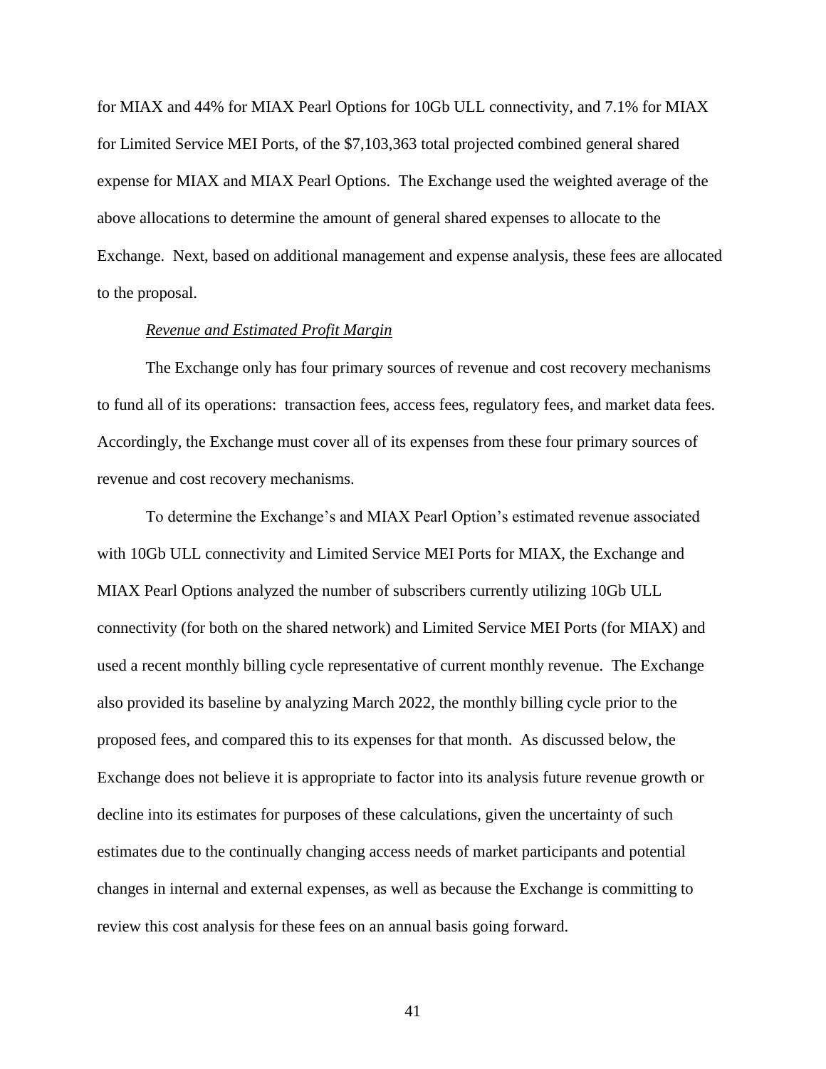for MIAX and 44% for MIAX Pearl Options for 10Gb ULL connectivity, and 7.1% for MIAX for Limited Service MEI Ports, of the $7,103,363 total projected combined general shared expense for MIAX and MIAX Pearl Options. The Exchange used the weighted average of the above allocations to determine the amount of general shared expenses to allocate to the Exchange. Next, based on additional management and expense analysis, these fees are allocated to the proposal.

*Revenue and Estimated Profit Margin*

The Exchange only has four primary sources of revenue and cost recovery mechanisms to fund all of its operations: transaction fees, access fees, regulatory fees, and market data fees. Accordingly, the Exchange must cover all of its expenses from these four primary sources of revenue and cost recovery mechanisms.

To determine the Exchange's and MIAX Pearl Option's estimated revenue associated with 10Gb ULL connectivity and Limited Service MEI Ports for MIAX, the Exchange and MIAX Pearl Options analyzed the number of subscribers currently utilizing 10Gb ULL connectivity (for both on the shared network) and Limited Service MEI Ports (for MIAX) and used a recent monthly billing cycle representative of current monthly revenue. The Exchange also provided its baseline by analyzing March 2022, the monthly billing cycle prior to the proposed fees, and compared this to its expenses for that month. As discussed below, the Exchange does not believe it is appropriate to factor into its analysis future revenue growth or decline into its estimates for purposes of these calculations, given the uncertainty of such estimates due to the continually changing access needs of market participants and potential changes in internal and external expenses, as well as because the Exchange is committing to review this cost analysis for these fees on an annual basis going forward.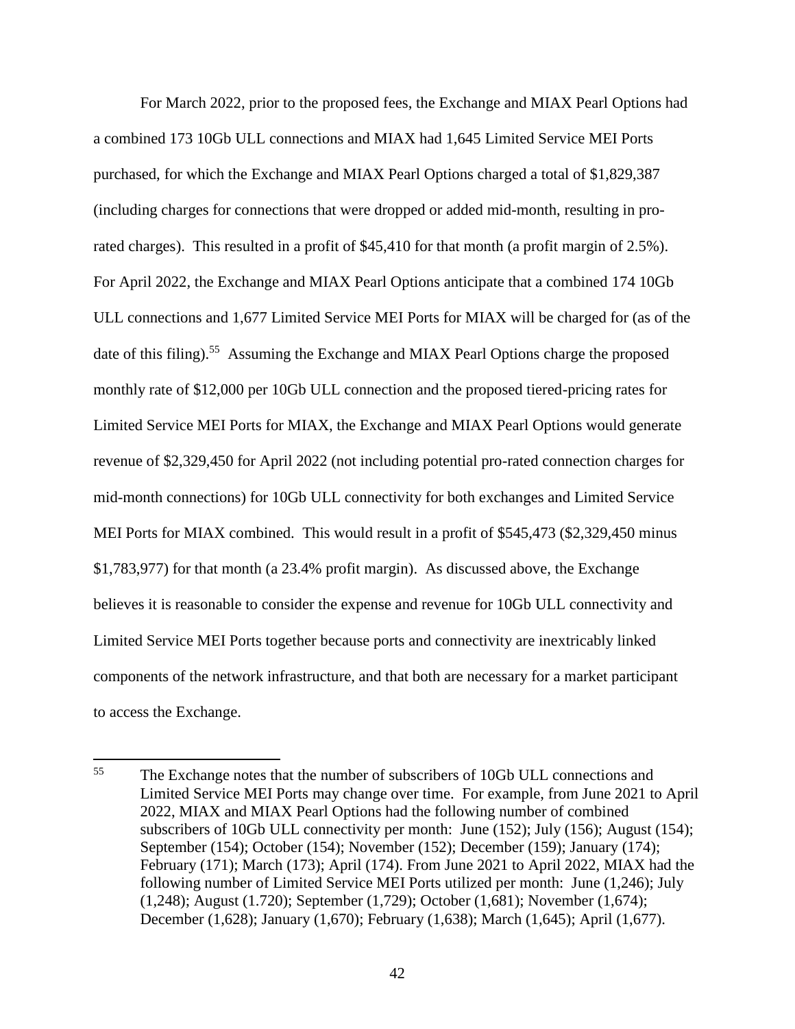For March 2022, prior to the proposed fees, the Exchange and MIAX Pearl Options had a combined 173 10Gb ULL connections and MIAX had 1,645 Limited Service MEI Ports purchased, for which the Exchange and MIAX Pearl Options charged a total of $1,829,387 (including charges for connections that were dropped or added mid-month, resulting in pro-rated charges). This resulted in a profit of $45,410 for that month (a profit margin of 2.5%). For April 2022, the Exchange and MIAX Pearl Options anticipate that a combined 174 10Gb ULL connections and 1,677 Limited Service MEI Ports for MIAX will be charged for (as of the date of this filing).[55] Assuming the Exchange and MIAX Pearl Options charge the proposed monthly rate of $12,000 per 10Gb ULL connection and the proposed tiered-pricing rates for Limited Service MEI Ports for MIAX, the Exchange and MIAX Pearl Options would generate revenue of $2,329,450 for April 2022 (not including potential pro-rated connection charges for mid-month connections) for 10Gb ULL connectivity for both exchanges and Limited Service MEI Ports for MIAX combined. This would result in a profit of $545,473 ($2,329,450 minus $1,783,977) for that month (a 23.4% profit margin). As discussed above, the Exchange believes it is reasonable to consider the expense and revenue for 10Gb ULL connectivity and Limited Service MEI Ports together because ports and connectivity are inextricably linked components of the network infrastructure, and that both are necessary for a market participant to access the Exchange.

---

[55] The Exchange notes that the number of subscribers of 10Gb ULL connections and Limited Service MEI Ports may change over time. For example, from June 2021 to April 2022, MIAX and MIAX Pearl Options had the following number of combined subscribers of 10Gb ULL connectivity per month: June (152); July (156); August (154); September (154); October (154); November (152); December (159); January (174); February (171); March (173); April (174). From June 2021 to April 2022, MIAX had the following number of Limited Service MEI Ports utilized per month: June (1,246); July (1,248); August (1.720); September (1,729); October (1,681); November (1,674); December (1,628); January (1,670); February (1,638); March (1,645); April (1,677).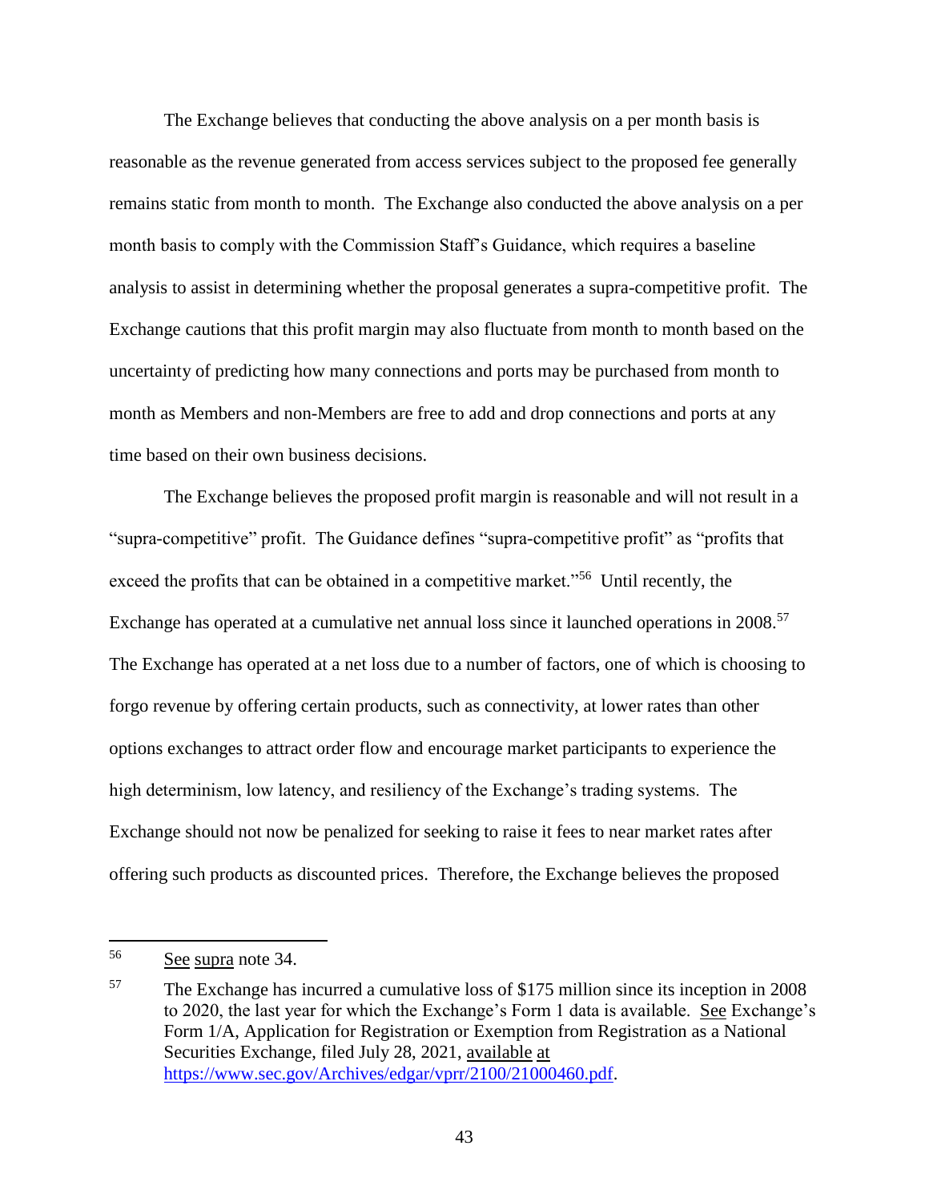The Exchange believes that conducting the above analysis on a per month basis is reasonable as the revenue generated from access services subject to the proposed fee generally remains static from month to month. The Exchange also conducted the above analysis on a per month basis to comply with the Commission Staff's Guidance, which requires a baseline analysis to assist in determining whether the proposal generates a supra-competitive profit. The Exchange cautions that this profit margin may also fluctuate from month to month based on the uncertainty of predicting how many connections and ports may be purchased from month to month as Members and non-Members are free to add and drop connections and ports at any time based on their own business decisions.

The Exchange believes the proposed profit margin is reasonable and will not result in a "supra-competitive" profit. The Guidance defines "supra-competitive profit" as "profits that exceed the profits that can be obtained in a competitive market."[56] Until recently, the Exchange has operated at a cumulative net annual loss since it launched operations in 2008.[57] The Exchange has operated at a net loss due to a number of factors, one of which is choosing to forgo revenue by offering certain products, such as connectivity, at lower rates than other options exchanges to attract order flow and encourage market participants to experience the high determinism, low latency, and resiliency of the Exchange's trading systems. The Exchange should not now be penalized for seeking to raise it fees to near market rates after offering such products as discounted prices. Therefore, the Exchange believes the proposed

---

[56] See supra note 34.

[57] The Exchange has incurred a cumulative loss of $175 million since its inception in 2008 to 2020, the last year for which the Exchange's Form 1 data is available. See Exchange's Form 1/A, Application for Registration or Exemption from Registration as a National Securities Exchange, filed July 28, 2021, available at https://www.sec.gov/Archives/edgar/vprr/2100/21000460.pdf.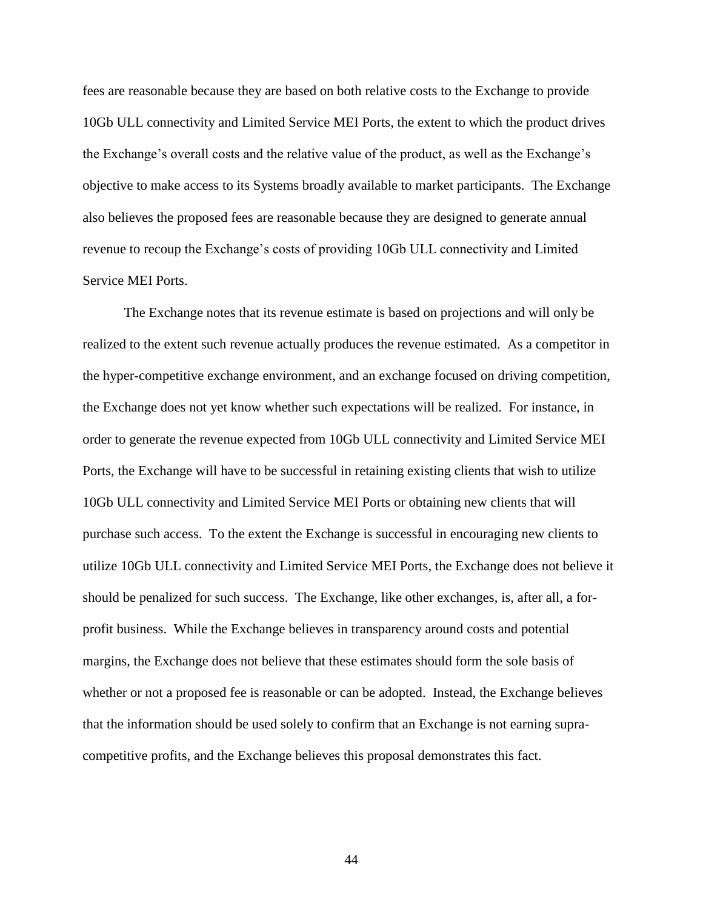fees are reasonable because they are based on both relative costs to the Exchange to provide 10Gb ULL connectivity and Limited Service MEI Ports, the extent to which the product drives the Exchange's overall costs and the relative value of the product, as well as the Exchange's objective to make access to its Systems broadly available to market participants. The Exchange also believes the proposed fees are reasonable because they are designed to generate annual revenue to recoup the Exchange's costs of providing 10Gb ULL connectivity and Limited Service MEI Ports.

The Exchange notes that its revenue estimate is based on projections and will only be realized to the extent such revenue actually produces the revenue estimated. As a competitor in the hyper-competitive exchange environment, and an exchange focused on driving competition, the Exchange does not yet know whether such expectations will be realized. For instance, in order to generate the revenue expected from 10Gb ULL connectivity and Limited Service MEI Ports, the Exchange will have to be successful in retaining existing clients that wish to utilize 10Gb ULL connectivity and Limited Service MEI Ports or obtaining new clients that will purchase such access. To the extent the Exchange is successful in encouraging new clients to utilize 10Gb ULL connectivity and Limited Service MEI Ports, the Exchange does not believe it should be penalized for such success. The Exchange, like other exchanges, is, after all, a for-profit business. While the Exchange believes in transparency around costs and potential margins, the Exchange does not believe that these estimates should form the sole basis of whether or not a proposed fee is reasonable or can be adopted. Instead, the Exchange believes that the information should be used solely to confirm that an Exchange is not earning supra-competitive profits, and the Exchange believes this proposal demonstrates this fact.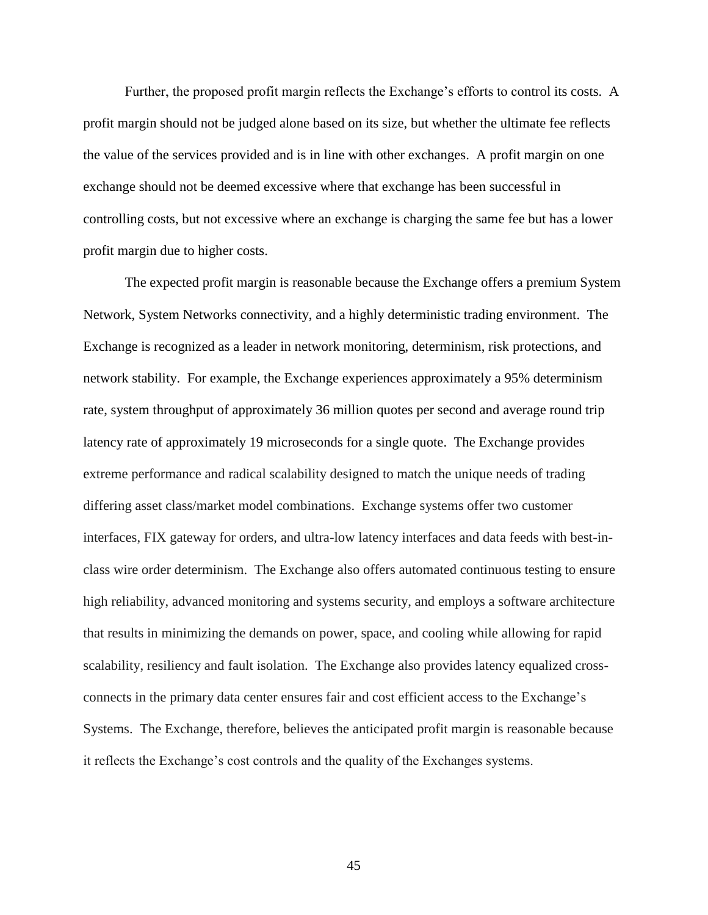Further, the proposed profit margin reflects the Exchange's efforts to control its costs. A profit margin should not be judged alone based on its size, but whether the ultimate fee reflects the value of the services provided and is in line with other exchanges. A profit margin on one exchange should not be deemed excessive where that exchange has been successful in controlling costs, but not excessive where an exchange is charging the same fee but has a lower profit margin due to higher costs.

The expected profit margin is reasonable because the Exchange offers a premium System Network, System Networks connectivity, and a highly deterministic trading environment. The Exchange is recognized as a leader in network monitoring, determinism, risk protections, and network stability. For example, the Exchange experiences approximately a 95% determinism rate, system throughput of approximately 36 million quotes per second and average round trip latency rate of approximately 19 microseconds for a single quote. The Exchange provides extreme performance and radical scalability designed to match the unique needs of trading differing asset class/market model combinations. Exchange systems offer two customer interfaces, FIX gateway for orders, and ultra-low latency interfaces and data feeds with best-in-class wire order determinism. The Exchange also offers automated continuous testing to ensure high reliability, advanced monitoring and systems security, and employs a software architecture that results in minimizing the demands on power, space, and cooling while allowing for rapid scalability, resiliency and fault isolation. The Exchange also provides latency equalized cross-connects in the primary data center ensures fair and cost efficient access to the Exchange's Systems. The Exchange, therefore, believes the anticipated profit margin is reasonable because it reflects the Exchange's cost controls and the quality of the Exchanges systems.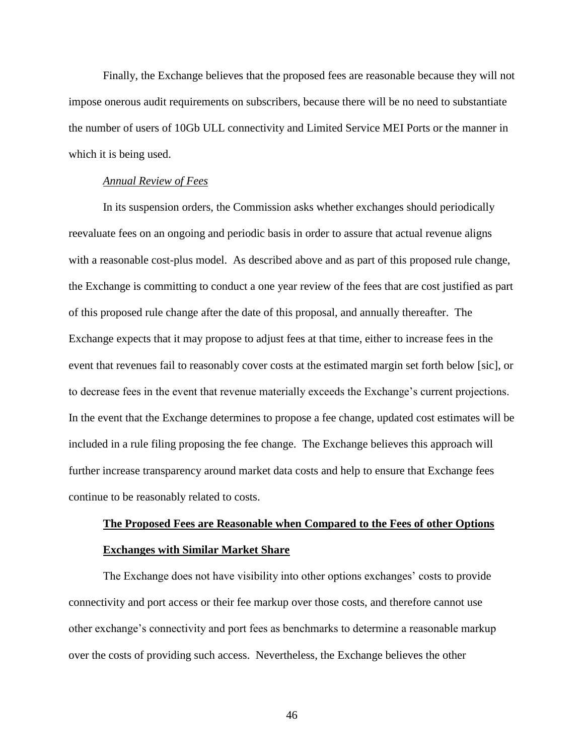Finally, the Exchange believes that the proposed fees are reasonable because they will not impose onerous audit requirements on subscribers, because there will be no need to substantiate the number of users of 10Gb ULL connectivity and Limited Service MEI Ports or the manner in which it is being used.

*Annual Review of Fees*

In its suspension orders, the Commission asks whether exchanges should periodically reevaluate fees on an ongoing and periodic basis in order to assure that actual revenue aligns with a reasonable cost-plus model. As described above and as part of this proposed rule change, the Exchange is committing to conduct a one year review of the fees that are cost justified as part of this proposed rule change after the date of this proposal, and annually thereafter. The Exchange expects that it may propose to adjust fees at that time, either to increase fees in the event that revenues fail to reasonably cover costs at the estimated margin set forth below [sic], or to decrease fees in the event that revenue materially exceeds the Exchange's current projections. In the event that the Exchange determines to propose a fee change, updated cost estimates will be included in a rule filing proposing the fee change. The Exchange believes this approach will further increase transparency around market data costs and help to ensure that Exchange fees continue to be reasonably related to costs.

**The Proposed Fees are Reasonable when Compared to the Fees of other Options Exchanges with Similar Market Share**

The Exchange does not have visibility into other options exchanges' costs to provide connectivity and port access or their fee markup over those costs, and therefore cannot use other exchange's connectivity and port fees as benchmarks to determine a reasonable markup over the costs of providing such access. Nevertheless, the Exchange believes the other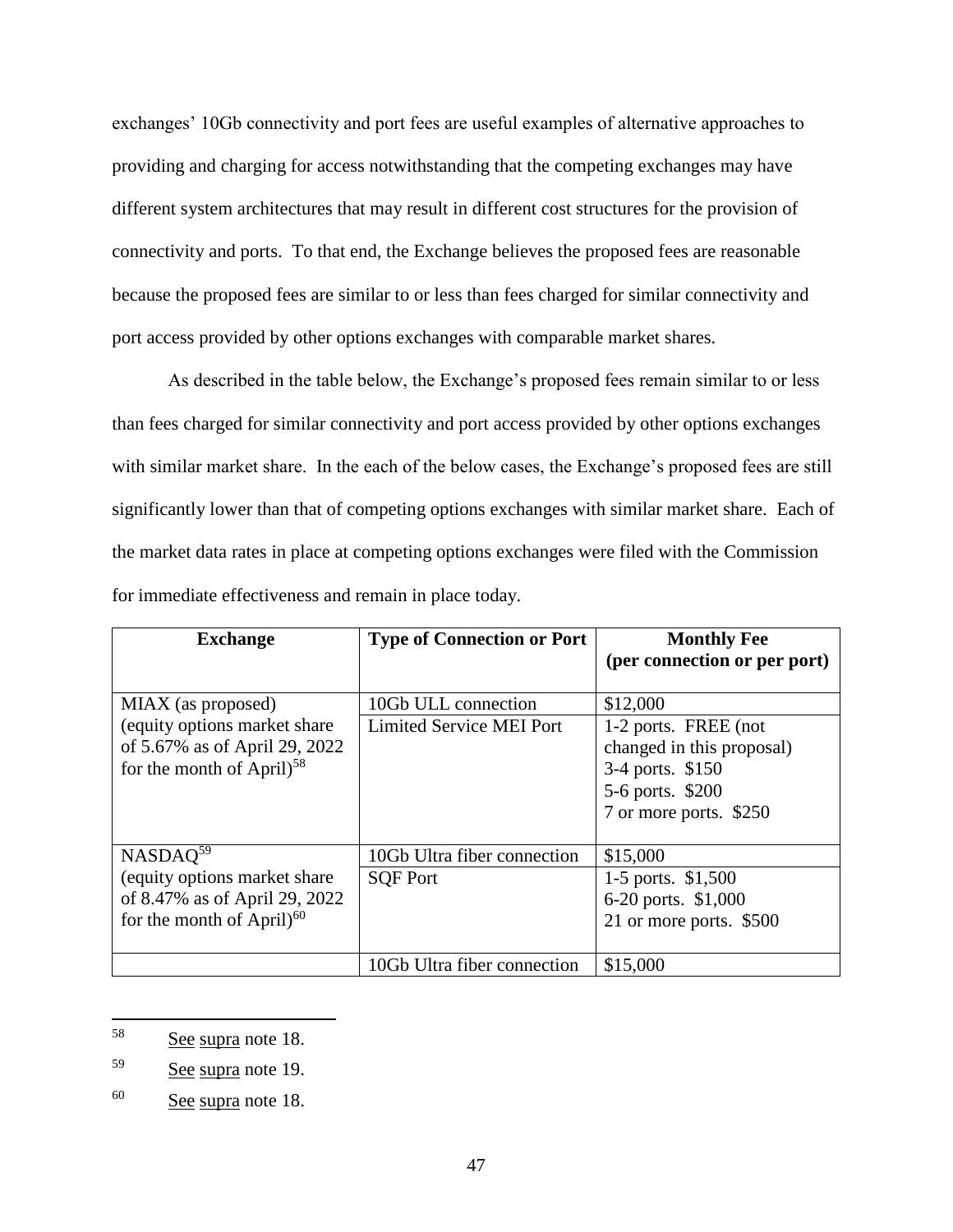exchanges' 10Gb connectivity and port fees are useful examples of alternative approaches to providing and charging for access notwithstanding that the competing exchanges may have different system architectures that may result in different cost structures for the provision of connectivity and ports. To that end, the Exchange believes the proposed fees are reasonable because the proposed fees are similar to or less than fees charged for similar connectivity and port access provided by other options exchanges with comparable market shares.

As described in the table below, the Exchange's proposed fees remain similar to or less than fees charged for similar connectivity and port access provided by other options exchanges with similar market share. In the each of the below cases, the Exchange's proposed fees are still significantly lower than that of competing options exchanges with similar market share. Each of the market data rates in place at competing options exchanges were filed with the Commission for immediate effectiveness and remain in place today.

| Exchange | Type of Connection or Port | Monthly Fee (per connection or per port) |
|---|---|---|
| MIAX (as proposed) (equity options market share of 5.67% as of April 29, 2022 for the month of April)[58] | 10Gb ULL connection | $12,000 |
| | Limited Service MEI Port | 1-2 ports. FREE (not changed in this proposal)<br>3-4 ports. $150<br>5-6 ports. $200<br>7 or more ports. $250 |
| NASDAQ[59] (equity options market share of 8.47% as of April 29, 2022 for the month of April)[60] | 10Gb Ultra fiber connection | $15,000 |
| | SQF Port | 1-5 ports. $1,500<br>6-20 ports. $1,000<br>21 or more ports. $500 |
| | 10Gb Ultra fiber connection | $15,000 |

---

[58] See supra note 18.

[59] See supra note 19.

[60] See supra note 18.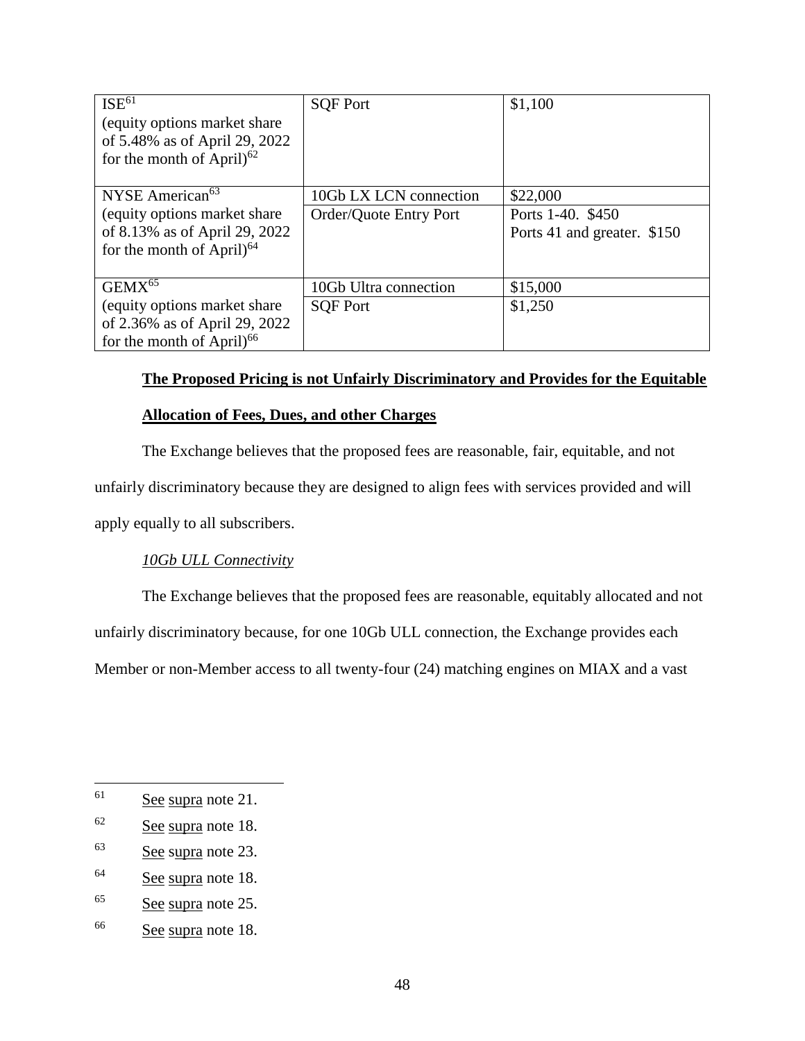| | | |
|---|---|---|
| ISE[61] (equity options market share of 5.48% as of April 29, 2022 for the month of April)[62] | SQF Port | $1,100 |
| NYSE American[63] (equity options market share of 8.13% as of April 29, 2022 for the month of April)[64] | 10Gb LX LCN connection | $22,000 |
| | Order/Quote Entry Port | Ports 1-40. $450<br>Ports 41 and greater. $150 |
| GEMX[65] (equity options market share of 2.36% as of April 29, 2022 for the month of April)[66] | 10Gb Ultra connection | $15,000 |
| | SQF Port | $1,250 |

**The Proposed Pricing is not Unfairly Discriminatory and Provides for the Equitable Allocation of Fees, Dues, and other Charges**

The Exchange believes that the proposed fees are reasonable, fair, equitable, and not unfairly discriminatory because they are designed to align fees with services provided and will apply equally to all subscribers.

*10Gb ULL Connectivity*

The Exchange believes that the proposed fees are reasonable, equitably allocated and not unfairly discriminatory because, for one 10Gb ULL connection, the Exchange provides each Member or non-Member access to all twenty-four (24) matching engines on MIAX and a vast

---

61 See supra note 21.

62 See supra note 18.

63 See supra note 23.

64 See supra note 18.

65 See supra note 25.

66 See supra note 18.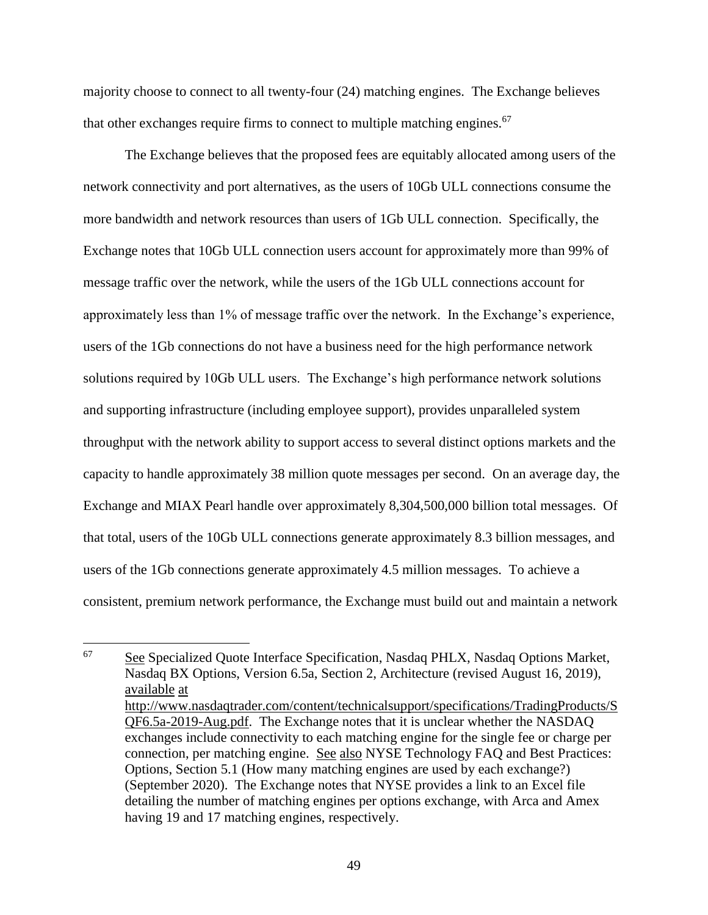majority choose to connect to all twenty-four (24) matching engines. The Exchange believes that other exchanges require firms to connect to multiple matching engines.[67]

The Exchange believes that the proposed fees are equitably allocated among users of the network connectivity and port alternatives, as the users of 10Gb ULL connections consume the more bandwidth and network resources than users of 1Gb ULL connection. Specifically, the Exchange notes that 10Gb ULL connection users account for approximately more than 99% of message traffic over the network, while the users of the 1Gb ULL connections account for approximately less than 1% of message traffic over the network. In the Exchange's experience, users of the 1Gb connections do not have a business need for the high performance network solutions required by 10Gb ULL users. The Exchange's high performance network solutions and supporting infrastructure (including employee support), provides unparalleled system throughput with the network ability to support access to several distinct options markets and the capacity to handle approximately 38 million quote messages per second. On an average day, the Exchange and MIAX Pearl handle over approximately 8,304,500,000 billion total messages. Of that total, users of the 10Gb ULL connections generate approximately 8.3 billion messages, and users of the 1Gb connections generate approximately 4.5 million messages. To achieve a consistent, premium network performance, the Exchange must build out and maintain a network

---

[67] See Specialized Quote Interface Specification, Nasdaq PHLX, Nasdaq Options Market, Nasdaq BX Options, Version 6.5a, Section 2, Architecture (revised August 16, 2019), available at http://www.nasdaqtrader.com/content/technicalsupport/specifications/TradingProducts/SQF6.5a-2019-Aug.pdf. The Exchange notes that it is unclear whether the NASDAQ exchanges include connectivity to each matching engine for the single fee or charge per connection, per matching engine. See also NYSE Technology FAQ and Best Practices: Options, Section 5.1 (How many matching engines are used by each exchange?) (September 2020). The Exchange notes that NYSE provides a link to an Excel file detailing the number of matching engines per options exchange, with Arca and Amex having 19 and 17 matching engines, respectively.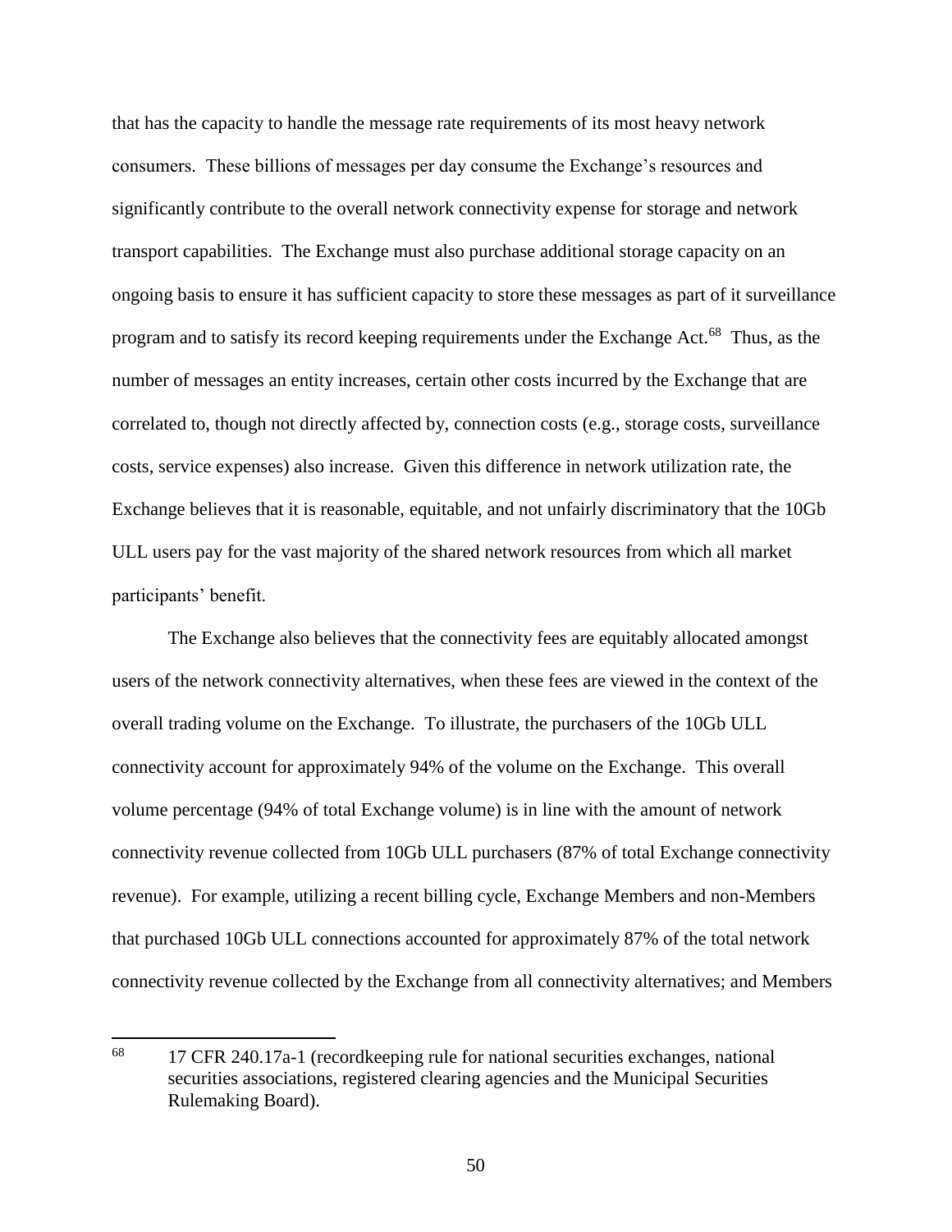that has the capacity to handle the message rate requirements of its most heavy network consumers. These billions of messages per day consume the Exchange's resources and significantly contribute to the overall network connectivity expense for storage and network transport capabilities. The Exchange must also purchase additional storage capacity on an ongoing basis to ensure it has sufficient capacity to store these messages as part of it surveillance program and to satisfy its record keeping requirements under the Exchange Act.[68] Thus, as the number of messages an entity increases, certain other costs incurred by the Exchange that are correlated to, though not directly affected by, connection costs (e.g., storage costs, surveillance costs, service expenses) also increase. Given this difference in network utilization rate, the Exchange believes that it is reasonable, equitable, and not unfairly discriminatory that the 10Gb ULL users pay for the vast majority of the shared network resources from which all market participants' benefit.

The Exchange also believes that the connectivity fees are equitably allocated amongst users of the network connectivity alternatives, when these fees are viewed in the context of the overall trading volume on the Exchange. To illustrate, the purchasers of the 10Gb ULL connectivity account for approximately 94% of the volume on the Exchange. This overall volume percentage (94% of total Exchange volume) is in line with the amount of network connectivity revenue collected from 10Gb ULL purchasers (87% of total Exchange connectivity revenue). For example, utilizing a recent billing cycle, Exchange Members and non-Members that purchased 10Gb ULL connections accounted for approximately 87% of the total network connectivity revenue collected by the Exchange from all connectivity alternatives; and Members

---

[68] 17 CFR 240.17a-1 (recordkeeping rule for national securities exchanges, national securities associations, registered clearing agencies and the Municipal Securities Rulemaking Board).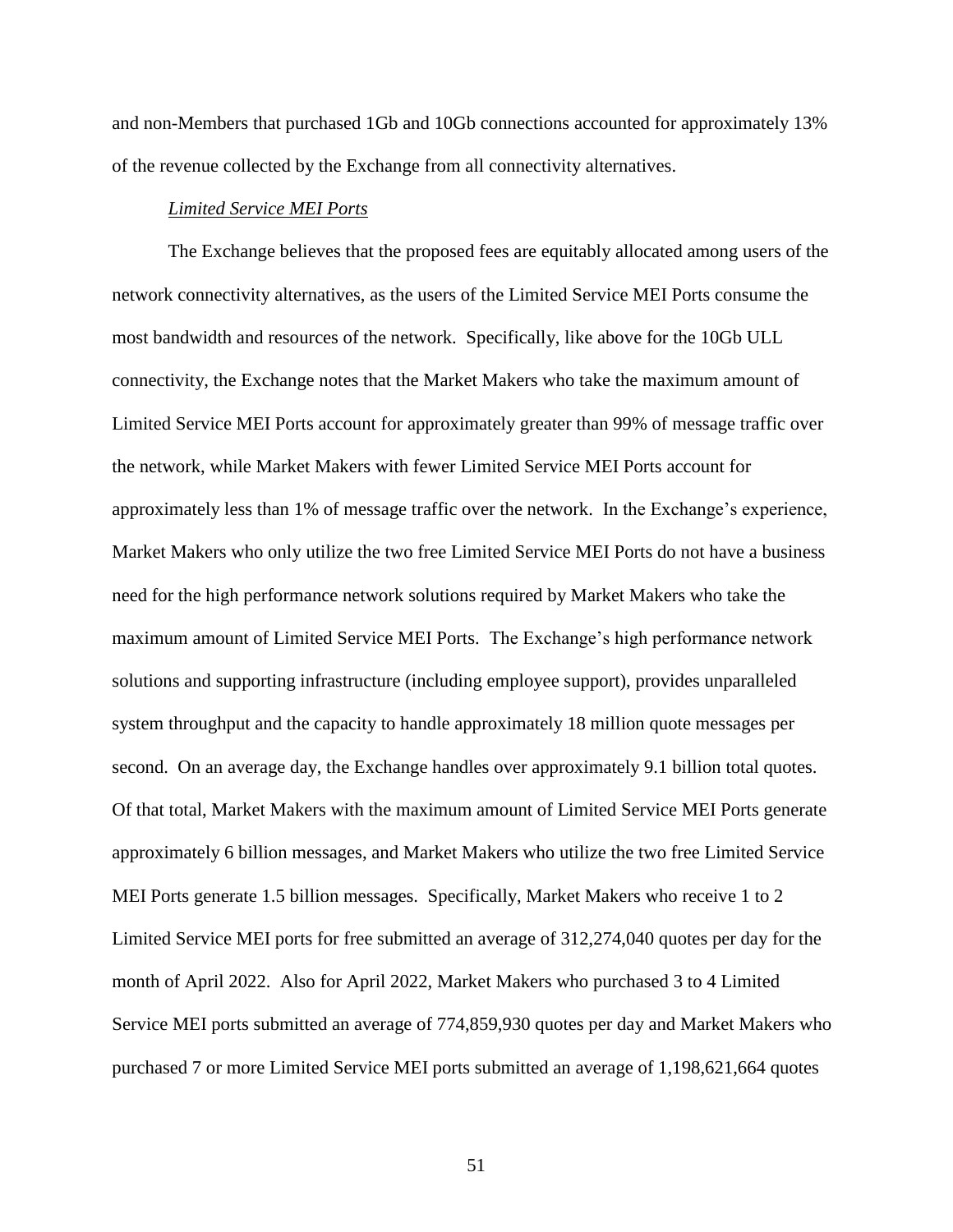and non-Members that purchased 1Gb and 10Gb connections accounted for approximately 13% of the revenue collected by the Exchange from all connectivity alternatives.

*Limited Service MEI Ports*

The Exchange believes that the proposed fees are equitably allocated among users of the network connectivity alternatives, as the users of the Limited Service MEI Ports consume the most bandwidth and resources of the network. Specifically, like above for the 10Gb ULL connectivity, the Exchange notes that the Market Makers who take the maximum amount of Limited Service MEI Ports account for approximately greater than 99% of message traffic over the network, while Market Makers with fewer Limited Service MEI Ports account for approximately less than 1% of message traffic over the network. In the Exchange's experience, Market Makers who only utilize the two free Limited Service MEI Ports do not have a business need for the high performance network solutions required by Market Makers who take the maximum amount of Limited Service MEI Ports. The Exchange's high performance network solutions and supporting infrastructure (including employee support), provides unparalleled system throughput and the capacity to handle approximately 18 million quote messages per second. On an average day, the Exchange handles over approximately 9.1 billion total quotes. Of that total, Market Makers with the maximum amount of Limited Service MEI Ports generate approximately 6 billion messages, and Market Makers who utilize the two free Limited Service MEI Ports generate 1.5 billion messages. Specifically, Market Makers who receive 1 to 2 Limited Service MEI ports for free submitted an average of 312,274,040 quotes per day for the month of April 2022. Also for April 2022, Market Makers who purchased 3 to 4 Limited Service MEI ports submitted an average of 774,859,930 quotes per day and Market Makers who purchased 7 or more Limited Service MEI ports submitted an average of 1,198,621,664 quotes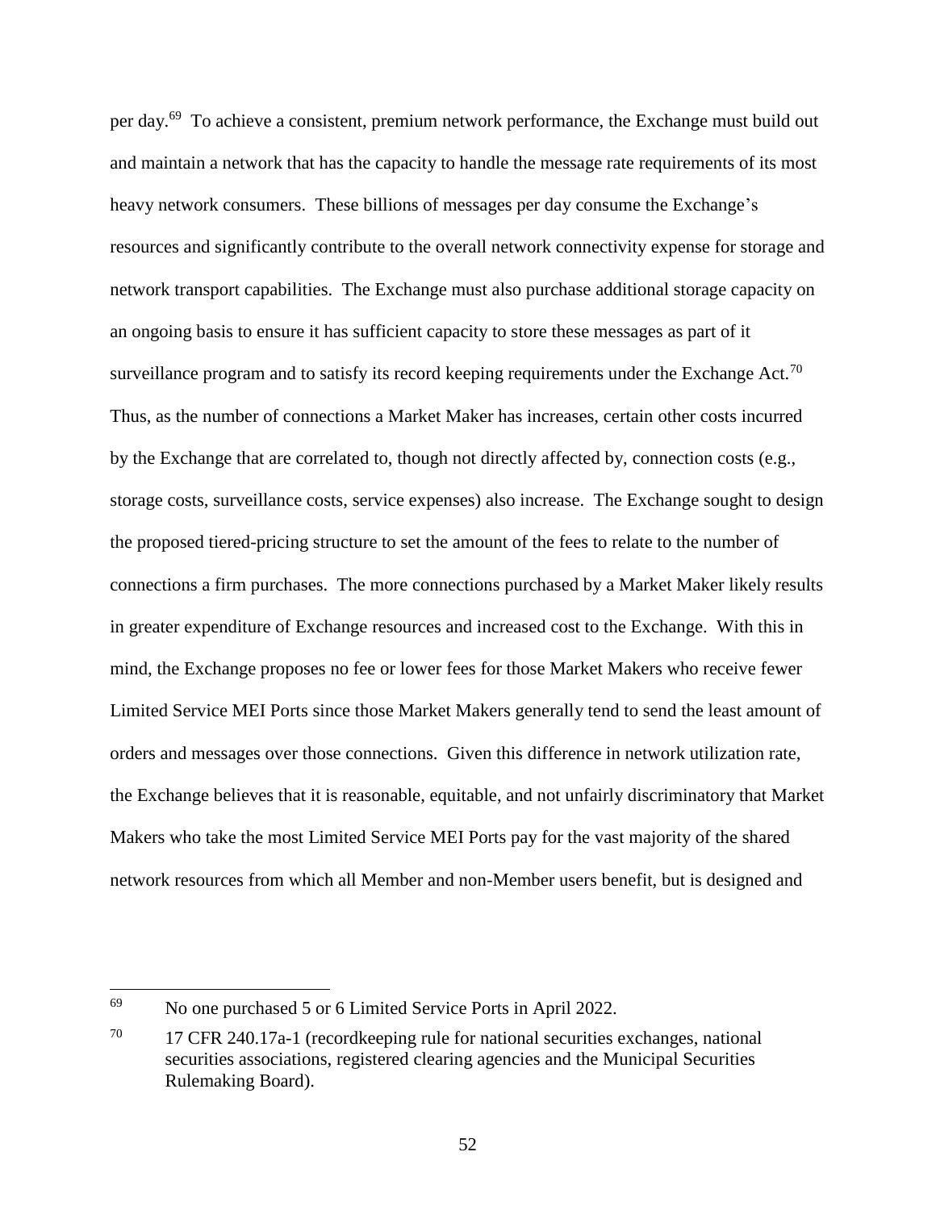per day.[69] To achieve a consistent, premium network performance, the Exchange must build out and maintain a network that has the capacity to handle the message rate requirements of its most heavy network consumers. These billions of messages per day consume the Exchange's resources and significantly contribute to the overall network connectivity expense for storage and network transport capabilities. The Exchange must also purchase additional storage capacity on an ongoing basis to ensure it has sufficient capacity to store these messages as part of it surveillance program and to satisfy its record keeping requirements under the Exchange Act.[70] Thus, as the number of connections a Market Maker has increases, certain other costs incurred by the Exchange that are correlated to, though not directly affected by, connection costs (e.g., storage costs, surveillance costs, service expenses) also increase. The Exchange sought to design the proposed tiered-pricing structure to set the amount of the fees to relate to the number of connections a firm purchases. The more connections purchased by a Market Maker likely results in greater expenditure of Exchange resources and increased cost to the Exchange. With this in mind, the Exchange proposes no fee or lower fees for those Market Makers who receive fewer Limited Service MEI Ports since those Market Makers generally tend to send the least amount of orders and messages over those connections. Given this difference in network utilization rate, the Exchange believes that it is reasonable, equitable, and not unfairly discriminatory that Market Makers who take the most Limited Service MEI Ports pay for the vast majority of the shared network resources from which all Member and non-Member users benefit, but is designed and

---

[69] No one purchased 5 or 6 Limited Service Ports in April 2022.

[70] 17 CFR 240.17a-1 (recordkeeping rule for national securities exchanges, national securities associations, registered clearing agencies and the Municipal Securities Rulemaking Board).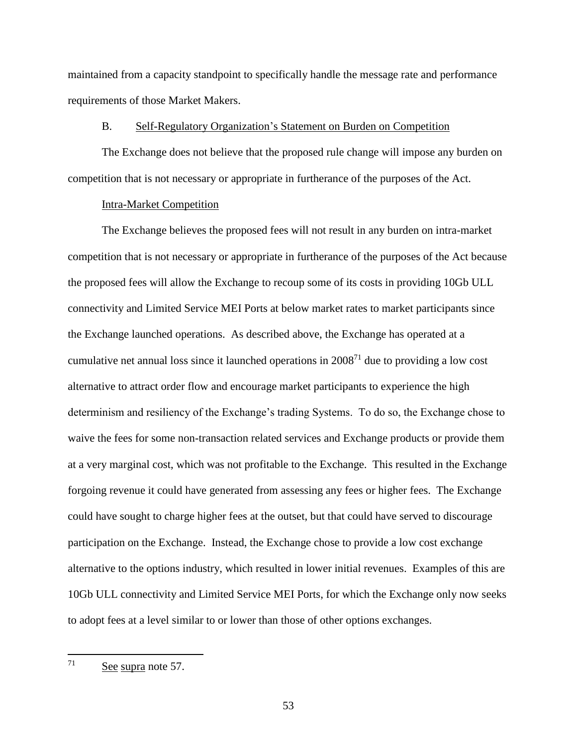maintained from a capacity standpoint to specifically handle the message rate and performance requirements of those Market Makers.

B. Self-Regulatory Organization's Statement on Burden on Competition

The Exchange does not believe that the proposed rule change will impose any burden on competition that is not necessary or appropriate in furtherance of the purposes of the Act.

Intra-Market Competition

The Exchange believes the proposed fees will not result in any burden on intra-market competition that is not necessary or appropriate in furtherance of the purposes of the Act because the proposed fees will allow the Exchange to recoup some of its costs in providing 10Gb ULL connectivity and Limited Service MEI Ports at below market rates to market participants since the Exchange launched operations. As described above, the Exchange has operated at a cumulative net annual loss since it launched operations in 2008[71] due to providing a low cost alternative to attract order flow and encourage market participants to experience the high determinism and resiliency of the Exchange's trading Systems. To do so, the Exchange chose to waive the fees for some non-transaction related services and Exchange products or provide them at a very marginal cost, which was not profitable to the Exchange. This resulted in the Exchange forgoing revenue it could have generated from assessing any fees or higher fees. The Exchange could have sought to charge higher fees at the outset, but that could have served to discourage participation on the Exchange. Instead, the Exchange chose to provide a low cost exchange alternative to the options industry, which resulted in lower initial revenues. Examples of this are 10Gb ULL connectivity and Limited Service MEI Ports, for which the Exchange only now seeks to adopt fees at a level similar to or lower than those of other options exchanges.

---

[71] See supra note 57.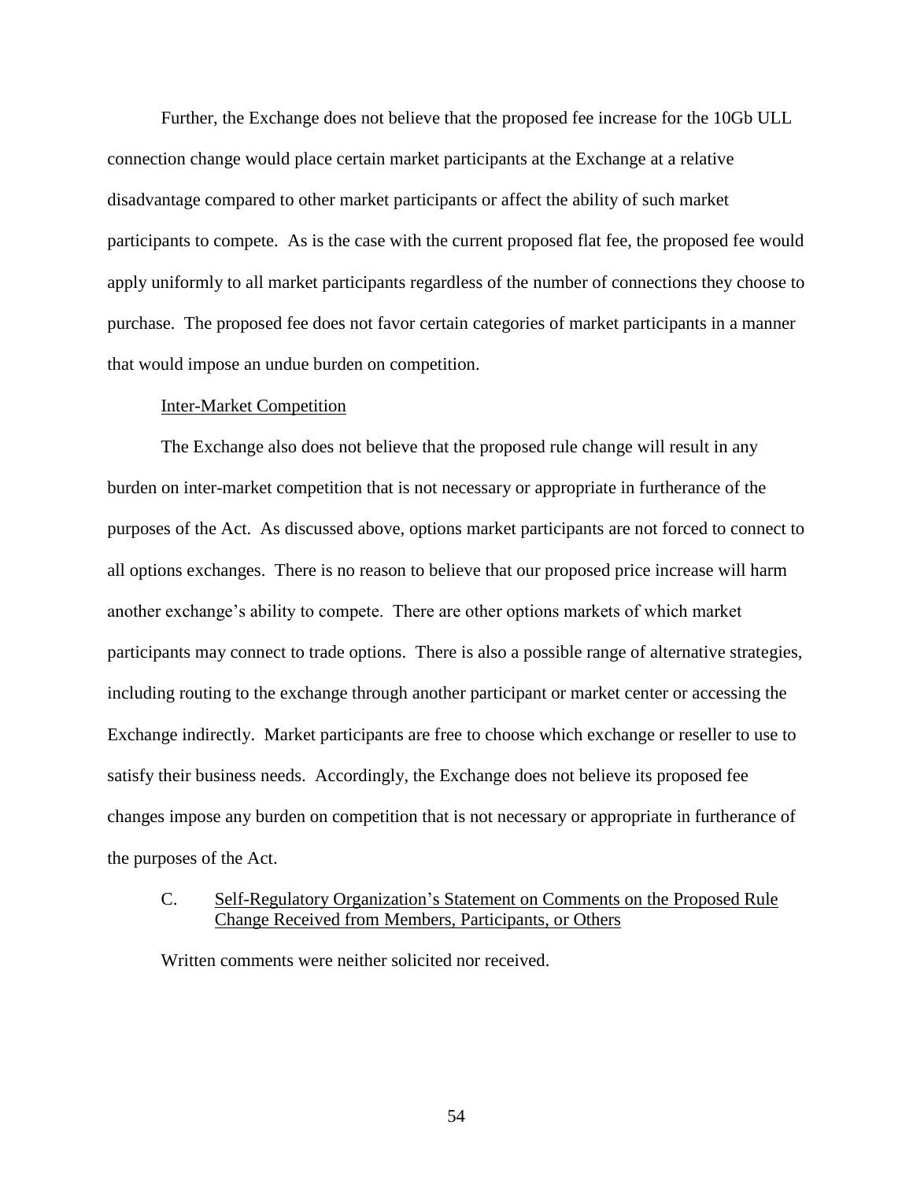Further, the Exchange does not believe that the proposed fee increase for the 10Gb ULL connection change would place certain market participants at the Exchange at a relative disadvantage compared to other market participants or affect the ability of such market participants to compete. As is the case with the current proposed flat fee, the proposed fee would apply uniformly to all market participants regardless of the number of connections they choose to purchase. The proposed fee does not favor certain categories of market participants in a manner that would impose an undue burden on competition.

Inter-Market Competition

The Exchange also does not believe that the proposed rule change will result in any burden on inter-market competition that is not necessary or appropriate in furtherance of the purposes of the Act. As discussed above, options market participants are not forced to connect to all options exchanges. There is no reason to believe that our proposed price increase will harm another exchange's ability to compete. There are other options markets of which market participants may connect to trade options. There is also a possible range of alternative strategies, including routing to the exchange through another participant or market center or accessing the Exchange indirectly. Market participants are free to choose which exchange or reseller to use to satisfy their business needs. Accordingly, the Exchange does not believe its proposed fee changes impose any burden on competition that is not necessary or appropriate in furtherance of the purposes of the Act.

C. Self-Regulatory Organization's Statement on Comments on the Proposed Rule Change Received from Members, Participants, or Others

Written comments were neither solicited nor received.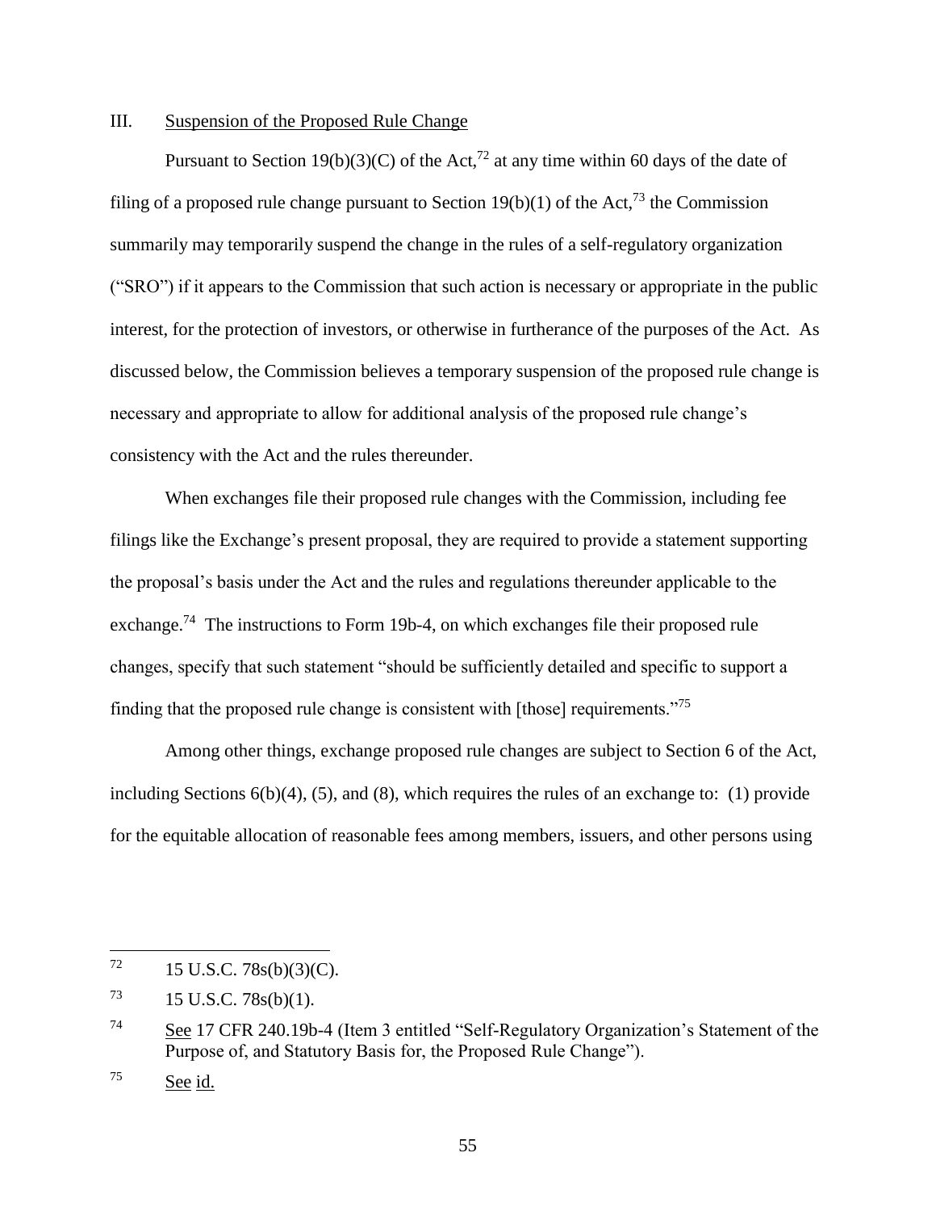## III. Suspension of the Proposed Rule Change

Pursuant to Section 19(b)(3)(C) of the Act,[72] at any time within 60 days of the date of filing of a proposed rule change pursuant to Section 19(b)(1) of the Act,[73] the Commission summarily may temporarily suspend the change in the rules of a self-regulatory organization ("SRO") if it appears to the Commission that such action is necessary or appropriate in the public interest, for the protection of investors, or otherwise in furtherance of the purposes of the Act. As discussed below, the Commission believes a temporary suspension of the proposed rule change is necessary and appropriate to allow for additional analysis of the proposed rule change's consistency with the Act and the rules thereunder.

When exchanges file their proposed rule changes with the Commission, including fee filings like the Exchange's present proposal, they are required to provide a statement supporting the proposal's basis under the Act and the rules and regulations thereunder applicable to the exchange.[74] The instructions to Form 19b-4, on which exchanges file their proposed rule changes, specify that such statement "should be sufficiently detailed and specific to support a finding that the proposed rule change is consistent with [those] requirements."[75]

Among other things, exchange proposed rule changes are subject to Section 6 of the Act, including Sections 6(b)(4), (5), and (8), which requires the rules of an exchange to: (1) provide for the equitable allocation of reasonable fees among members, issuers, and other persons using

---

[72] 15 U.S.C. 78s(b)(3)(C).

[73] 15 U.S.C. 78s(b)(1).

[74] See 17 CFR 240.19b-4 (Item 3 entitled "Self-Regulatory Organization's Statement of the Purpose of, and Statutory Basis for, the Proposed Rule Change").

[75] See id.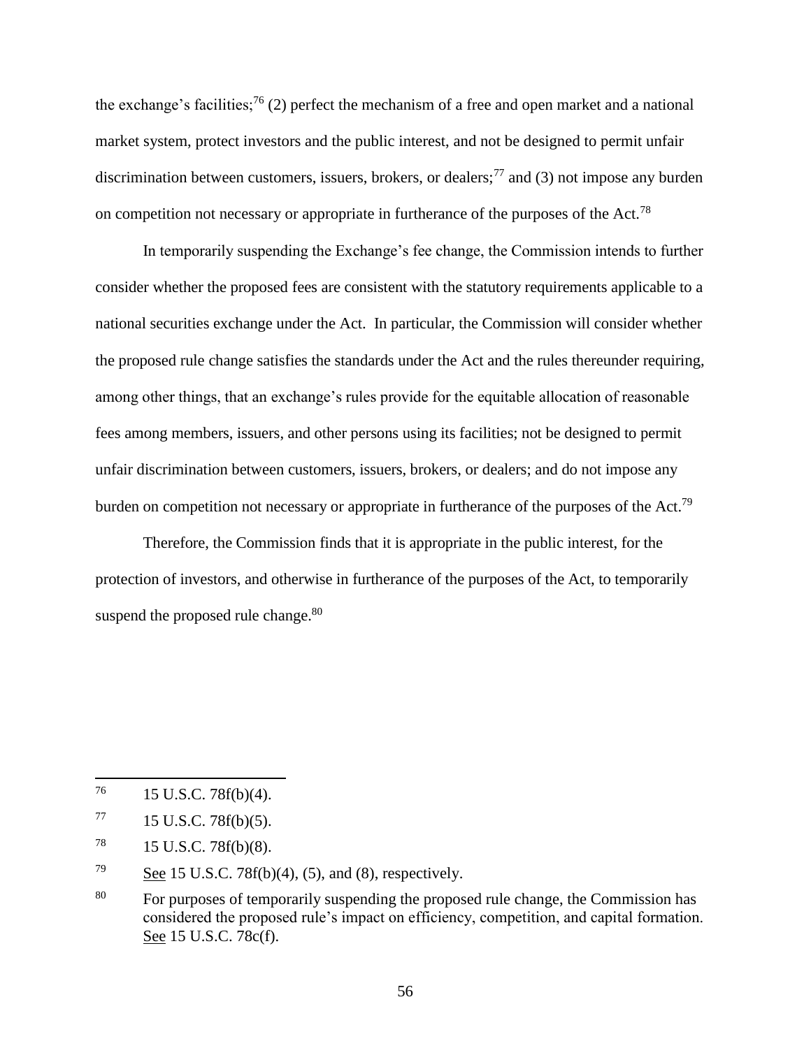the exchange's facilities;[76] (2) perfect the mechanism of a free and open market and a national market system, protect investors and the public interest, and not be designed to permit unfair discrimination between customers, issuers, brokers, or dealers;[77] and (3) not impose any burden on competition not necessary or appropriate in furtherance of the purposes of the Act.[78]

In temporarily suspending the Exchange's fee change, the Commission intends to further consider whether the proposed fees are consistent with the statutory requirements applicable to a national securities exchange under the Act. In particular, the Commission will consider whether the proposed rule change satisfies the standards under the Act and the rules thereunder requiring, among other things, that an exchange's rules provide for the equitable allocation of reasonable fees among members, issuers, and other persons using its facilities; not be designed to permit unfair discrimination between customers, issuers, brokers, or dealers; and do not impose any burden on competition not necessary or appropriate in furtherance of the purposes of the Act.[79]

Therefore, the Commission finds that it is appropriate in the public interest, for the protection of investors, and otherwise in furtherance of the purposes of the Act, to temporarily suspend the proposed rule change.[80]

---

[76] 15 U.S.C. 78f(b)(4).

[77] 15 U.S.C. 78f(b)(5).

[78] 15 U.S.C. 78f(b)(8).

[79] See 15 U.S.C. 78f(b)(4), (5), and (8), respectively.

[80] For purposes of temporarily suspending the proposed rule change, the Commission has considered the proposed rule's impact on efficiency, competition, and capital formation. See 15 U.S.C. 78c(f).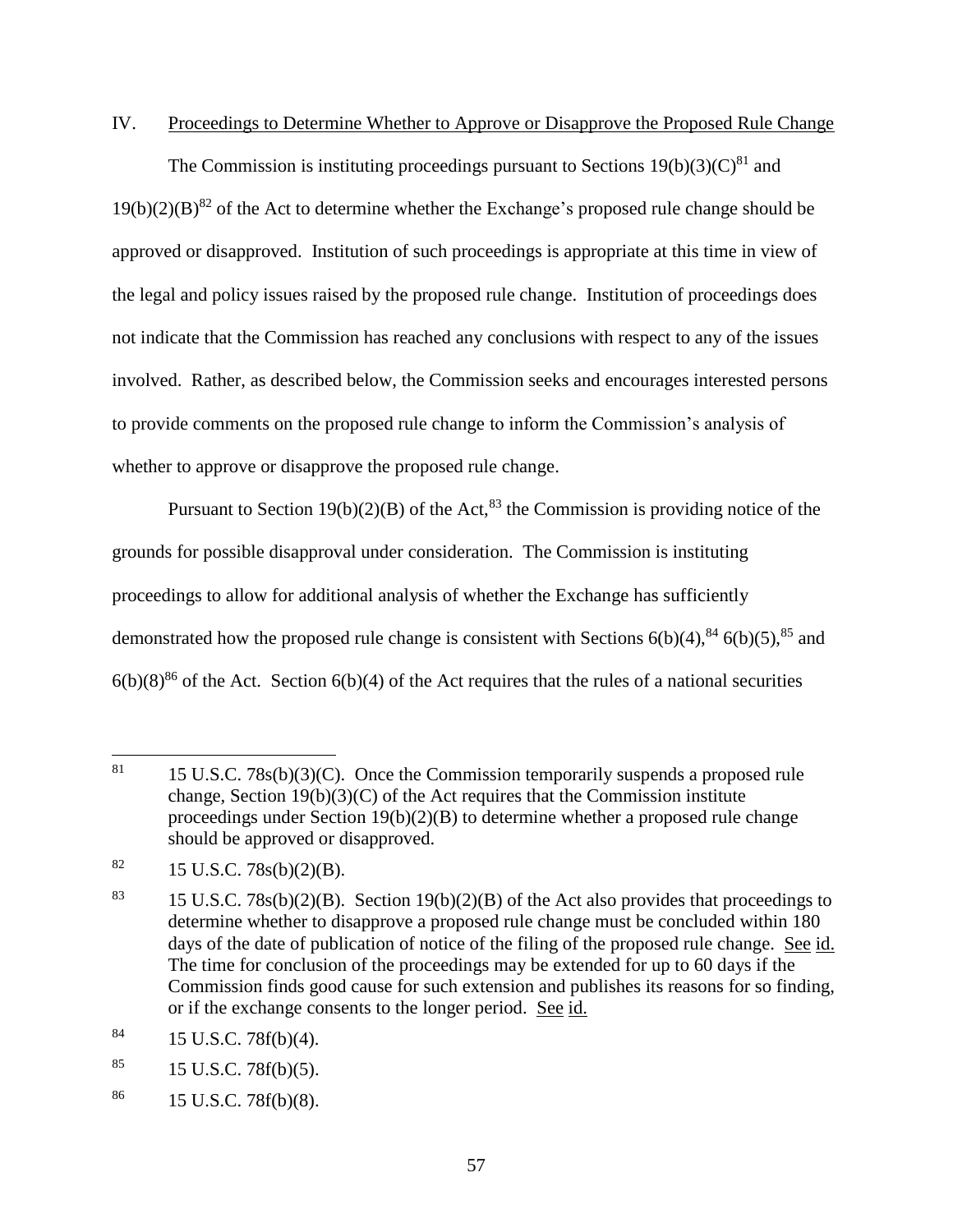## IV. Proceedings to Determine Whether to Approve or Disapprove the Proposed Rule Change

The Commission is instituting proceedings pursuant to Sections 19(b)(3)(C)[81] and 19(b)(2)(B)[82] of the Act to determine whether the Exchange's proposed rule change should be approved or disapproved. Institution of such proceedings is appropriate at this time in view of the legal and policy issues raised by the proposed rule change. Institution of proceedings does not indicate that the Commission has reached any conclusions with respect to any of the issues involved. Rather, as described below, the Commission seeks and encourages interested persons to provide comments on the proposed rule change to inform the Commission's analysis of whether to approve or disapprove the proposed rule change.

Pursuant to Section 19(b)(2)(B) of the Act,[83] the Commission is providing notice of the grounds for possible disapproval under consideration. The Commission is instituting proceedings to allow for additional analysis of whether the Exchange has sufficiently demonstrated how the proposed rule change is consistent with Sections 6(b)(4),[84] 6(b)(5),[85] and 6(b)(8)[86] of the Act. Section 6(b)(4) of the Act requires that the rules of a national securities

---

[81] 15 U.S.C. 78s(b)(3)(C). Once the Commission temporarily suspends a proposed rule change, Section 19(b)(3)(C) of the Act requires that the Commission institute proceedings under Section 19(b)(2)(B) to determine whether a proposed rule change should be approved or disapproved.

[82] 15 U.S.C. 78s(b)(2)(B).

[83] 15 U.S.C. 78s(b)(2)(B). Section 19(b)(2)(B) of the Act also provides that proceedings to determine whether to disapprove a proposed rule change must be concluded within 180 days of the date of publication of notice of the filing of the proposed rule change. See id. The time for conclusion of the proceedings may be extended for up to 60 days if the Commission finds good cause for such extension and publishes its reasons for so finding, or if the exchange consents to the longer period. See id.

[84] 15 U.S.C. 78f(b)(4).

[85] 15 U.S.C. 78f(b)(5).

[86] 15 U.S.C. 78f(b)(8).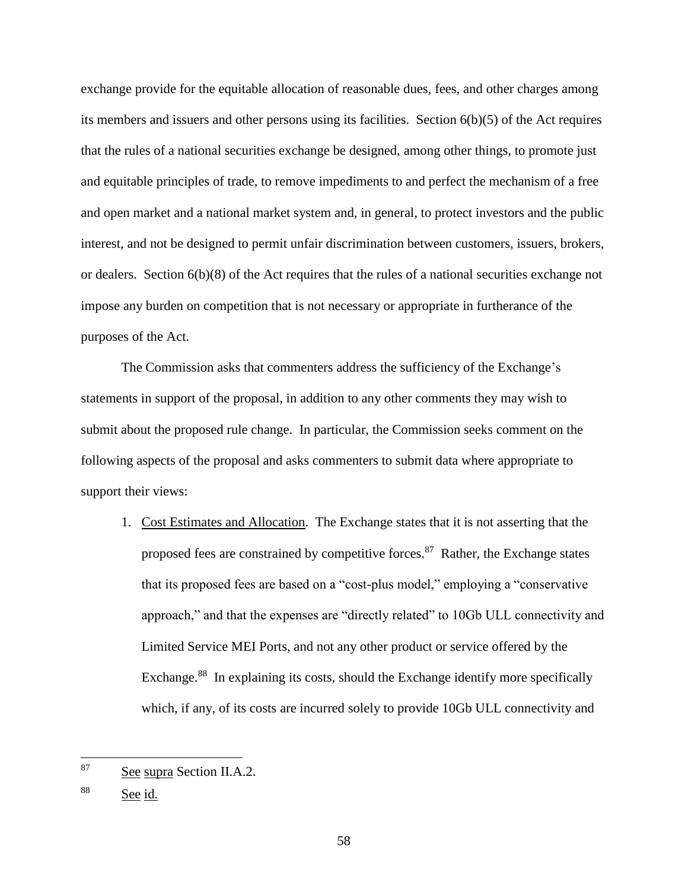exchange provide for the equitable allocation of reasonable dues, fees, and other charges among its members and issuers and other persons using its facilities. Section 6(b)(5) of the Act requires that the rules of a national securities exchange be designed, among other things, to promote just and equitable principles of trade, to remove impediments to and perfect the mechanism of a free and open market and a national market system and, in general, to protect investors and the public interest, and not be designed to permit unfair discrimination between customers, issuers, brokers, or dealers. Section 6(b)(8) of the Act requires that the rules of a national securities exchange not impose any burden on competition that is not necessary or appropriate in furtherance of the purposes of the Act.

The Commission asks that commenters address the sufficiency of the Exchange's statements in support of the proposal, in addition to any other comments they may wish to submit about the proposed rule change. In particular, the Commission seeks comment on the following aspects of the proposal and asks commenters to submit data where appropriate to support their views:

1. Cost Estimates and Allocation. The Exchange states that it is not asserting that the proposed fees are constrained by competitive forces.[87] Rather, the Exchange states that its proposed fees are based on a "cost-plus model," employing a "conservative approach," and that the expenses are "directly related" to 10Gb ULL connectivity and Limited Service MEI Ports, and not any other product or service offered by the Exchange.[88] In explaining its costs, should the Exchange identify more specifically which, if any, of its costs are incurred solely to provide 10Gb ULL connectivity and

---

87 See supra Section II.A.2.

88 See id.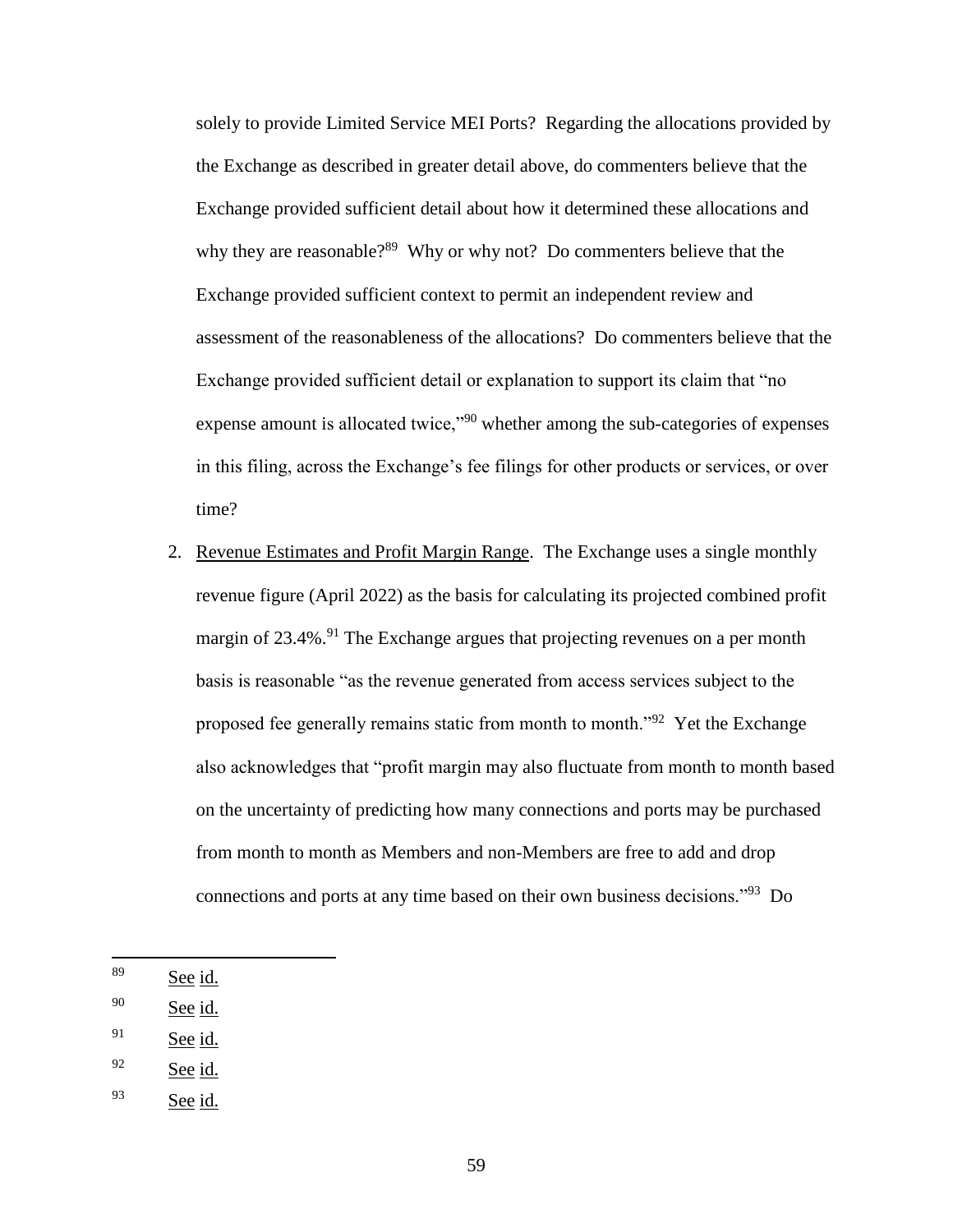solely to provide Limited Service MEI Ports? Regarding the allocations provided by the Exchange as described in greater detail above, do commenters believe that the Exchange provided sufficient detail about how it determined these allocations and why they are reasonable?[89] Why or why not? Do commenters believe that the Exchange provided sufficient context to permit an independent review and assessment of the reasonableness of the allocations? Do commenters believe that the Exchange provided sufficient detail or explanation to support its claim that "no expense amount is allocated twice,"[90] whether among the sub-categories of expenses in this filing, across the Exchange's fee filings for other products or services, or over time?

2. Revenue Estimates and Profit Margin Range. The Exchange uses a single monthly revenue figure (April 2022) as the basis for calculating its projected combined profit margin of 23.4%.[91] The Exchange argues that projecting revenues on a per month basis is reasonable "as the revenue generated from access services subject to the proposed fee generally remains static from month to month."[92] Yet the Exchange also acknowledges that "profit margin may also fluctuate from month to month based on the uncertainty of predicting how many connections and ports may be purchased from month to month as Members and non-Members are free to add and drop connections and ports at any time based on their own business decisions."[93] Do

---

[89] See id.

[90] See id.

[91] See id.

[92] See id.

[93] See id.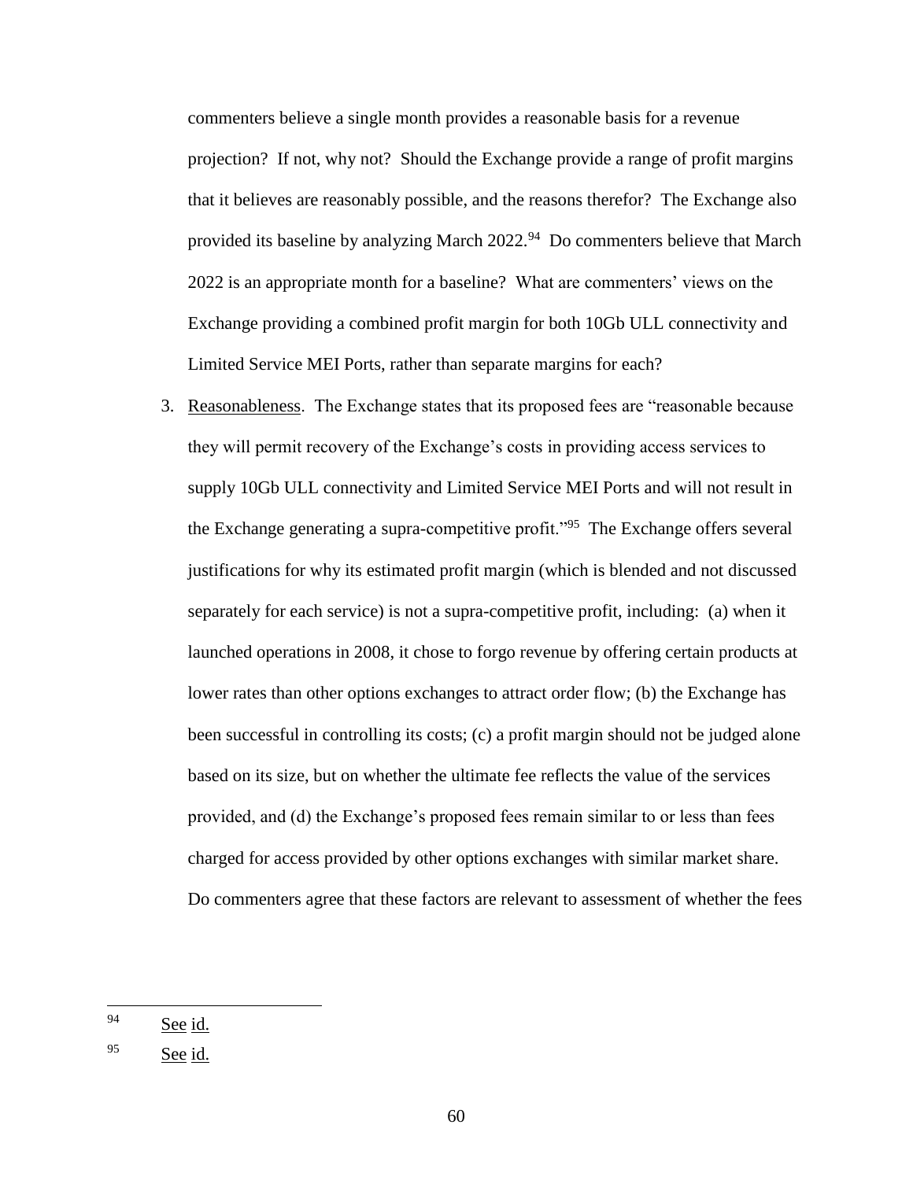commenters believe a single month provides a reasonable basis for a revenue projection? If not, why not? Should the Exchange provide a range of profit margins that it believes are reasonably possible, and the reasons therefor? The Exchange also provided its baseline by analyzing March 2022.[94] Do commenters believe that March 2022 is an appropriate month for a baseline? What are commenters' views on the Exchange providing a combined profit margin for both 10Gb ULL connectivity and Limited Service MEI Ports, rather than separate margins for each?

3. Reasonableness. The Exchange states that its proposed fees are "reasonable because they will permit recovery of the Exchange's costs in providing access services to supply 10Gb ULL connectivity and Limited Service MEI Ports and will not result in the Exchange generating a supra-competitive profit."[95] The Exchange offers several justifications for why its estimated profit margin (which is blended and not discussed separately for each service) is not a supra-competitive profit, including: (a) when it launched operations in 2008, it chose to forgo revenue by offering certain products at lower rates than other options exchanges to attract order flow; (b) the Exchange has been successful in controlling its costs; (c) a profit margin should not be judged alone based on its size, but on whether the ultimate fee reflects the value of the services provided, and (d) the Exchange's proposed fees remain similar to or less than fees charged for access provided by other options exchanges with similar market share. Do commenters agree that these factors are relevant to assessment of whether the fees

---

[94] See id.

[95] See id.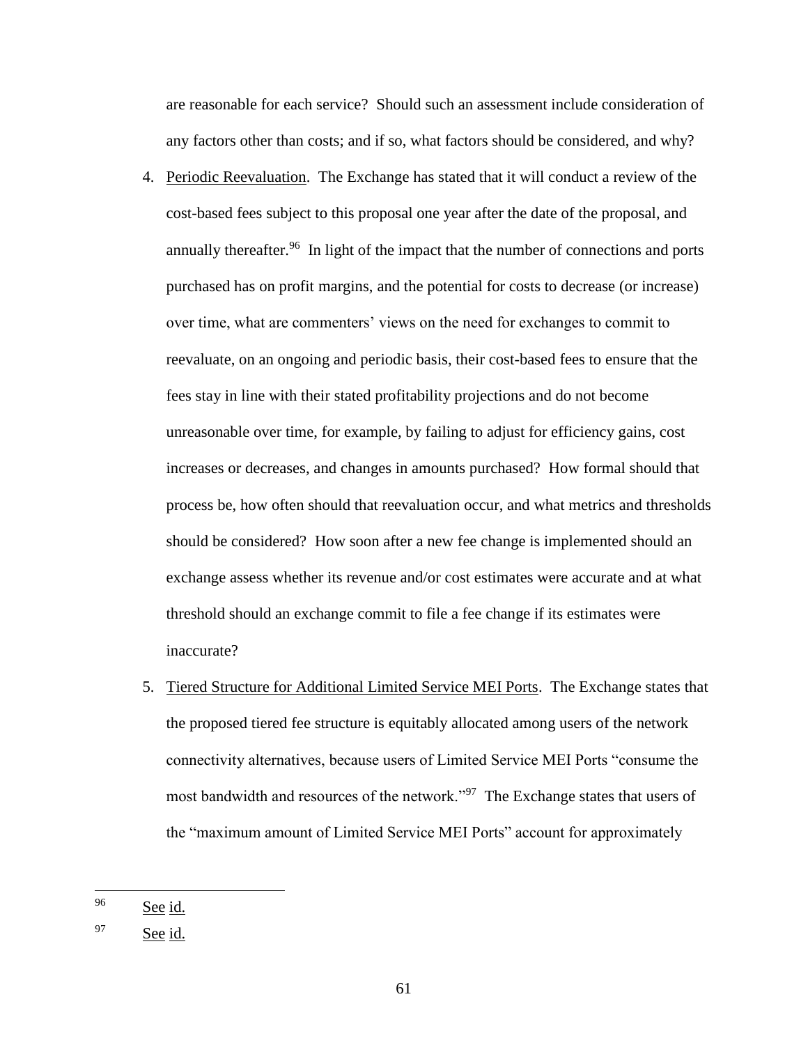are reasonable for each service? Should such an assessment include consideration of any factors other than costs; and if so, what factors should be considered, and why?

4. Periodic Reevaluation. The Exchange has stated that it will conduct a review of the cost-based fees subject to this proposal one year after the date of the proposal, and annually thereafter.[96] In light of the impact that the number of connections and ports purchased has on profit margins, and the potential for costs to decrease (or increase) over time, what are commenters' views on the need for exchanges to commit to reevaluate, on an ongoing and periodic basis, their cost-based fees to ensure that the fees stay in line with their stated profitability projections and do not become unreasonable over time, for example, by failing to adjust for efficiency gains, cost increases or decreases, and changes in amounts purchased? How formal should that process be, how often should that reevaluation occur, and what metrics and thresholds should be considered? How soon after a new fee change is implemented should an exchange assess whether its revenue and/or cost estimates were accurate and at what threshold should an exchange commit to file a fee change if its estimates were inaccurate?

5. Tiered Structure for Additional Limited Service MEI Ports. The Exchange states that the proposed tiered fee structure is equitably allocated among users of the network connectivity alternatives, because users of Limited Service MEI Ports "consume the most bandwidth and resources of the network."[97] The Exchange states that users of the "maximum amount of Limited Service MEI Ports" account for approximately

---

[96] See id.

[97] See id.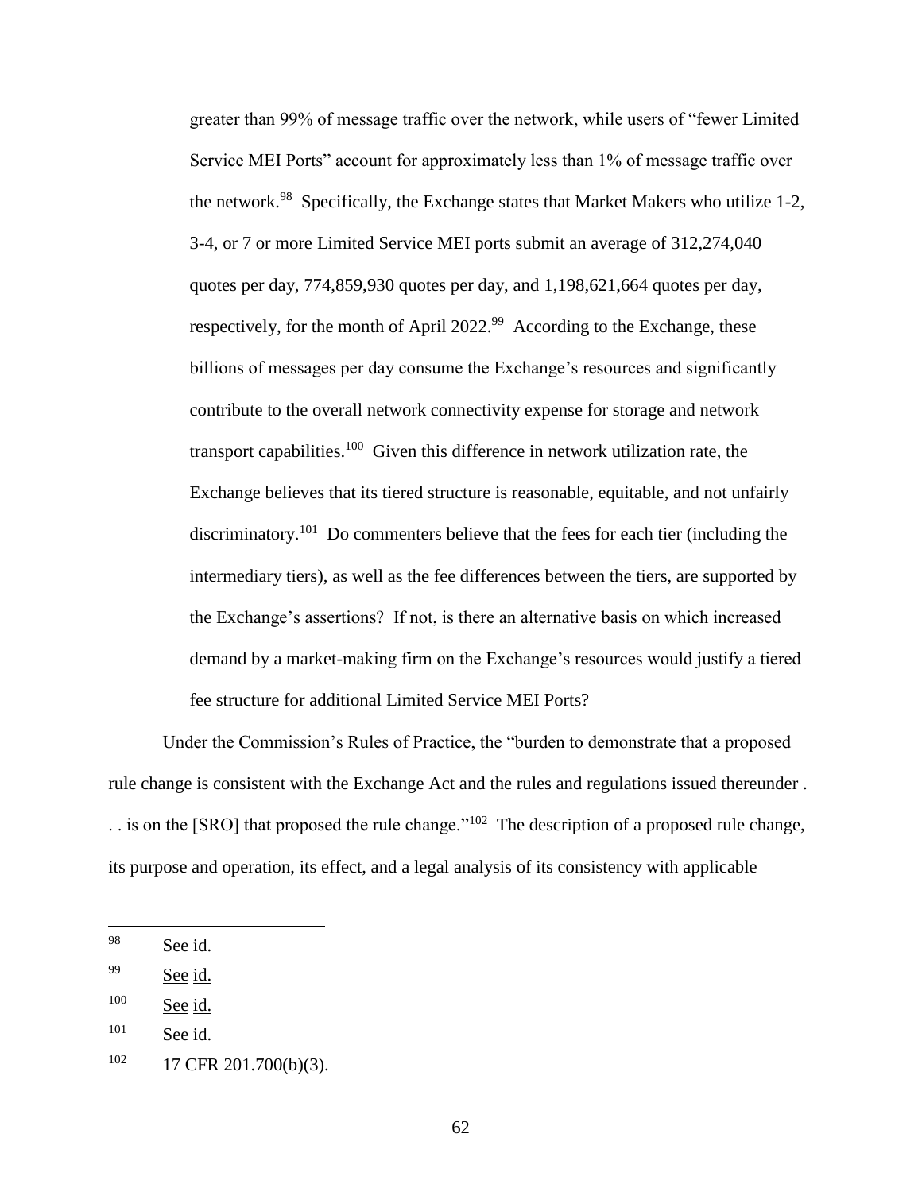greater than 99% of message traffic over the network, while users of "fewer Limited Service MEI Ports" account for approximately less than 1% of message traffic over the network.[98] Specifically, the Exchange states that Market Makers who utilize 1-2, 3-4, or 7 or more Limited Service MEI ports submit an average of 312,274,040 quotes per day, 774,859,930 quotes per day, and 1,198,621,664 quotes per day, respectively, for the month of April 2022.[99] According to the Exchange, these billions of messages per day consume the Exchange's resources and significantly contribute to the overall network connectivity expense for storage and network transport capabilities.[100] Given this difference in network utilization rate, the Exchange believes that its tiered structure is reasonable, equitable, and not unfairly discriminatory.[101] Do commenters believe that the fees for each tier (including the intermediary tiers), as well as the fee differences between the tiers, are supported by the Exchange's assertions? If not, is there an alternative basis on which increased demand by a market-making firm on the Exchange's resources would justify a tiered fee structure for additional Limited Service MEI Ports?

Under the Commission's Rules of Practice, the "burden to demonstrate that a proposed rule change is consistent with the Exchange Act and the rules and regulations issued thereunder . . . is on the [SRO] that proposed the rule change."[102] The description of a proposed rule change, its purpose and operation, its effect, and a legal analysis of its consistency with applicable

---

98 See id.

99 See id.

100 See id.

101 See id.

102 17 CFR 201.700(b)(3).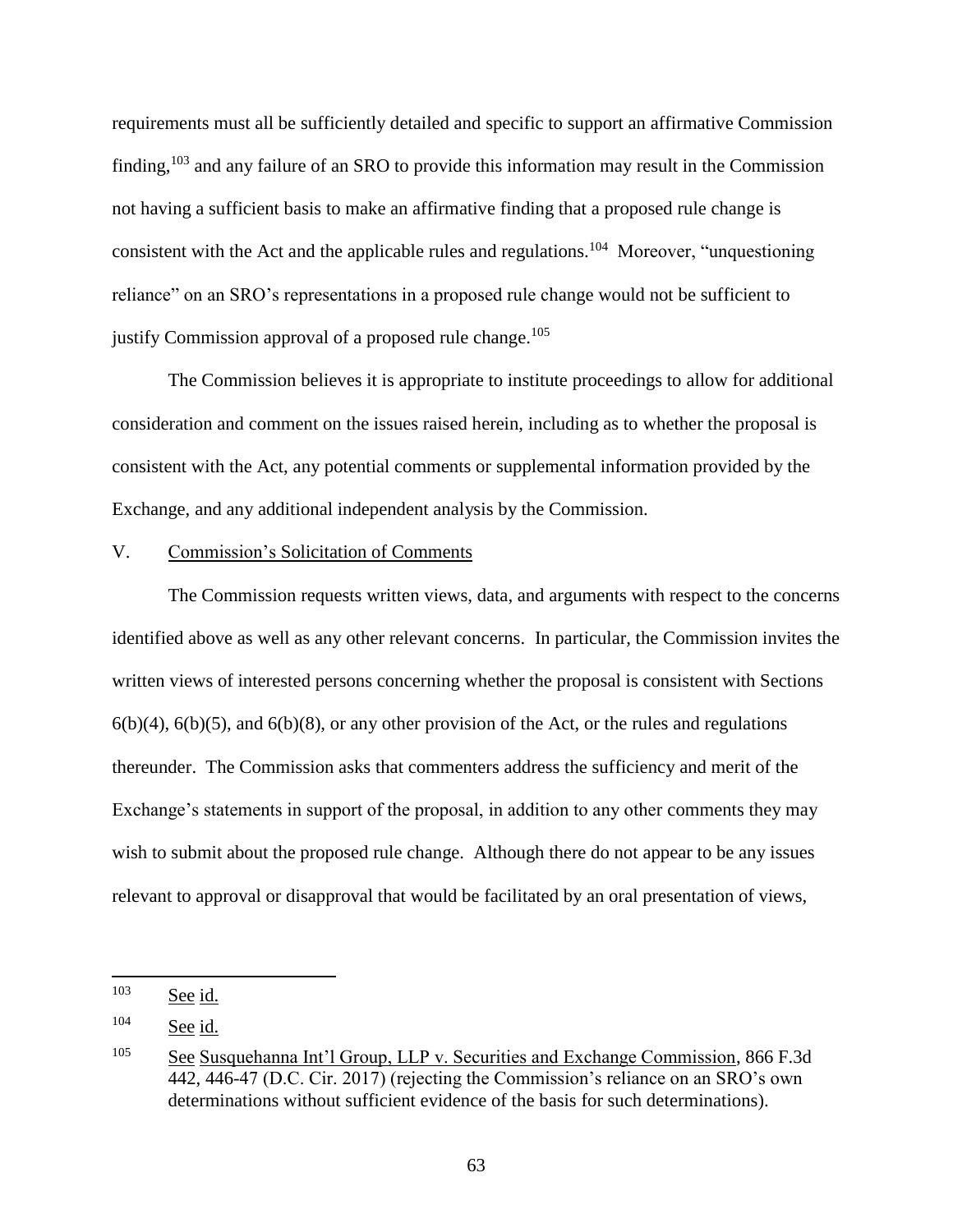requirements must all be sufficiently detailed and specific to support an affirmative Commission finding,[103] and any failure of an SRO to provide this information may result in the Commission not having a sufficient basis to make an affirmative finding that a proposed rule change is consistent with the Act and the applicable rules and regulations.[104] Moreover, "unquestioning reliance" on an SRO's representations in a proposed rule change would not be sufficient to justify Commission approval of a proposed rule change.[105]

The Commission believes it is appropriate to institute proceedings to allow for additional consideration and comment on the issues raised herein, including as to whether the proposal is consistent with the Act, any potential comments or supplemental information provided by the Exchange, and any additional independent analysis by the Commission.

## V. Commission's Solicitation of Comments

The Commission requests written views, data, and arguments with respect to the concerns identified above as well as any other relevant concerns. In particular, the Commission invites the written views of interested persons concerning whether the proposal is consistent with Sections 6(b)(4), 6(b)(5), and 6(b)(8), or any other provision of the Act, or the rules and regulations thereunder. The Commission asks that commenters address the sufficiency and merit of the Exchange's statements in support of the proposal, in addition to any other comments they may wish to submit about the proposed rule change. Although there do not appear to be any issues relevant to approval or disapproval that would be facilitated by an oral presentation of views,

---

[103] See id.

[104] See id.

[105] See Susquehanna Int'l Group, LLP v. Securities and Exchange Commission, 866 F.3d 442, 446-47 (D.C. Cir. 2017) (rejecting the Commission's reliance on an SRO's own determinations without sufficient evidence of the basis for such determinations).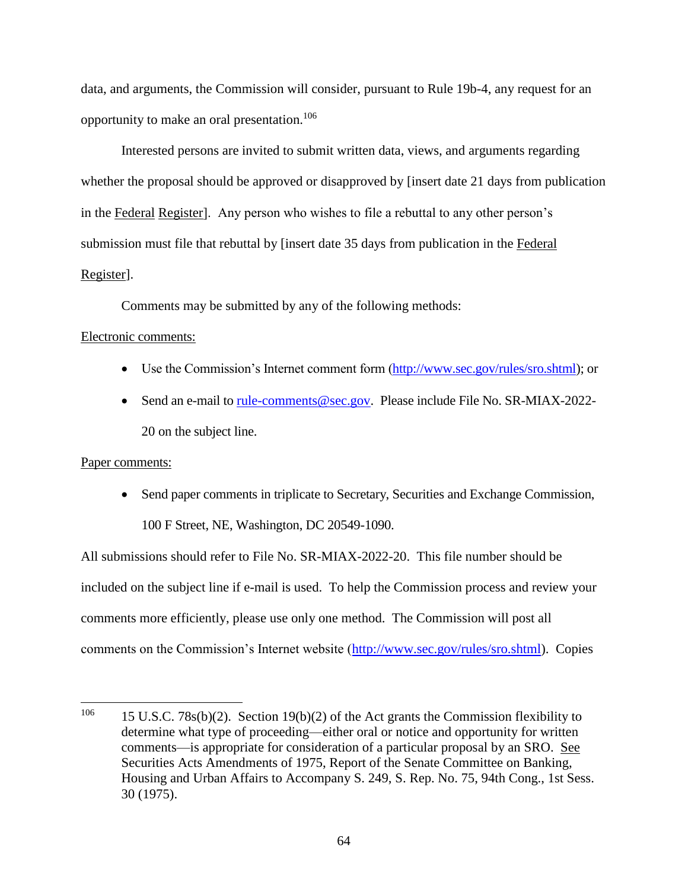data, and arguments, the Commission will consider, pursuant to Rule 19b-4, any request for an opportunity to make an oral presentation.[106]

Interested persons are invited to submit written data, views, and arguments regarding whether the proposal should be approved or disapproved by [insert date 21 days from publication in the Federal Register]. Any person who wishes to file a rebuttal to any other person's submission must file that rebuttal by [insert date 35 days from publication in the Federal Register].

Comments may be submitted by any of the following methods:

Electronic comments:

- Use the Commission's Internet comment form (http://www.sec.gov/rules/sro.shtml); or
- Send an e-mail to rule-comments@sec.gov. Please include File No. SR-MIAX-2022-20 on the subject line.

Paper comments:

- Send paper comments in triplicate to Secretary, Securities and Exchange Commission, 100 F Street, NE, Washington, DC 20549-1090.

All submissions should refer to File No. SR-MIAX-2022-20. This file number should be included on the subject line if e-mail is used. To help the Commission process and review your comments more efficiently, please use only one method. The Commission will post all comments on the Commission's Internet website (http://www.sec.gov/rules/sro.shtml). Copies

---

[106] 15 U.S.C. 78s(b)(2). Section 19(b)(2) of the Act grants the Commission flexibility to determine what type of proceeding—either oral or notice and opportunity for written comments—is appropriate for consideration of a particular proposal by an SRO. See Securities Acts Amendments of 1975, Report of the Senate Committee on Banking, Housing and Urban Affairs to Accompany S. 249, S. Rep. No. 75, 94th Cong., 1st Sess. 30 (1975).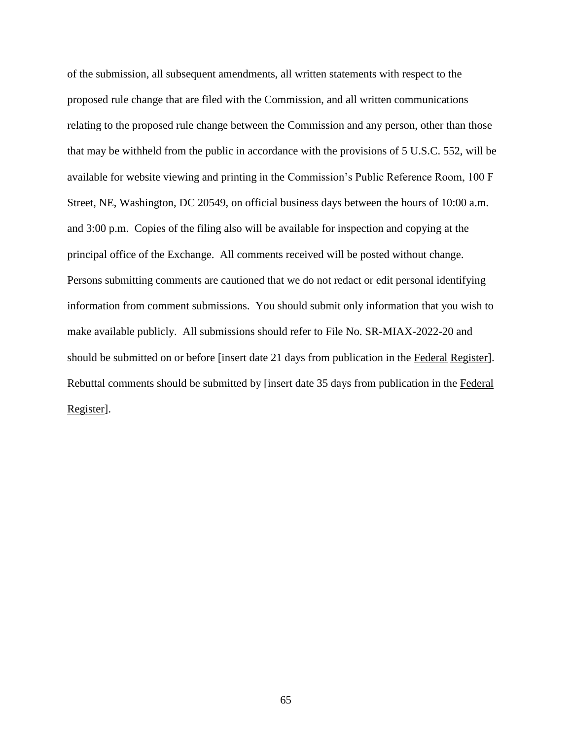of the submission, all subsequent amendments, all written statements with respect to the proposed rule change that are filed with the Commission, and all written communications relating to the proposed rule change between the Commission and any person, other than those that may be withheld from the public in accordance with the provisions of 5 U.S.C. 552, will be available for website viewing and printing in the Commission's Public Reference Room, 100 F Street, NE, Washington, DC 20549, on official business days between the hours of 10:00 a.m. and 3:00 p.m. Copies of the filing also will be available for inspection and copying at the principal office of the Exchange. All comments received will be posted without change. Persons submitting comments are cautioned that we do not redact or edit personal identifying information from comment submissions. You should submit only information that you wish to make available publicly. All submissions should refer to File No. SR-MIAX-2022-20 and should be submitted on or before [insert date 21 days from publication in the Federal Register]. Rebuttal comments should be submitted by [insert date 35 days from publication in the Federal Register].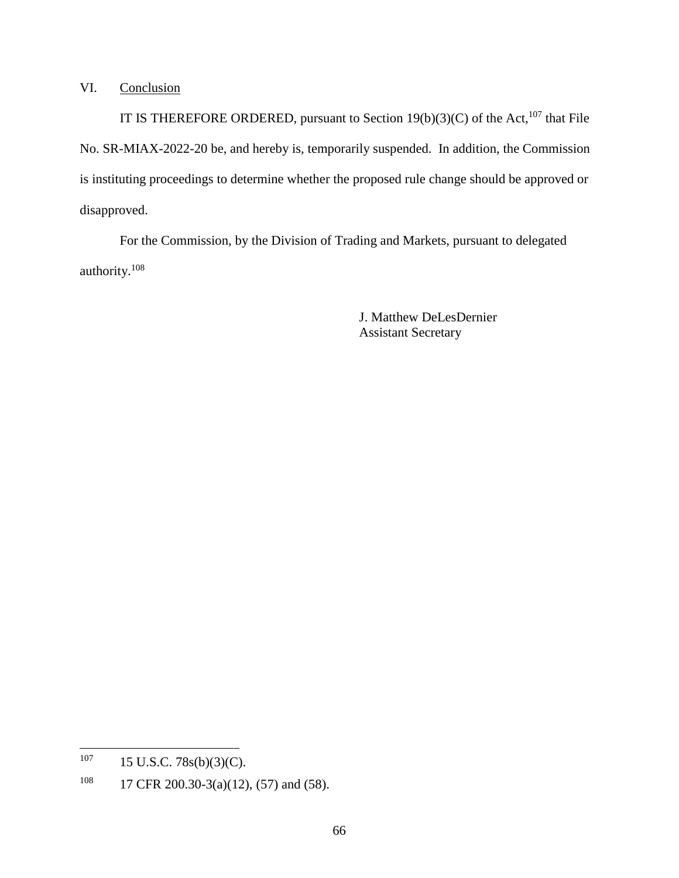## VI. Conclusion

IT IS THEREFORE ORDERED, pursuant to Section 19(b)(3)(C) of the Act,[107] that File No. SR-MIAX-2022-20 be, and hereby is, temporarily suspended. In addition, the Commission is instituting proceedings to determine whether the proposed rule change should be approved or disapproved.

For the Commission, by the Division of Trading and Markets, pursuant to delegated authority.[108]

J. Matthew DeLesDernier
Assistant Secretary

---

[107] 15 U.S.C. 78s(b)(3)(C).

[108] 17 CFR 200.30-3(a)(12), (57) and (58).